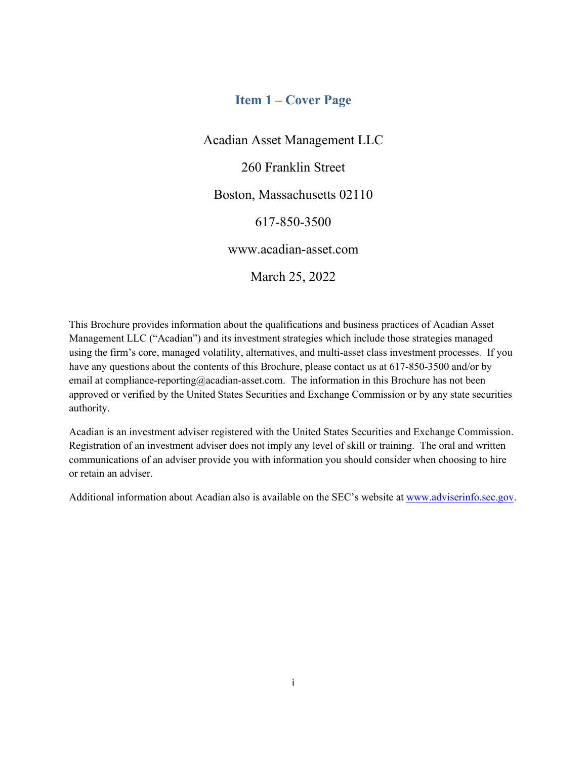# Item 1 – Cover Page

Acadian Asset Management LLC

260 Franklin Street

Boston, Massachusetts 02110

617-850-3500

www.acadian-asset.com

March 25, 2022

This Brochure provides information about the qualifications and business practices of Acadian Asset Management LLC ("Acadian") and its investment strategies which include those strategies managed using the firm's core, managed volatility, alternatives, and multi-asset class investment processes. If you have any questions about the contents of this Brochure, please contact us at 617-850-3500 and/or by email at compliance-reporting@acadian-asset.com. The information in this Brochure has not been approved or verified by the United States Securities and Exchange Commission or by any state securities authority.

Acadian is an investment adviser registered with the United States Securities and Exchange Commission. Registration of an investment adviser does not imply any level of skill or training. The oral and written communications of an adviser provide you with information you should consider when choosing to hire or retain an adviser.

Additional information about Acadian also is available on the SEC's website at www.adviserinfo.sec.gov.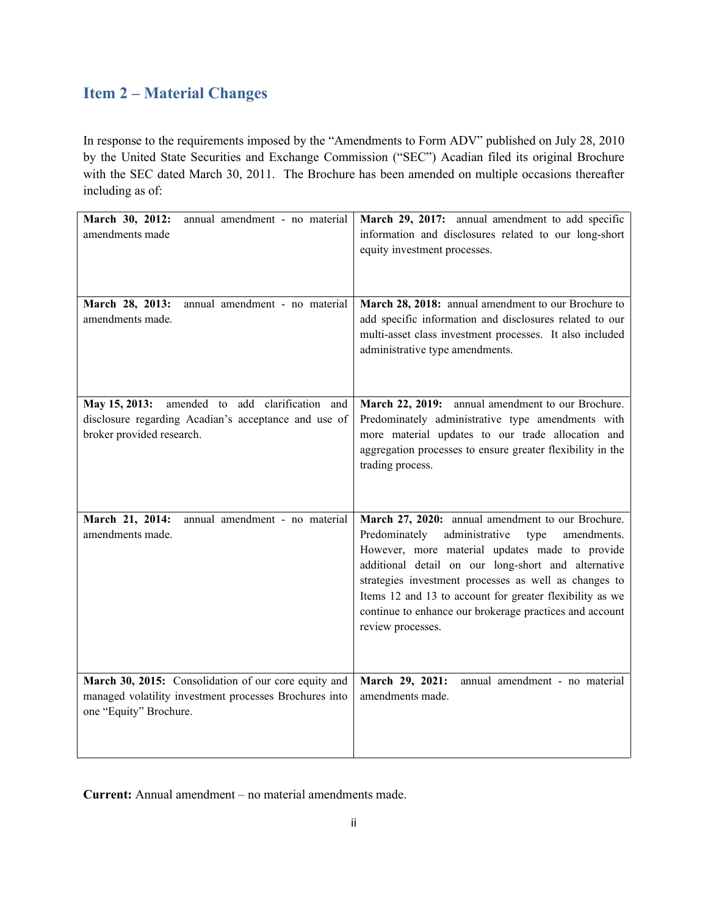## Item 2 – Material Changes

In response to the requirements imposed by the "Amendments to Form ADV" published on July 28, 2010 by the United State Securities and Exchange Commission ("SEC") Acadian filed its original Brochure with the SEC dated March 30, 2011. The Brochure has been amended on multiple occasions thereafter including as of:

| | |
|---|---|
| **March 30, 2012:** annual amendment - no material amendments made | **March 29, 2017:** annual amendment to add specific information and disclosures related to our long-short equity investment processes. |
| **March 28, 2013:** annual amendment - no material amendments made. | **March 28, 2018:** annual amendment to our Brochure to add specific information and disclosures related to our multi-asset class investment processes. It also included administrative type amendments. |
| **May 15, 2013:** amended to add clarification and disclosure regarding Acadian's acceptance and use of broker provided research. | **March 22, 2019:** annual amendment to our Brochure. Predominately administrative type amendments with more material updates to our trade allocation and aggregation processes to ensure greater flexibility in the trading process. |
| **March 21, 2014:** annual amendment - no material amendments made. | **March 27, 2020:** annual amendment to our Brochure. Predominately administrative type amendments. However, more material updates made to provide additional detail on our long-short and alternative strategies investment processes as well as changes to Items 12 and 13 to account for greater flexibility as we continue to enhance our brokerage practices and account review processes. |
| **March 30, 2015:** Consolidation of our core equity and managed volatility investment processes Brochures into one "Equity" Brochure. | **March 29, 2021:** annual amendment - no material amendments made. |

**Current:** Annual amendment – no material amendments made.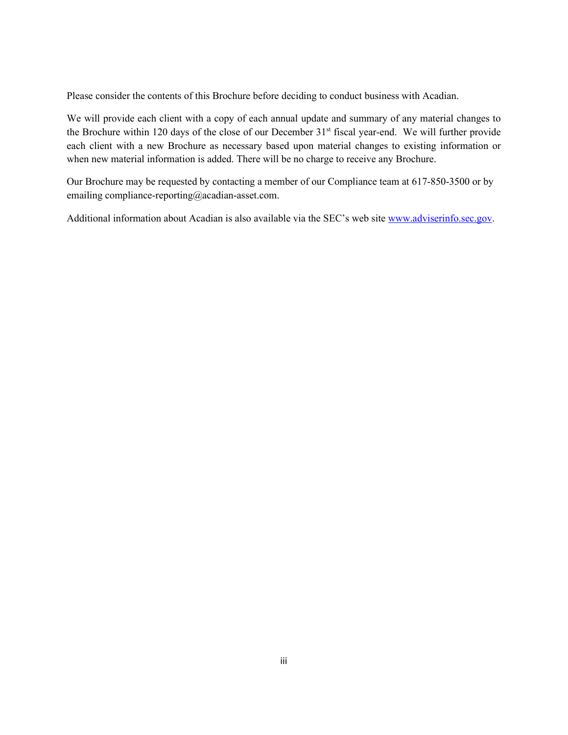Please consider the contents of this Brochure before deciding to conduct business with Acadian.

We will provide each client with a copy of each annual update and summary of any material changes to the Brochure within 120 days of the close of our December 31st fiscal year-end. We will further provide each client with a new Brochure as necessary based upon material changes to existing information or when new material information is added. There will be no charge to receive any Brochure.

Our Brochure may be requested by contacting a member of our Compliance team at 617-850-3500 or by emailing compliance-reporting@acadian-asset.com.

Additional information about Acadian is also available via the SEC's web site www.adviserinfo.sec.gov.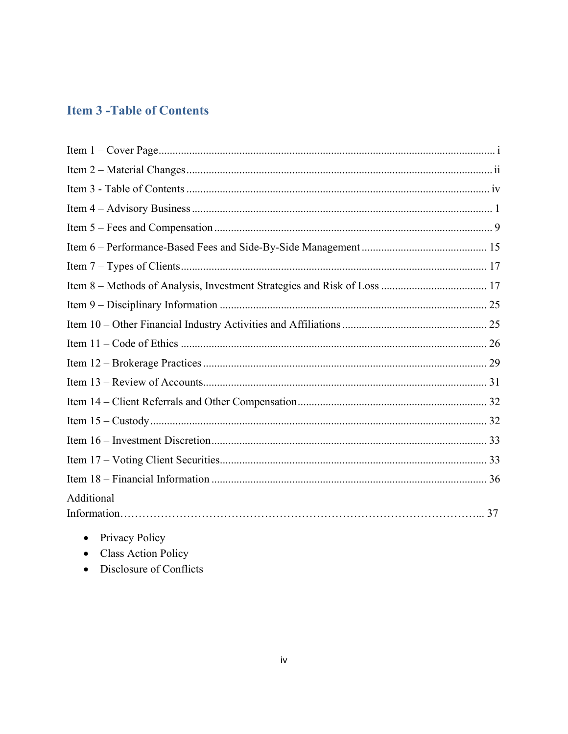## Item 3 -Table of Contents

Item 1 – Cover Page ........................................................................................................................ i

Item 2 – Material Changes ............................................................................................................ ii

Item 3 - Table of Contents ............................................................................................................ iv

Item 4 – Advisory Business ........................................................................................................... 1

Item 5 – Fees and Compensation ................................................................................................... 9

Item 6 – Performance-Based Fees and Side-By-Side Management ............................................. 15

Item 7 – Types of Clients.............................................................................................................. 17

Item 8 – Methods of Analysis, Investment Strategies and Risk of Loss ...................................... 17

Item 9 – Disciplinary Information ................................................................................................ 25

Item 10 – Other Financial Industry Activities and Affiliations .................................................... 25

Item 11 – Code of Ethics .............................................................................................................. 26

Item 12 – Brokerage Practices ...................................................................................................... 29

Item 13 – Review of Accounts...................................................................................................... 31

Item 14 – Client Referrals and Other Compensation.................................................................... 32

Item 15 – Custody......................................................................................................................... 32

Item 16 – Investment Discretion................................................................................................... 33

Item 17 – Voting Client Securities................................................................................................ 33

Item 18 – Financial Information ................................................................................................... 36

Additional Information………………………………………………………………………………... 37

- Privacy Policy
- Class Action Policy
- Disclosure of Conflicts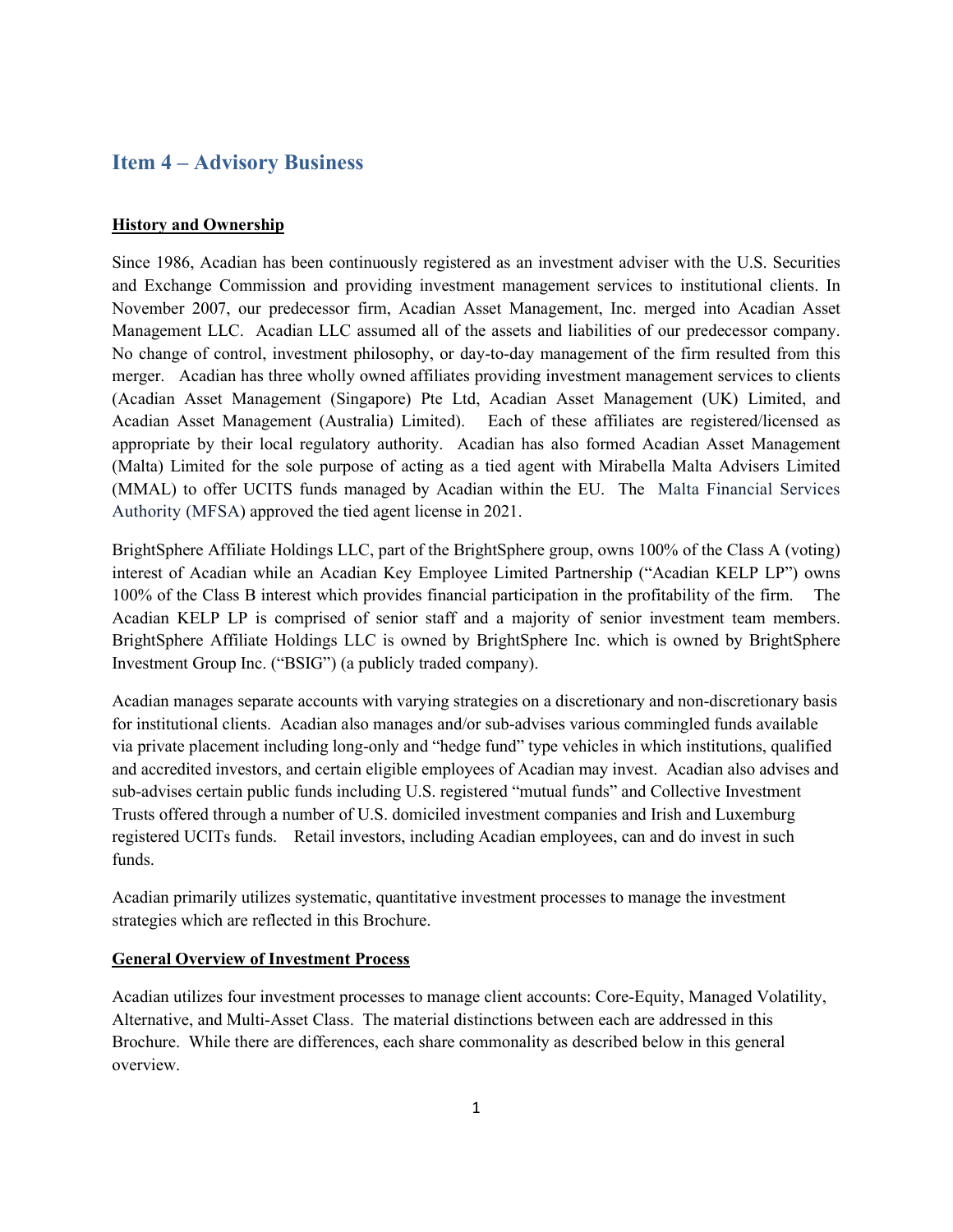## Item 4 – Advisory Business

**History and Ownership**

Since 1986, Acadian has been continuously registered as an investment adviser with the U.S. Securities and Exchange Commission and providing investment management services to institutional clients. In November 2007, our predecessor firm, Acadian Asset Management, Inc. merged into Acadian Asset Management LLC. Acadian LLC assumed all of the assets and liabilities of our predecessor company. No change of control, investment philosophy, or day-to-day management of the firm resulted from this merger. Acadian has three wholly owned affiliates providing investment management services to clients (Acadian Asset Management (Singapore) Pte Ltd, Acadian Asset Management (UK) Limited, and Acadian Asset Management (Australia) Limited). Each of these affiliates are registered/licensed as appropriate by their local regulatory authority. Acadian has also formed Acadian Asset Management (Malta) Limited for the sole purpose of acting as a tied agent with Mirabella Malta Advisers Limited (MMAL) to offer UCITS funds managed by Acadian within the EU. The Malta Financial Services Authority (MFSA) approved the tied agent license in 2021.

BrightSphere Affiliate Holdings LLC, part of the BrightSphere group, owns 100% of the Class A (voting) interest of Acadian while an Acadian Key Employee Limited Partnership ("Acadian KELP LP") owns 100% of the Class B interest which provides financial participation in the profitability of the firm. The Acadian KELP LP is comprised of senior staff and a majority of senior investment team members. BrightSphere Affiliate Holdings LLC is owned by BrightSphere Inc. which is owned by BrightSphere Investment Group Inc. ("BSIG") (a publicly traded company).

Acadian manages separate accounts with varying strategies on a discretionary and non-discretionary basis for institutional clients. Acadian also manages and/or sub-advises various commingled funds available via private placement including long-only and "hedge fund" type vehicles in which institutions, qualified and accredited investors, and certain eligible employees of Acadian may invest. Acadian also advises and sub-advises certain public funds including U.S. registered "mutual funds" and Collective Investment Trusts offered through a number of U.S. domiciled investment companies and Irish and Luxemburg registered UCITs funds. Retail investors, including Acadian employees, can and do invest in such funds.

Acadian primarily utilizes systematic, quantitative investment processes to manage the investment strategies which are reflected in this Brochure.

**General Overview of Investment Process**

Acadian utilizes four investment processes to manage client accounts: Core-Equity, Managed Volatility, Alternative, and Multi-Asset Class. The material distinctions between each are addressed in this Brochure. While there are differences, each share commonality as described below in this general overview.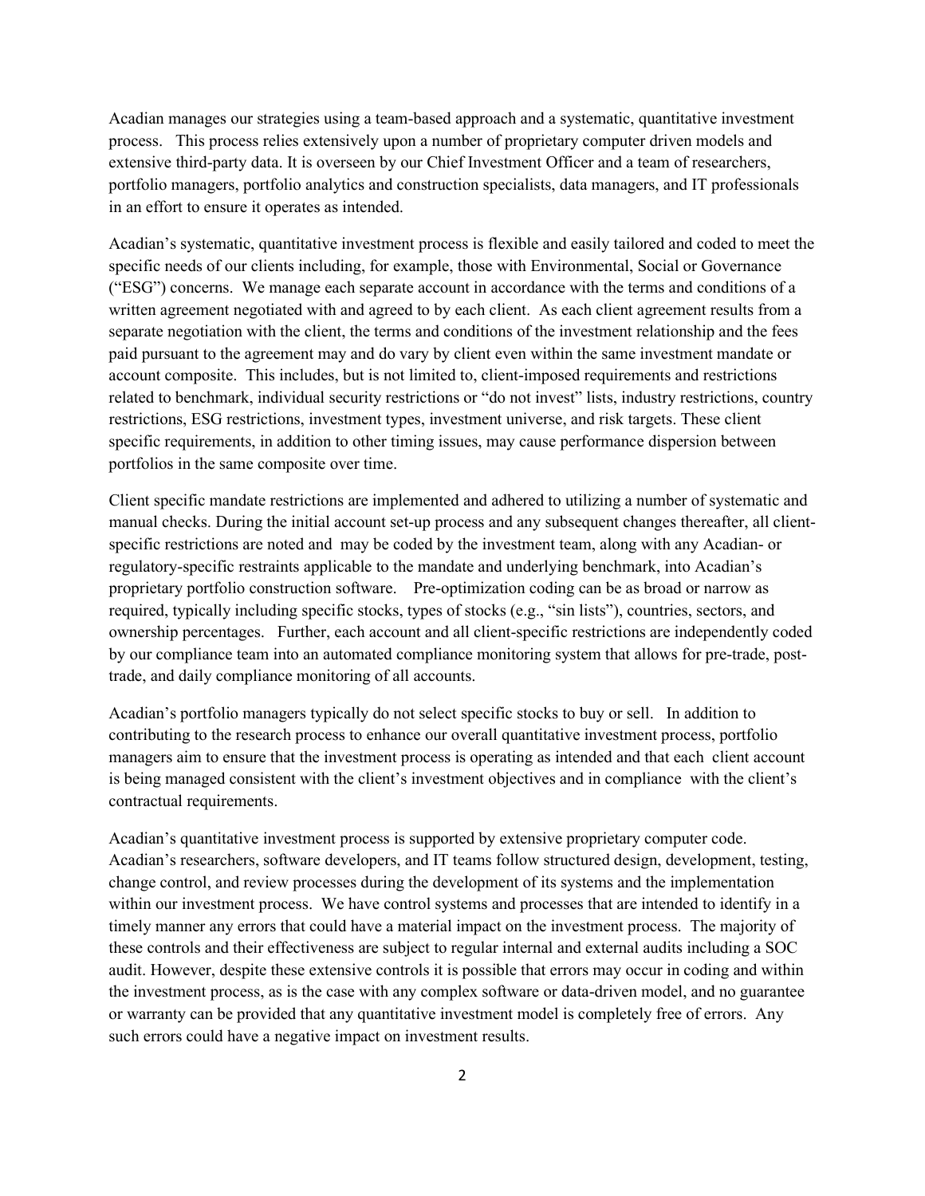Acadian manages our strategies using a team-based approach and a systematic, quantitative investment process. This process relies extensively upon a number of proprietary computer driven models and extensive third-party data. It is overseen by our Chief Investment Officer and a team of researchers, portfolio managers, portfolio analytics and construction specialists, data managers, and IT professionals in an effort to ensure it operates as intended.

Acadian's systematic, quantitative investment process is flexible and easily tailored and coded to meet the specific needs of our clients including, for example, those with Environmental, Social or Governance ("ESG") concerns. We manage each separate account in accordance with the terms and conditions of a written agreement negotiated with and agreed to by each client. As each client agreement results from a separate negotiation with the client, the terms and conditions of the investment relationship and the fees paid pursuant to the agreement may and do vary by client even within the same investment mandate or account composite. This includes, but is not limited to, client-imposed requirements and restrictions related to benchmark, individual security restrictions or "do not invest" lists, industry restrictions, country restrictions, ESG restrictions, investment types, investment universe, and risk targets. These client specific requirements, in addition to other timing issues, may cause performance dispersion between portfolios in the same composite over time.

Client specific mandate restrictions are implemented and adhered to utilizing a number of systematic and manual checks. During the initial account set-up process and any subsequent changes thereafter, all client-specific restrictions are noted and may be coded by the investment team, along with any Acadian- or regulatory-specific restraints applicable to the mandate and underlying benchmark, into Acadian's proprietary portfolio construction software. Pre-optimization coding can be as broad or narrow as required, typically including specific stocks, types of stocks (e.g., "sin lists"), countries, sectors, and ownership percentages. Further, each account and all client-specific restrictions are independently coded by our compliance team into an automated compliance monitoring system that allows for pre-trade, post-trade, and daily compliance monitoring of all accounts.

Acadian's portfolio managers typically do not select specific stocks to buy or sell. In addition to contributing to the research process to enhance our overall quantitative investment process, portfolio managers aim to ensure that the investment process is operating as intended and that each client account is being managed consistent with the client's investment objectives and in compliance with the client's contractual requirements.

Acadian's quantitative investment process is supported by extensive proprietary computer code. Acadian's researchers, software developers, and IT teams follow structured design, development, testing, change control, and review processes during the development of its systems and the implementation within our investment process. We have control systems and processes that are intended to identify in a timely manner any errors that could have a material impact on the investment process. The majority of these controls and their effectiveness are subject to regular internal and external audits including a SOC audit. However, despite these extensive controls it is possible that errors may occur in coding and within the investment process, as is the case with any complex software or data-driven model, and no guarantee or warranty can be provided that any quantitative investment model is completely free of errors. Any such errors could have a negative impact on investment results.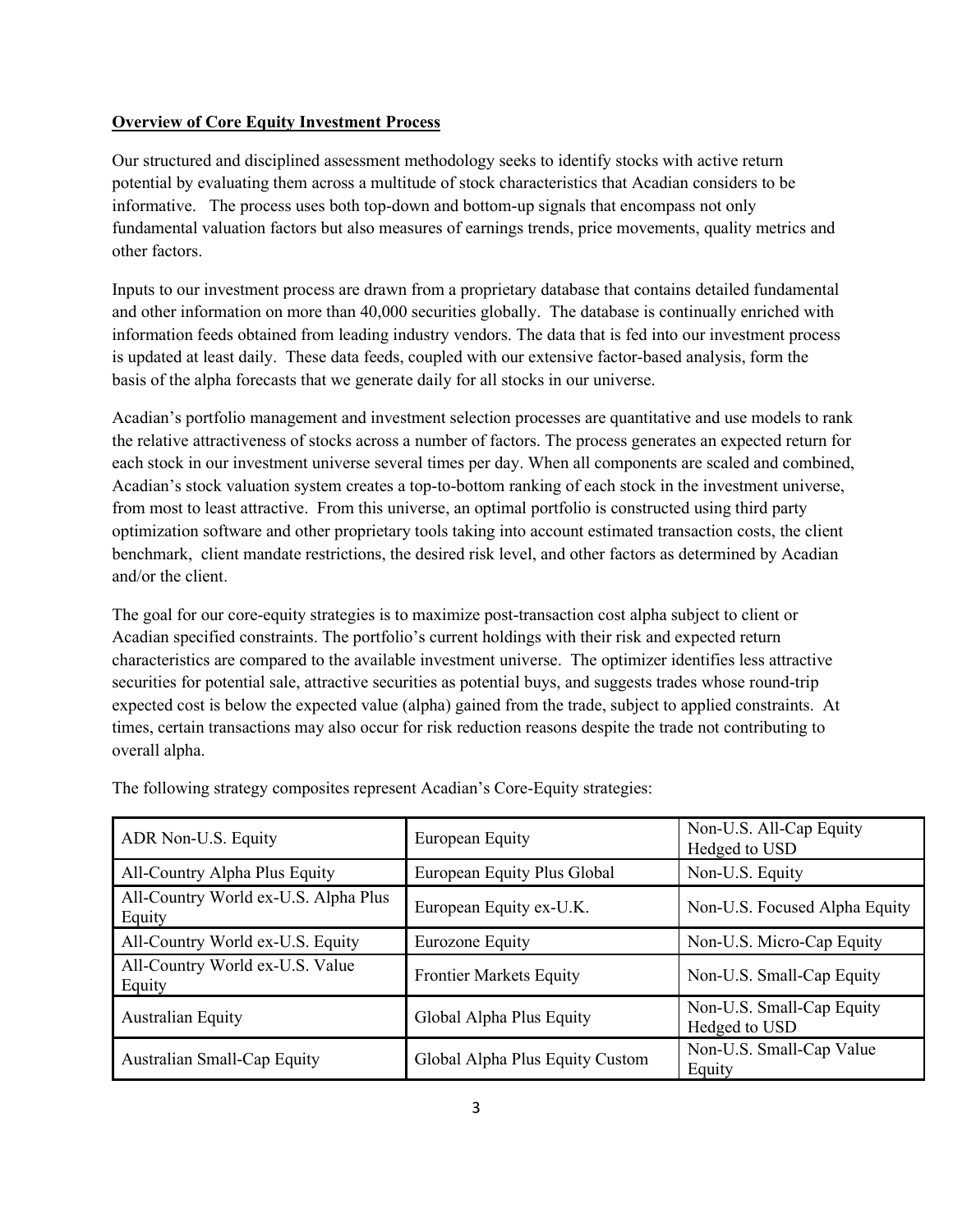**Overview of Core Equity Investment Process**

Our structured and disciplined assessment methodology seeks to identify stocks with active return potential by evaluating them across a multitude of stock characteristics that Acadian considers to be informative. The process uses both top-down and bottom-up signals that encompass not only fundamental valuation factors but also measures of earnings trends, price movements, quality metrics and other factors.

Inputs to our investment process are drawn from a proprietary database that contains detailed fundamental and other information on more than 40,000 securities globally. The database is continually enriched with information feeds obtained from leading industry vendors. The data that is fed into our investment process is updated at least daily. These data feeds, coupled with our extensive factor-based analysis, form the basis of the alpha forecasts that we generate daily for all stocks in our universe.

Acadian's portfolio management and investment selection processes are quantitative and use models to rank the relative attractiveness of stocks across a number of factors. The process generates an expected return for each stock in our investment universe several times per day. When all components are scaled and combined, Acadian's stock valuation system creates a top-to-bottom ranking of each stock in the investment universe, from most to least attractive. From this universe, an optimal portfolio is constructed using third party optimization software and other proprietary tools taking into account estimated transaction costs, the client benchmark, client mandate restrictions, the desired risk level, and other factors as determined by Acadian and/or the client.

The goal for our core-equity strategies is to maximize post-transaction cost alpha subject to client or Acadian specified constraints. The portfolio's current holdings with their risk and expected return characteristics are compared to the available investment universe. The optimizer identifies less attractive securities for potential sale, attractive securities as potential buys, and suggests trades whose round-trip expected cost is below the expected value (alpha) gained from the trade, subject to applied constraints. At times, certain transactions may also occur for risk reduction reasons despite the trade not contributing to overall alpha.

The following strategy composites represent Acadian's Core-Equity strategies:

| | | |
|---|---|---|
| ADR Non-U.S. Equity | European Equity | Non-U.S. All-Cap Equity Hedged to USD |
| All-Country Alpha Plus Equity | European Equity Plus Global | Non-U.S. Equity |
| All-Country World ex-U.S. Alpha Plus Equity | European Equity ex-U.K. | Non-U.S. Focused Alpha Equity |
| All-Country World ex-U.S. Equity | Eurozone Equity | Non-U.S. Micro-Cap Equity |
| All-Country World ex-U.S. Value Equity | Frontier Markets Equity | Non-U.S. Small-Cap Equity |
| Australian Equity | Global Alpha Plus Equity | Non-U.S. Small-Cap Equity Hedged to USD |
| Australian Small-Cap Equity | Global Alpha Plus Equity Custom | Non-U.S. Small-Cap Value Equity |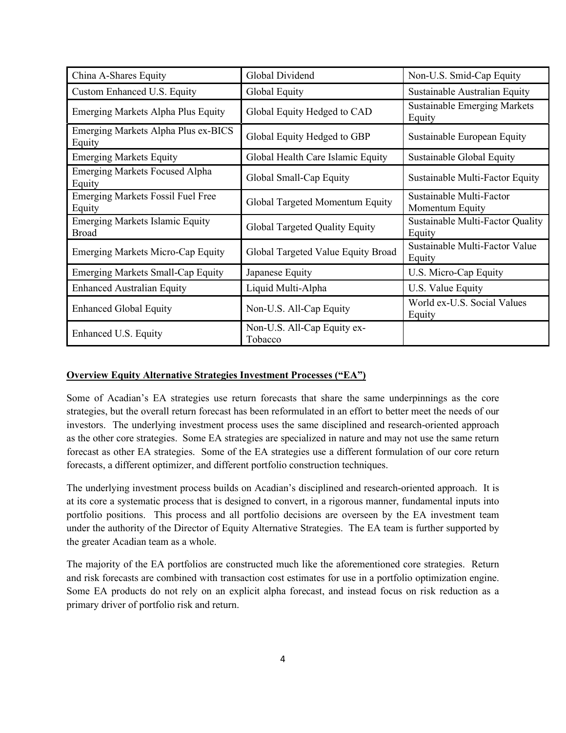| | | |
|---|---|---|
| China A-Shares Equity | Global Dividend | Non-U.S. Smid-Cap Equity |
| Custom Enhanced U.S. Equity | Global Equity | Sustainable Australian Equity |
| Emerging Markets Alpha Plus Equity | Global Equity Hedged to CAD | Sustainable Emerging Markets Equity |
| Emerging Markets Alpha Plus ex-BICS Equity | Global Equity Hedged to GBP | Sustainable European Equity |
| Emerging Markets Equity | Global Health Care Islamic Equity | Sustainable Global Equity |
| Emerging Markets Focused Alpha Equity | Global Small-Cap Equity | Sustainable Multi-Factor Equity |
| Emerging Markets Fossil Fuel Free Equity | Global Targeted Momentum Equity | Sustainable Multi-Factor Momentum Equity |
| Emerging Markets Islamic Equity Broad | Global Targeted Quality Equity | Sustainable Multi-Factor Quality Equity |
| Emerging Markets Micro-Cap Equity | Global Targeted Value Equity Broad | Sustainable Multi-Factor Value Equity |
| Emerging Markets Small-Cap Equity | Japanese Equity | U.S. Micro-Cap Equity |
| Enhanced Australian Equity | Liquid Multi-Alpha | U.S. Value Equity |
| Enhanced Global Equity | Non-U.S. All-Cap Equity | World ex-U.S. Social Values Equity |
| Enhanced U.S. Equity | Non-U.S. All-Cap Equity ex-Tobacco | |

**Overview Equity Alternative Strategies Investment Processes ("EA")**

Some of Acadian's EA strategies use return forecasts that share the same underpinnings as the core strategies, but the overall return forecast has been reformulated in an effort to better meet the needs of our investors. The underlying investment process uses the same disciplined and research-oriented approach as the other core strategies. Some EA strategies are specialized in nature and may not use the same return forecast as other EA strategies. Some of the EA strategies use a different formulation of our core return forecasts, a different optimizer, and different portfolio construction techniques.

The underlying investment process builds on Acadian's disciplined and research-oriented approach. It is at its core a systematic process that is designed to convert, in a rigorous manner, fundamental inputs into portfolio positions. This process and all portfolio decisions are overseen by the EA investment team under the authority of the Director of Equity Alternative Strategies. The EA team is further supported by the greater Acadian team as a whole.

The majority of the EA portfolios are constructed much like the aforementioned core strategies. Return and risk forecasts are combined with transaction cost estimates for use in a portfolio optimization engine. Some EA products do not rely on an explicit alpha forecast, and instead focus on risk reduction as a primary driver of portfolio risk and return.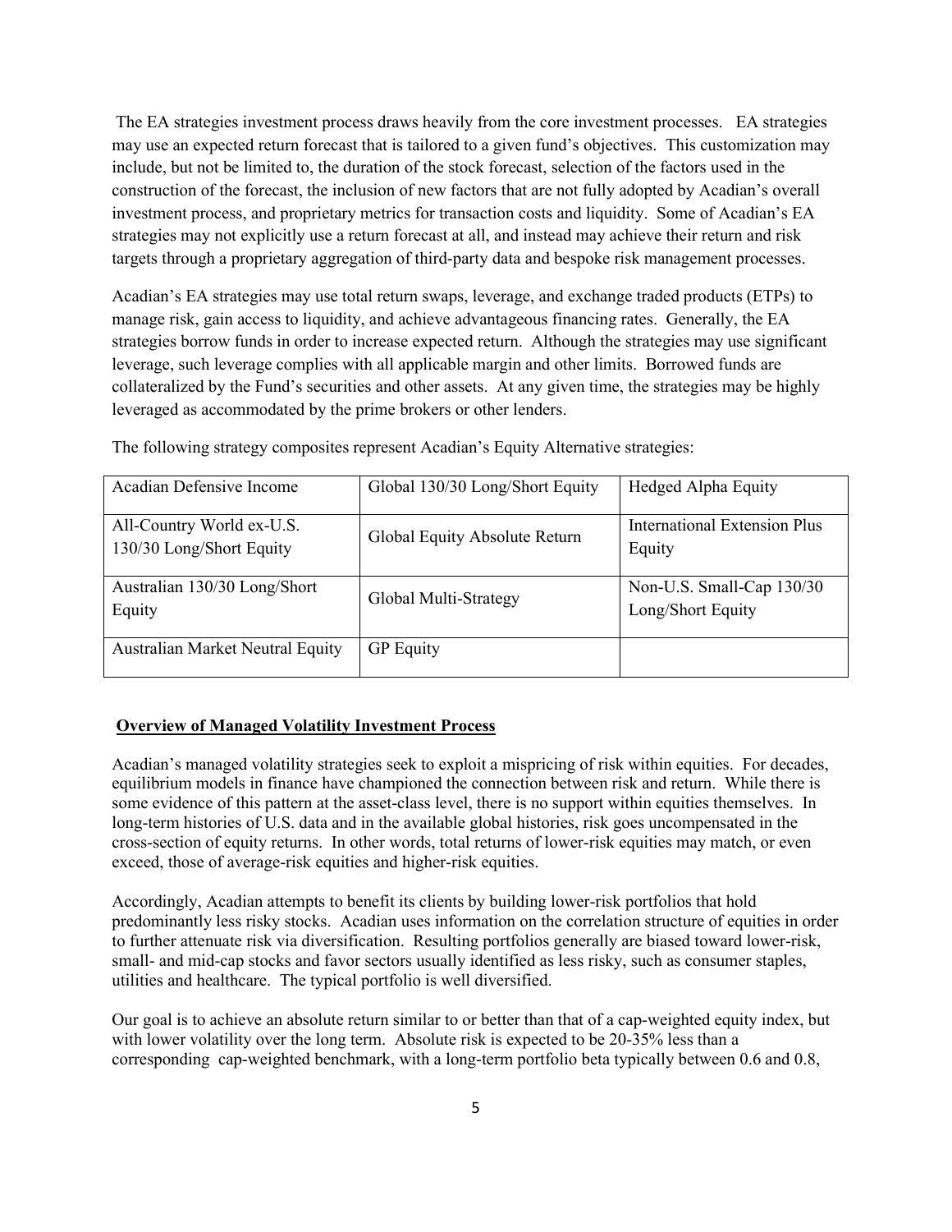The EA strategies investment process draws heavily from the core investment processes. EA strategies may use an expected return forecast that is tailored to a given fund's objectives. This customization may include, but not be limited to, the duration of the stock forecast, selection of the factors used in the construction of the forecast, the inclusion of new factors that are not fully adopted by Acadian's overall investment process, and proprietary metrics for transaction costs and liquidity. Some of Acadian's EA strategies may not explicitly use a return forecast at all, and instead may achieve their return and risk targets through a proprietary aggregation of third-party data and bespoke risk management processes.

Acadian's EA strategies may use total return swaps, leverage, and exchange traded products (ETPs) to manage risk, gain access to liquidity, and achieve advantageous financing rates. Generally, the EA strategies borrow funds in order to increase expected return. Although the strategies may use significant leverage, such leverage complies with all applicable margin and other limits. Borrowed funds are collateralized by the Fund's securities and other assets. At any given time, the strategies may be highly leveraged as accommodated by the prime brokers or other lenders.

The following strategy composites represent Acadian's Equity Alternative strategies:

| | | |
|---|---|---|
| Acadian Defensive Income | Global 130/30 Long/Short Equity | Hedged Alpha Equity |
| All-Country World ex-U.S. 130/30 Long/Short Equity | Global Equity Absolute Return | International Extension Plus Equity |
| Australian 130/30 Long/Short Equity | Global Multi-Strategy | Non-U.S. Small-Cap 130/30 Long/Short Equity |
| Australian Market Neutral Equity | GP Equity | |

**Overview of Managed Volatility Investment Process**

Acadian's managed volatility strategies seek to exploit a mispricing of risk within equities. For decades, equilibrium models in finance have championed the connection between risk and return. While there is some evidence of this pattern at the asset-class level, there is no support within equities themselves. In long-term histories of U.S. data and in the available global histories, risk goes uncompensated in the cross-section of equity returns. In other words, total returns of lower-risk equities may match, or even exceed, those of average-risk equities and higher-risk equities.

Accordingly, Acadian attempts to benefit its clients by building lower-risk portfolios that hold predominantly less risky stocks. Acadian uses information on the correlation structure of equities in order to further attenuate risk via diversification. Resulting portfolios generally are biased toward lower-risk, small- and mid-cap stocks and favor sectors usually identified as less risky, such as consumer staples, utilities and healthcare. The typical portfolio is well diversified.

Our goal is to achieve an absolute return similar to or better than that of a cap-weighted equity index, but with lower volatility over the long term. Absolute risk is expected to be 20-35% less than a corresponding cap-weighted benchmark, with a long-term portfolio beta typically between 0.6 and 0.8,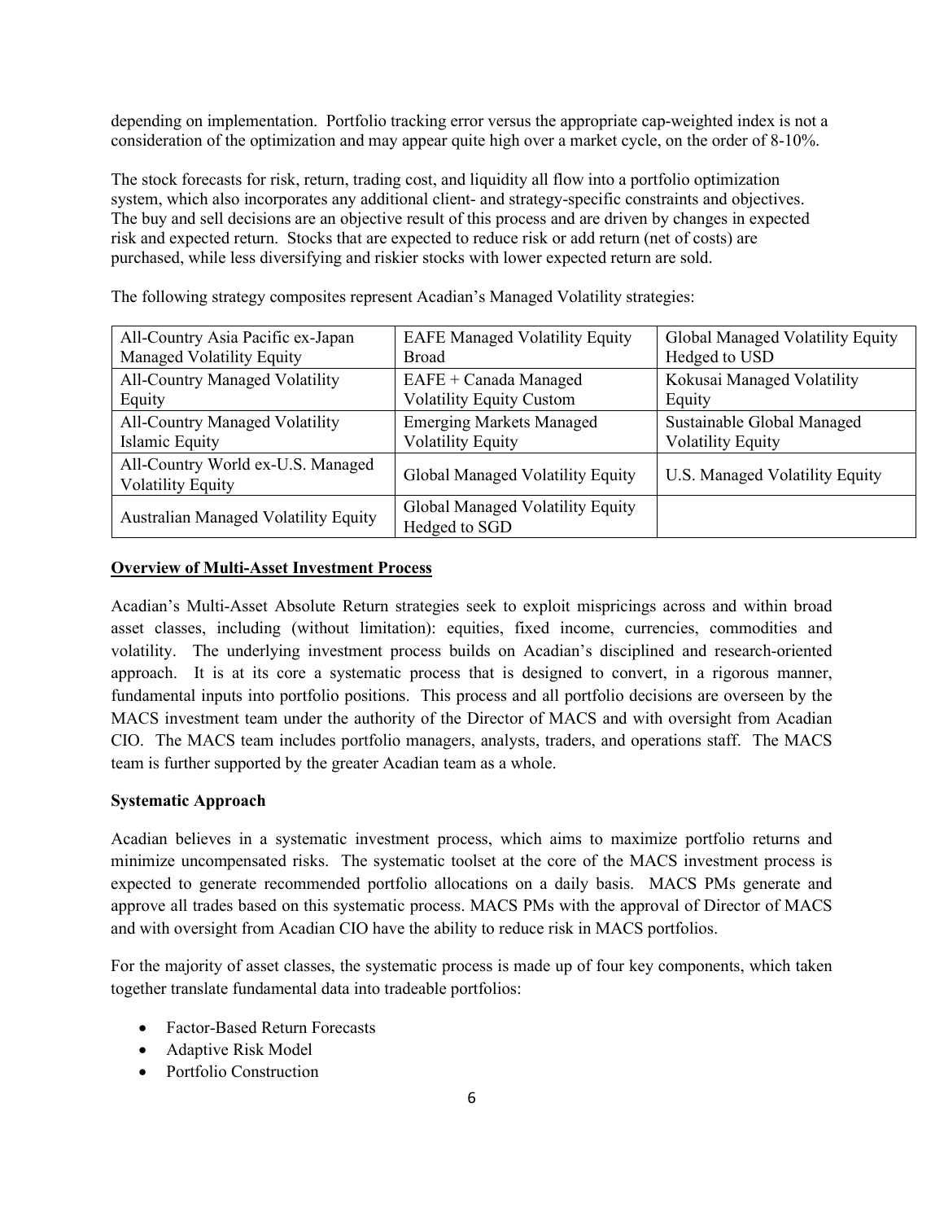depending on implementation. Portfolio tracking error versus the appropriate cap-weighted index is not a consideration of the optimization and may appear quite high over a market cycle, on the order of 8-10%.

The stock forecasts for risk, return, trading cost, and liquidity all flow into a portfolio optimization system, which also incorporates any additional client- and strategy-specific constraints and objectives. The buy and sell decisions are an objective result of this process and are driven by changes in expected risk and expected return. Stocks that are expected to reduce risk or add return (net of costs) are purchased, while less diversifying and riskier stocks with lower expected return are sold.

The following strategy composites represent Acadian's Managed Volatility strategies:

| | | |
|---|---|---|
| All-Country Asia Pacific ex-Japan Managed Volatility Equity | EAFE Managed Volatility Equity Broad | Global Managed Volatility Equity Hedged to USD |
| All-Country Managed Volatility Equity | EAFE + Canada Managed Volatility Equity Custom | Kokusai Managed Volatility Equity |
| All-Country Managed Volatility Islamic Equity | Emerging Markets Managed Volatility Equity | Sustainable Global Managed Volatility Equity |
| All-Country World ex-U.S. Managed Volatility Equity | Global Managed Volatility Equity | U.S. Managed Volatility Equity |
| Australian Managed Volatility Equity | Global Managed Volatility Equity Hedged to SGD | |

## Overview of Multi-Asset Investment Process

Acadian's Multi-Asset Absolute Return strategies seek to exploit mispricings across and within broad asset classes, including (without limitation): equities, fixed income, currencies, commodities and volatility. The underlying investment process builds on Acadian's disciplined and research-oriented approach. It is at its core a systematic process that is designed to convert, in a rigorous manner, fundamental inputs into portfolio positions. This process and all portfolio decisions are overseen by the MACS investment team under the authority of the Director of MACS and with oversight from Acadian CIO. The MACS team includes portfolio managers, analysts, traders, and operations staff. The MACS team is further supported by the greater Acadian team as a whole.

### Systematic Approach

Acadian believes in a systematic investment process, which aims to maximize portfolio returns and minimize uncompensated risks. The systematic toolset at the core of the MACS investment process is expected to generate recommended portfolio allocations on a daily basis. MACS PMs generate and approve all trades based on this systematic process. MACS PMs with the approval of Director of MACS and with oversight from Acadian CIO have the ability to reduce risk in MACS portfolios.

For the majority of asset classes, the systematic process is made up of four key components, which taken together translate fundamental data into tradeable portfolios:

- Factor-Based Return Forecasts
- Adaptive Risk Model
- Portfolio Construction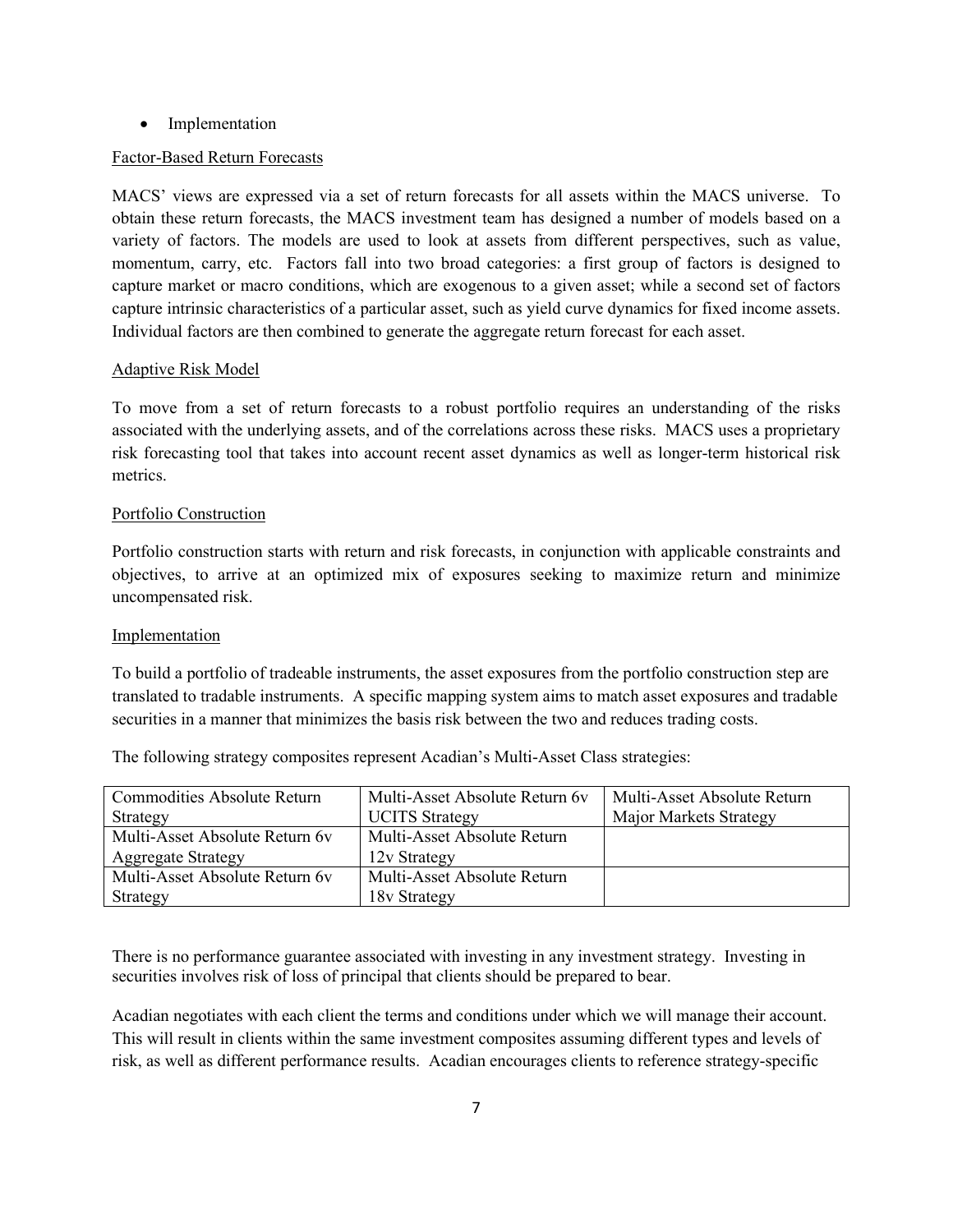- Implementation

Factor-Based Return Forecasts

MACS' views are expressed via a set of return forecasts for all assets within the MACS universe. To obtain these return forecasts, the MACS investment team has designed a number of models based on a variety of factors. The models are used to look at assets from different perspectives, such as value, momentum, carry, etc. Factors fall into two broad categories: a first group of factors is designed to capture market or macro conditions, which are exogenous to a given asset; while a second set of factors capture intrinsic characteristics of a particular asset, such as yield curve dynamics for fixed income assets. Individual factors are then combined to generate the aggregate return forecast for each asset.

Adaptive Risk Model

To move from a set of return forecasts to a robust portfolio requires an understanding of the risks associated with the underlying assets, and of the correlations across these risks. MACS uses a proprietary risk forecasting tool that takes into account recent asset dynamics as well as longer-term historical risk metrics.

Portfolio Construction

Portfolio construction starts with return and risk forecasts, in conjunction with applicable constraints and objectives, to arrive at an optimized mix of exposures seeking to maximize return and minimize uncompensated risk.

Implementation

To build a portfolio of tradeable instruments, the asset exposures from the portfolio construction step are translated to tradable instruments. A specific mapping system aims to match asset exposures and tradable securities in a manner that minimizes the basis risk between the two and reduces trading costs.

The following strategy composites represent Acadian's Multi-Asset Class strategies:

| | | |
|---|---|---|
| Commodities Absolute Return Strategy | Multi-Asset Absolute Return 6v UCITS Strategy | Multi-Asset Absolute Return Major Markets Strategy |
| Multi-Asset Absolute Return 6v Aggregate Strategy | Multi-Asset Absolute Return 12v Strategy | |
| Multi-Asset Absolute Return 6v Strategy | Multi-Asset Absolute Return 18v Strategy | |

There is no performance guarantee associated with investing in any investment strategy. Investing in securities involves risk of loss of principal that clients should be prepared to bear.

Acadian negotiates with each client the terms and conditions under which we will manage their account. This will result in clients within the same investment composites assuming different types and levels of risk, as well as different performance results. Acadian encourages clients to reference strategy-specific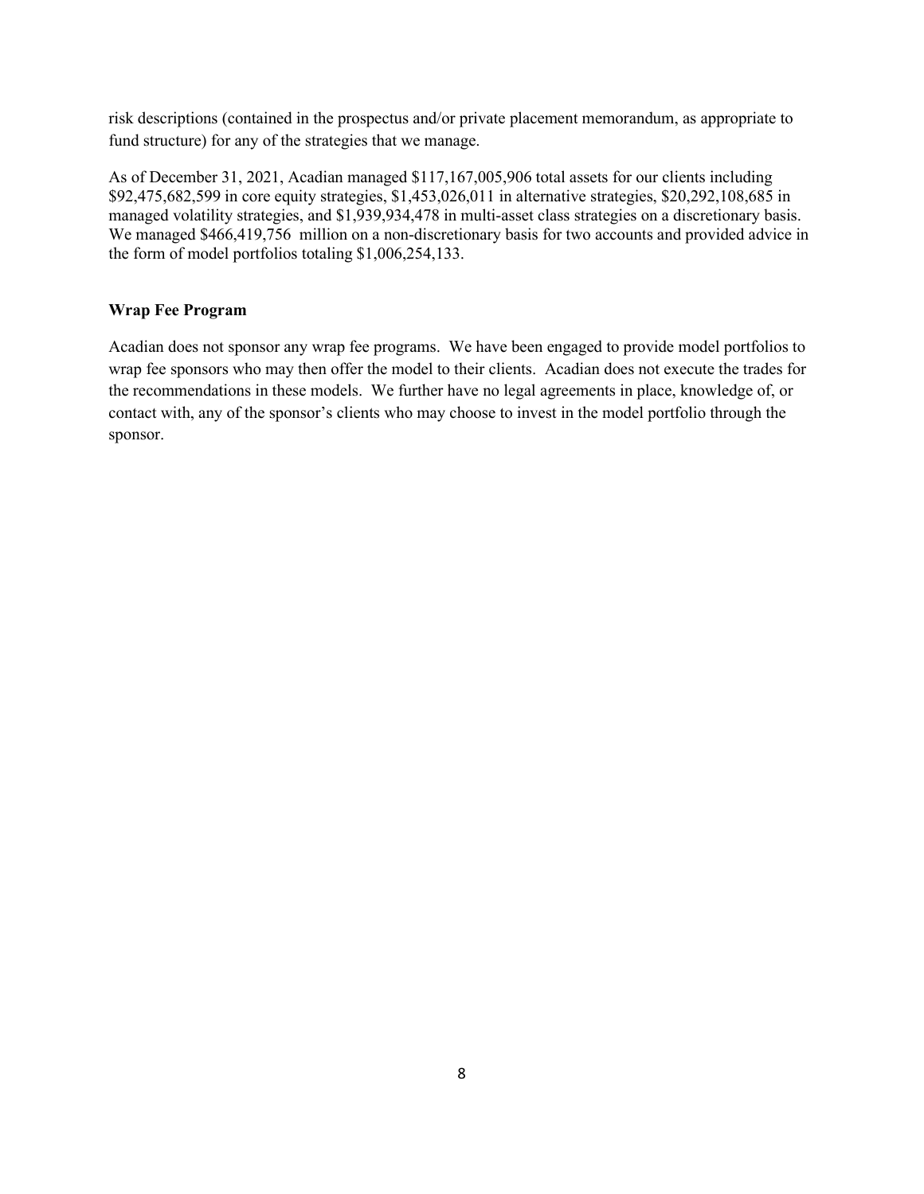risk descriptions (contained in the prospectus and/or private placement memorandum, as appropriate to fund structure) for any of the strategies that we manage.

As of December 31, 2021, Acadian managed $117,167,005,906 total assets for our clients including $92,475,682,599 in core equity strategies, $1,453,026,011 in alternative strategies, $20,292,108,685 in managed volatility strategies, and $1,939,934,478 in multi-asset class strategies on a discretionary basis. We managed $466,419,756 million on a non-discretionary basis for two accounts and provided advice in the form of model portfolios totaling $1,006,254,133.

**Wrap Fee Program**

Acadian does not sponsor any wrap fee programs. We have been engaged to provide model portfolios to wrap fee sponsors who may then offer the model to their clients. Acadian does not execute the trades for the recommendations in these models. We further have no legal agreements in place, knowledge of, or contact with, any of the sponsor's clients who may choose to invest in the model portfolio through the sponsor.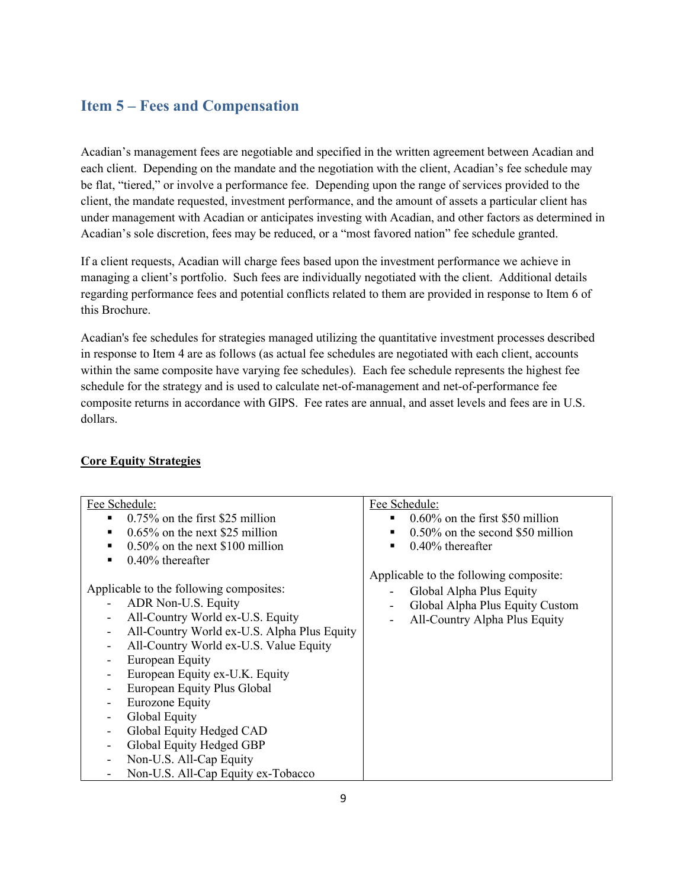## Item 5 – Fees and Compensation

Acadian's management fees are negotiable and specified in the written agreement between Acadian and each client. Depending on the mandate and the negotiation with the client, Acadian's fee schedule may be flat, "tiered," or involve a performance fee. Depending upon the range of services provided to the client, the mandate requested, investment performance, and the amount of assets a particular client has under management with Acadian or anticipates investing with Acadian, and other factors as determined in Acadian's sole discretion, fees may be reduced, or a "most favored nation" fee schedule granted.

If a client requests, Acadian will charge fees based upon the investment performance we achieve in managing a client's portfolio. Such fees are individually negotiated with the client. Additional details regarding performance fees and potential conflicts related to them are provided in response to Item 6 of this Brochure.

Acadian's fee schedules for strategies managed utilizing the quantitative investment processes described in response to Item 4 are as follows (as actual fee schedules are negotiated with each client, accounts within the same composite have varying fee schedules). Each fee schedule represents the highest fee schedule for the strategy and is used to calculate net-of-management and net-of-performance fee composite returns in accordance with GIPS. Fee rates are annual, and asset levels and fees are in U.S. dollars.

**Core Equity Strategies**

| | |
|---|---|
| Fee Schedule:<br>▪ 0.75% on the first $25 million<br>▪ 0.65% on the next $25 million<br>▪ 0.50% on the next $100 million<br>▪ 0.40% thereafter<br><br>Applicable to the following composites:<br>- ADR Non-U.S. Equity<br>- All-Country World ex-U.S. Equity<br>- All-Country World ex-U.S. Alpha Plus Equity<br>- All-Country World ex-U.S. Value Equity<br>- European Equity<br>- European Equity ex-U.K. Equity<br>- European Equity Plus Global<br>- Eurozone Equity<br>- Global Equity<br>- Global Equity Hedged CAD<br>- Global Equity Hedged GBP<br>- Non-U.S. All-Cap Equity<br>- Non-U.S. All-Cap Equity ex-Tobacco | Fee Schedule:<br>▪ 0.60% on the first $50 million<br>▪ 0.50% on the second $50 million<br>▪ 0.40% thereafter<br><br>Applicable to the following composite:<br>- Global Alpha Plus Equity<br>- Global Alpha Plus Equity Custom<br>- All-Country Alpha Plus Equity |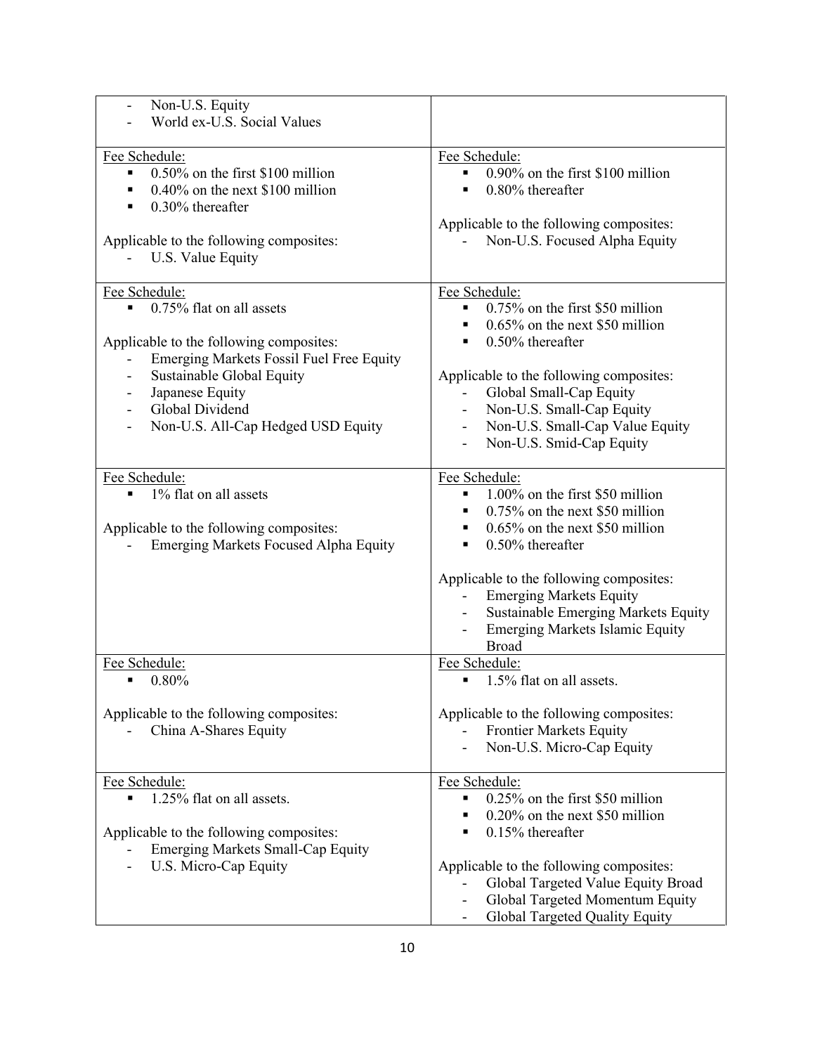| | |
|---|---|
| - Non-U.S. Equity<br>- World ex-U.S. Social Values | |
| Fee Schedule:<br>▪ 0.50% on the first $100 million<br>▪ 0.40% on the next $100 million<br>▪ 0.30% thereafter<br><br>Applicable to the following composites:<br>- U.S. Value Equity | Fee Schedule:<br>▪ 0.90% on the first $100 million<br>▪ 0.80% thereafter<br><br>Applicable to the following composites:<br>- Non-U.S. Focused Alpha Equity |
| Fee Schedule:<br>▪ 0.75% flat on all assets<br><br>Applicable to the following composites:<br>- Emerging Markets Fossil Fuel Free Equity<br>- Sustainable Global Equity<br>- Japanese Equity<br>- Global Dividend<br>- Non-U.S. All-Cap Hedged USD Equity | Fee Schedule:<br>▪ 0.75% on the first $50 million<br>▪ 0.65% on the next $50 million<br>▪ 0.50% thereafter<br><br>Applicable to the following composites:<br>- Global Small-Cap Equity<br>- Non-U.S. Small-Cap Equity<br>- Non-U.S. Small-Cap Value Equity<br>- Non-U.S. Smid-Cap Equity |
| Fee Schedule:<br>▪ 1% flat on all assets<br><br>Applicable to the following composites:<br>- Emerging Markets Focused Alpha Equity | Fee Schedule:<br>▪ 1.00% on the first $50 million<br>▪ 0.75% on the next $50 million<br>▪ 0.65% on the next $50 million<br>▪ 0.50% thereafter<br><br>Applicable to the following composites:<br>- Emerging Markets Equity<br>- Sustainable Emerging Markets Equity<br>- Emerging Markets Islamic Equity Broad |
| Fee Schedule:<br>▪ 0.80%<br><br>Applicable to the following composites:<br>- China A-Shares Equity | Fee Schedule:<br>▪ 1.5% flat on all assets.<br><br>Applicable to the following composites:<br>- Frontier Markets Equity<br>- Non-U.S. Micro-Cap Equity |
| Fee Schedule:<br>▪ 1.25% flat on all assets.<br><br>Applicable to the following composites:<br>- Emerging Markets Small-Cap Equity<br>- U.S. Micro-Cap Equity | Fee Schedule:<br>▪ 0.25% on the first $50 million<br>▪ 0.20% on the next $50 million<br>▪ 0.15% thereafter<br><br>Applicable to the following composites:<br>- Global Targeted Value Equity Broad<br>- Global Targeted Momentum Equity<br>- Global Targeted Quality Equity |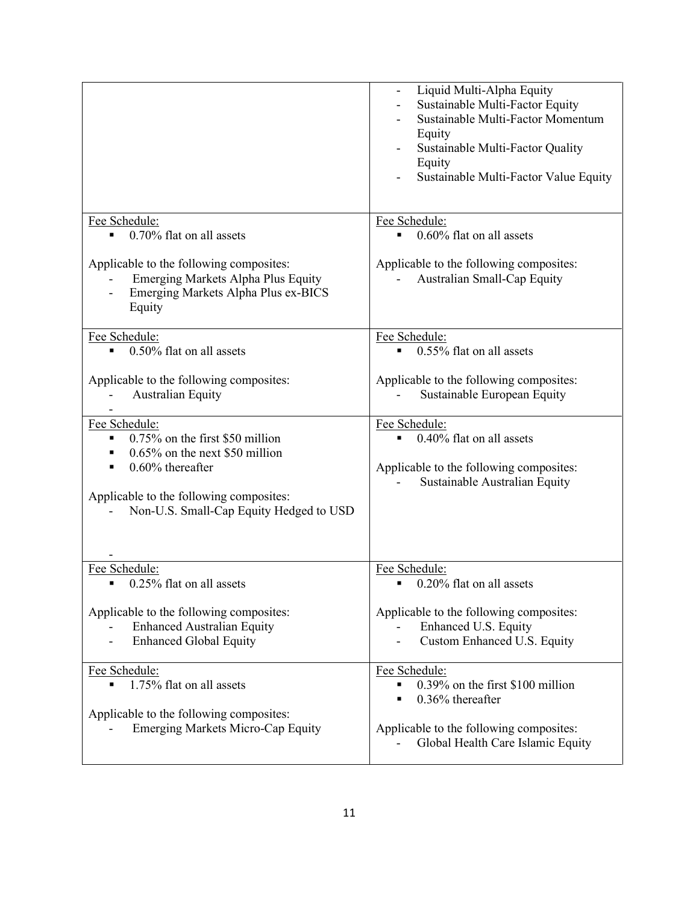| | |
|---|---|
| | - Liquid Multi-Alpha Equity<br>- Sustainable Multi-Factor Equity<br>- Sustainable Multi-Factor Momentum Equity<br>- Sustainable Multi-Factor Quality Equity<br>- Sustainable Multi-Factor Value Equity |
| Fee Schedule:<br>▪ 0.70% flat on all assets<br><br>Applicable to the following composites:<br>- Emerging Markets Alpha Plus Equity<br>- Emerging Markets Alpha Plus ex-BICS Equity | Fee Schedule:<br>▪ 0.60% flat on all assets<br><br>Applicable to the following composites:<br>- Australian Small-Cap Equity |
| Fee Schedule:<br>▪ 0.50% flat on all assets<br><br>Applicable to the following composites:<br>- Australian Equity<br>- | Fee Schedule:<br>▪ 0.55% flat on all assets<br><br>Applicable to the following composites:<br>- Sustainable European Equity |
| Fee Schedule:<br>▪ 0.75% on the first \$50 million<br>▪ 0.65% on the next \$50 million<br>▪ 0.60% thereafter<br><br>Applicable to the following composites:<br>- Non-U.S. Small-Cap Equity Hedged to USD<br>- | Fee Schedule:<br>▪ 0.40% flat on all assets<br><br>Applicable to the following composites:<br>- Sustainable Australian Equity |
| Fee Schedule:<br>▪ 0.25% flat on all assets<br><br>Applicable to the following composites:<br>- Enhanced Australian Equity<br>- Enhanced Global Equity | Fee Schedule:<br>▪ 0.20% flat on all assets<br><br>Applicable to the following composites:<br>- Enhanced U.S. Equity<br>- Custom Enhanced U.S. Equity |
| Fee Schedule:<br>▪ 1.75% flat on all assets<br><br>Applicable to the following composites:<br>- Emerging Markets Micro-Cap Equity | Fee Schedule:<br>▪ 0.39% on the first \$100 million<br>▪ 0.36% thereafter<br><br>Applicable to the following composites:<br>- Global Health Care Islamic Equity |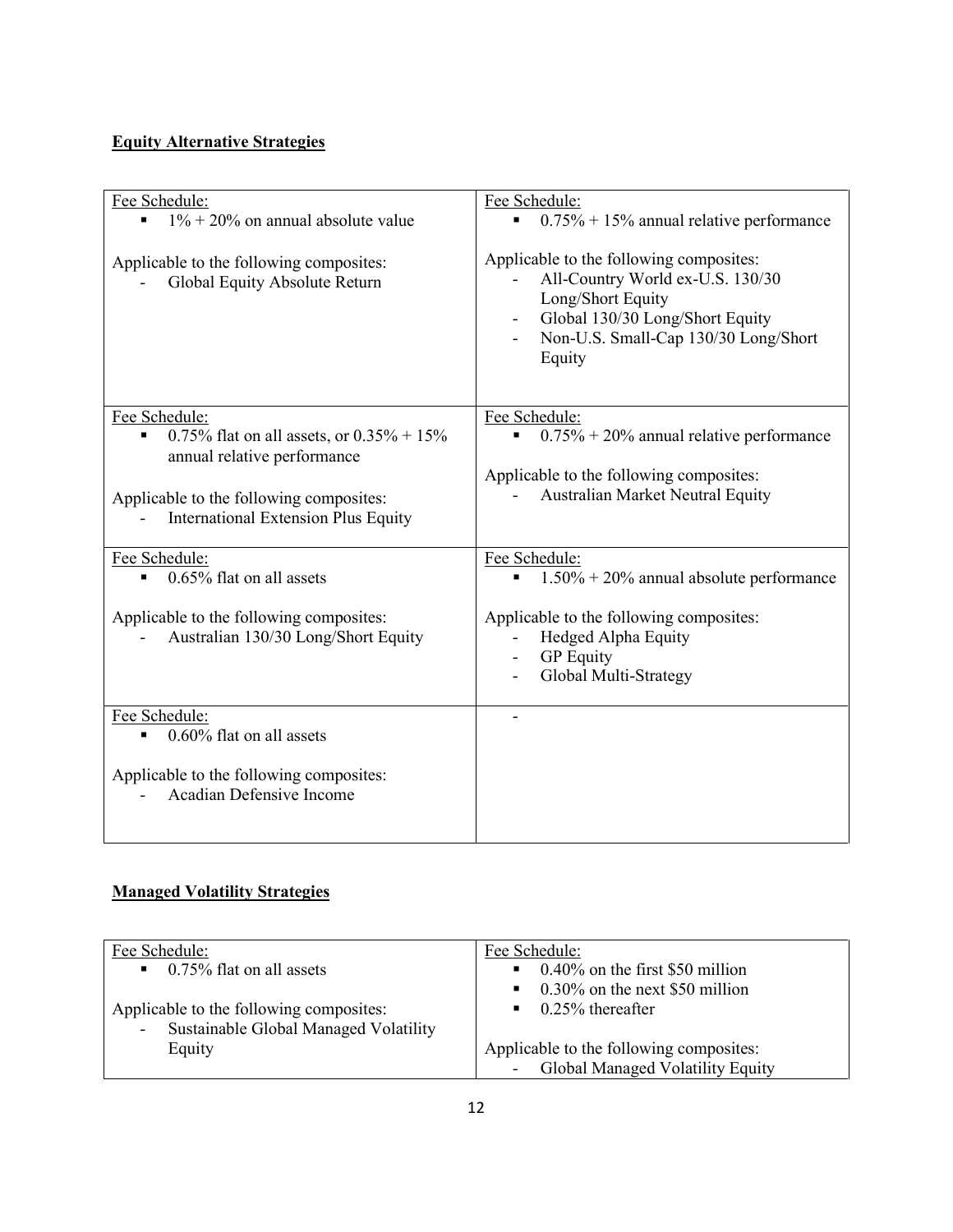**Equity Alternative Strategies**

| Fee Schedule: | Fee Schedule: |
|---|---|
| ▪ 1% + 20% on annual absolute value<br><br>Applicable to the following composites:<br>- Global Equity Absolute Return | ▪ 0.75% + 15% annual relative performance<br><br>Applicable to the following composites:<br>- All-Country World ex-U.S. 130/30 Long/Short Equity<br>- Global 130/30 Long/Short Equity<br>- Non-U.S. Small-Cap 130/30 Long/Short Equity |
| Fee Schedule:<br>▪ 0.75% flat on all assets, or 0.35% + 15% annual relative performance<br><br>Applicable to the following composites:<br>- International Extension Plus Equity | Fee Schedule:<br>▪ 0.75% + 20% annual relative performance<br><br>Applicable to the following composites:<br>- Australian Market Neutral Equity |
| Fee Schedule:<br>▪ 0.65% flat on all assets<br><br>Applicable to the following composites:<br>- Australian 130/30 Long/Short Equity | Fee Schedule:<br>▪ 1.50% + 20% annual absolute performance<br><br>Applicable to the following composites:<br>- Hedged Alpha Equity<br>- GP Equity<br>- Global Multi-Strategy |
| Fee Schedule:<br>▪ 0.60% flat on all assets<br><br>Applicable to the following composites:<br>- Acadian Defensive Income | - |

**Managed Volatility Strategies**

| Fee Schedule: | Fee Schedule: |
|---|---|
| ▪ 0.75% flat on all assets<br><br>Applicable to the following composites:<br>- Sustainable Global Managed Volatility Equity | ▪ 0.40% on the first $50 million<br>▪ 0.30% on the next $50 million<br>▪ 0.25% thereafter<br><br>Applicable to the following composites:<br>- Global Managed Volatility Equity |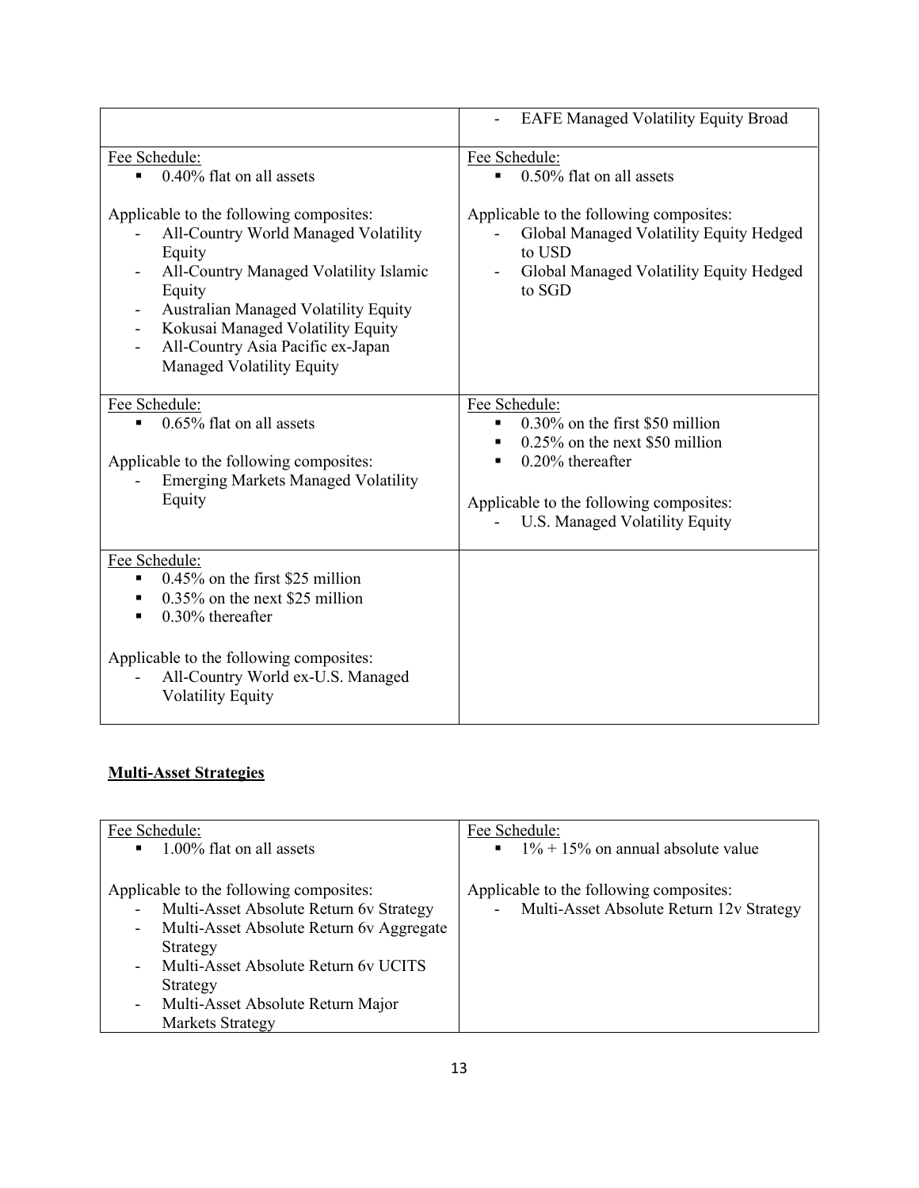| | - EAFE Managed Volatility Equity Broad |
|---|---|
| Fee Schedule:<br>▪ 0.40% flat on all assets<br><br>Applicable to the following composites:<br>- All-Country World Managed Volatility Equity<br>- All-Country Managed Volatility Islamic Equity<br>- Australian Managed Volatility Equity<br>- Kokusai Managed Volatility Equity<br>- All-Country Asia Pacific ex-Japan Managed Volatility Equity | Fee Schedule:<br>▪ 0.50% flat on all assets<br><br>Applicable to the following composites:<br>- Global Managed Volatility Equity Hedged to USD<br>- Global Managed Volatility Equity Hedged to SGD |
| Fee Schedule:<br>▪ 0.65% flat on all assets<br><br>Applicable to the following composites:<br>- Emerging Markets Managed Volatility Equity | Fee Schedule:<br>▪ 0.30% on the first $50 million<br>▪ 0.25% on the next $50 million<br>▪ 0.20% thereafter<br><br>Applicable to the following composites:<br>- U.S. Managed Volatility Equity |
| Fee Schedule:<br>▪ 0.45% on the first $25 million<br>▪ 0.35% on the next $25 million<br>▪ 0.30% thereafter<br><br>Applicable to the following composites:<br>- All-Country World ex-U.S. Managed Volatility Equity | |

**Multi-Asset Strategies**

| Fee Schedule:<br>▪ 1.00% flat on all assets<br><br>Applicable to the following composites:<br>- Multi-Asset Absolute Return 6v Strategy<br>- Multi-Asset Absolute Return 6v Aggregate Strategy<br>- Multi-Asset Absolute Return 6v UCITS Strategy<br>- Multi-Asset Absolute Return Major Markets Strategy | Fee Schedule:<br>▪ 1% + 15% on annual absolute value<br><br>Applicable to the following composites:<br>- Multi-Asset Absolute Return 12v Strategy |
|---|---|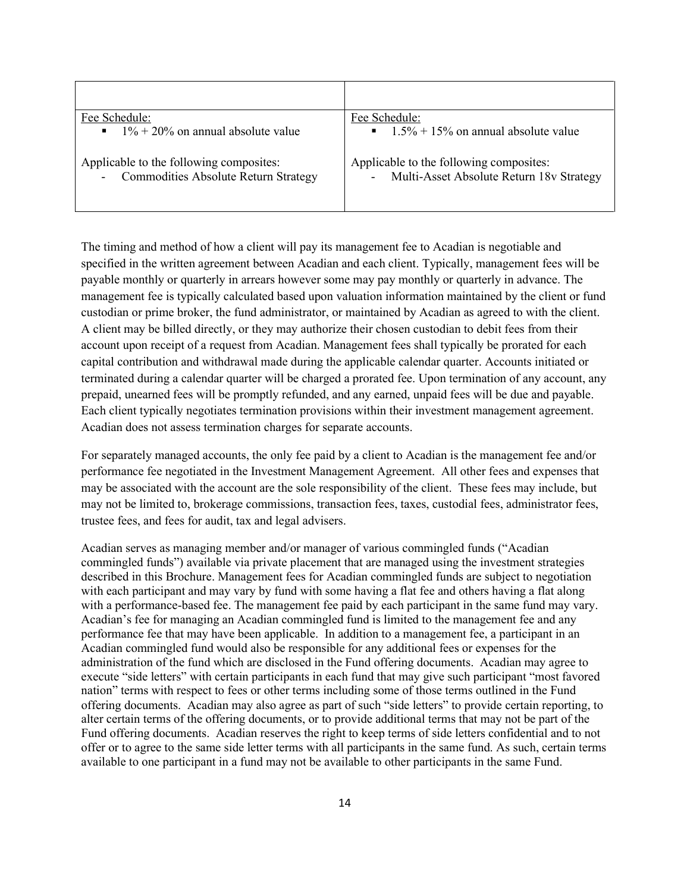| | |
|---|---|
| Fee Schedule:<br>▪ 1% + 20% on annual absolute value<br><br>Applicable to the following composites:<br>- Commodities Absolute Return Strategy | Fee Schedule:<br>▪ 1.5% + 15% on annual absolute value<br><br>Applicable to the following composites:<br>- Multi-Asset Absolute Return 18v Strategy |

The timing and method of how a client will pay its management fee to Acadian is negotiable and specified in the written agreement between Acadian and each client. Typically, management fees will be payable monthly or quarterly in arrears however some may pay monthly or quarterly in advance. The management fee is typically calculated based upon valuation information maintained by the client or fund custodian or prime broker, the fund administrator, or maintained by Acadian as agreed to with the client. A client may be billed directly, or they may authorize their chosen custodian to debit fees from their account upon receipt of a request from Acadian. Management fees shall typically be prorated for each capital contribution and withdrawal made during the applicable calendar quarter. Accounts initiated or terminated during a calendar quarter will be charged a prorated fee. Upon termination of any account, any prepaid, unearned fees will be promptly refunded, and any earned, unpaid fees will be due and payable. Each client typically negotiates termination provisions within their investment management agreement. Acadian does not assess termination charges for separate accounts.

For separately managed accounts, the only fee paid by a client to Acadian is the management fee and/or performance fee negotiated in the Investment Management Agreement. All other fees and expenses that may be associated with the account are the sole responsibility of the client. These fees may include, but may not be limited to, brokerage commissions, transaction fees, taxes, custodial fees, administrator fees, trustee fees, and fees for audit, tax and legal advisers.

Acadian serves as managing member and/or manager of various commingled funds ("Acadian commingled funds") available via private placement that are managed using the investment strategies described in this Brochure. Management fees for Acadian commingled funds are subject to negotiation with each participant and may vary by fund with some having a flat fee and others having a flat along with a performance-based fee. The management fee paid by each participant in the same fund may vary. Acadian's fee for managing an Acadian commingled fund is limited to the management fee and any performance fee that may have been applicable. In addition to a management fee, a participant in an Acadian commingled fund would also be responsible for any additional fees or expenses for the administration of the fund which are disclosed in the Fund offering documents. Acadian may agree to execute "side letters" with certain participants in each fund that may give such participant "most favored nation" terms with respect to fees or other terms including some of those terms outlined in the Fund offering documents. Acadian may also agree as part of such "side letters" to provide certain reporting, to alter certain terms of the offering documents, or to provide additional terms that may not be part of the Fund offering documents. Acadian reserves the right to keep terms of side letters confidential and to not offer or to agree to the same side letter terms with all participants in the same fund. As such, certain terms available to one participant in a fund may not be available to other participants in the same Fund.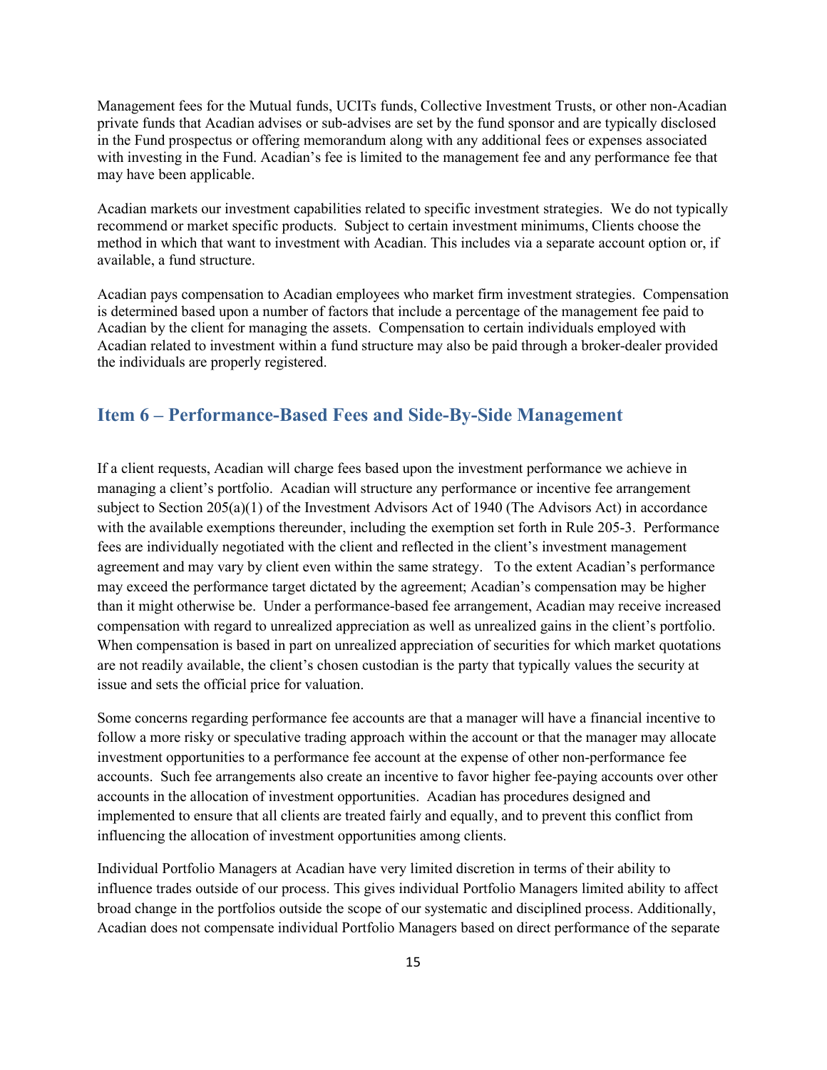Management fees for the Mutual funds, UCITs funds, Collective Investment Trusts, or other non-Acadian private funds that Acadian advises or sub-advises are set by the fund sponsor and are typically disclosed in the Fund prospectus or offering memorandum along with any additional fees or expenses associated with investing in the Fund. Acadian's fee is limited to the management fee and any performance fee that may have been applicable.

Acadian markets our investment capabilities related to specific investment strategies. We do not typically recommend or market specific products. Subject to certain investment minimums, Clients choose the method in which that want to investment with Acadian. This includes via a separate account option or, if available, a fund structure.

Acadian pays compensation to Acadian employees who market firm investment strategies. Compensation is determined based upon a number of factors that include a percentage of the management fee paid to Acadian by the client for managing the assets. Compensation to certain individuals employed with Acadian related to investment within a fund structure may also be paid through a broker-dealer provided the individuals are properly registered.

## Item 6 – Performance-Based Fees and Side-By-Side Management

If a client requests, Acadian will charge fees based upon the investment performance we achieve in managing a client's portfolio. Acadian will structure any performance or incentive fee arrangement subject to Section 205(a)(1) of the Investment Advisors Act of 1940 (The Advisors Act) in accordance with the available exemptions thereunder, including the exemption set forth in Rule 205-3. Performance fees are individually negotiated with the client and reflected in the client's investment management agreement and may vary by client even within the same strategy. To the extent Acadian's performance may exceed the performance target dictated by the agreement; Acadian's compensation may be higher than it might otherwise be. Under a performance-based fee arrangement, Acadian may receive increased compensation with regard to unrealized appreciation as well as unrealized gains in the client's portfolio. When compensation is based in part on unrealized appreciation of securities for which market quotations are not readily available, the client's chosen custodian is the party that typically values the security at issue and sets the official price for valuation.

Some concerns regarding performance fee accounts are that a manager will have a financial incentive to follow a more risky or speculative trading approach within the account or that the manager may allocate investment opportunities to a performance fee account at the expense of other non-performance fee accounts. Such fee arrangements also create an incentive to favor higher fee-paying accounts over other accounts in the allocation of investment opportunities. Acadian has procedures designed and implemented to ensure that all clients are treated fairly and equally, and to prevent this conflict from influencing the allocation of investment opportunities among clients.

Individual Portfolio Managers at Acadian have very limited discretion in terms of their ability to influence trades outside of our process. This gives individual Portfolio Managers limited ability to affect broad change in the portfolios outside the scope of our systematic and disciplined process. Additionally, Acadian does not compensate individual Portfolio Managers based on direct performance of the separate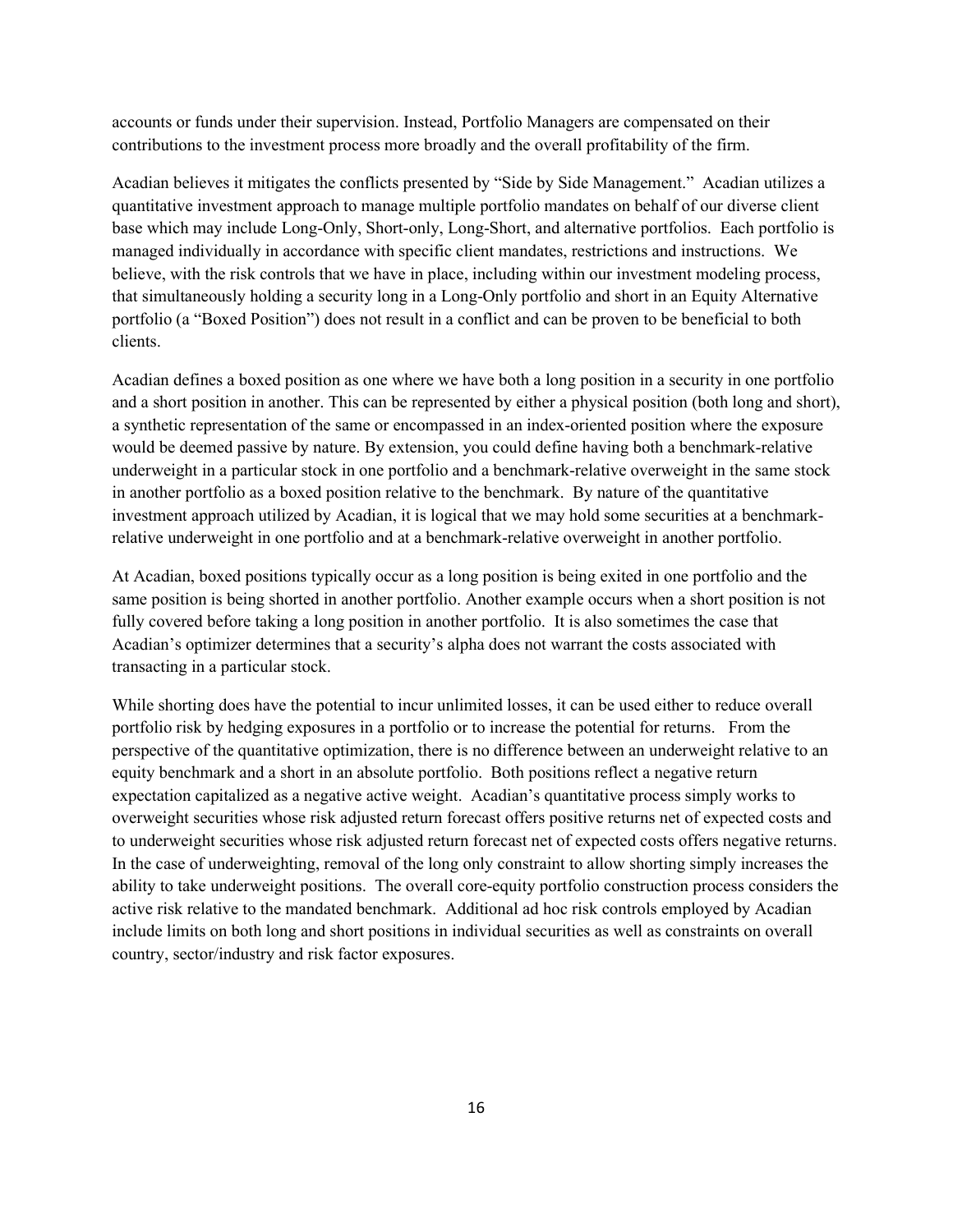accounts or funds under their supervision. Instead, Portfolio Managers are compensated on their contributions to the investment process more broadly and the overall profitability of the firm.

Acadian believes it mitigates the conflicts presented by "Side by Side Management." Acadian utilizes a quantitative investment approach to manage multiple portfolio mandates on behalf of our diverse client base which may include Long-Only, Short-only, Long-Short, and alternative portfolios. Each portfolio is managed individually in accordance with specific client mandates, restrictions and instructions. We believe, with the risk controls that we have in place, including within our investment modeling process, that simultaneously holding a security long in a Long-Only portfolio and short in an Equity Alternative portfolio (a "Boxed Position") does not result in a conflict and can be proven to be beneficial to both clients.

Acadian defines a boxed position as one where we have both a long position in a security in one portfolio and a short position in another. This can be represented by either a physical position (both long and short), a synthetic representation of the same or encompassed in an index-oriented position where the exposure would be deemed passive by nature. By extension, you could define having both a benchmark-relative underweight in a particular stock in one portfolio and a benchmark-relative overweight in the same stock in another portfolio as a boxed position relative to the benchmark. By nature of the quantitative investment approach utilized by Acadian, it is logical that we may hold some securities at a benchmark-relative underweight in one portfolio and at a benchmark-relative overweight in another portfolio.

At Acadian, boxed positions typically occur as a long position is being exited in one portfolio and the same position is being shorted in another portfolio. Another example occurs when a short position is not fully covered before taking a long position in another portfolio. It is also sometimes the case that Acadian's optimizer determines that a security's alpha does not warrant the costs associated with transacting in a particular stock.

While shorting does have the potential to incur unlimited losses, it can be used either to reduce overall portfolio risk by hedging exposures in a portfolio or to increase the potential for returns. From the perspective of the quantitative optimization, there is no difference between an underweight relative to an equity benchmark and a short in an absolute portfolio. Both positions reflect a negative return expectation capitalized as a negative active weight. Acadian's quantitative process simply works to overweight securities whose risk adjusted return forecast offers positive returns net of expected costs and to underweight securities whose risk adjusted return forecast net of expected costs offers negative returns. In the case of underweighting, removal of the long only constraint to allow shorting simply increases the ability to take underweight positions. The overall core-equity portfolio construction process considers the active risk relative to the mandated benchmark. Additional ad hoc risk controls employed by Acadian include limits on both long and short positions in individual securities as well as constraints on overall country, sector/industry and risk factor exposures.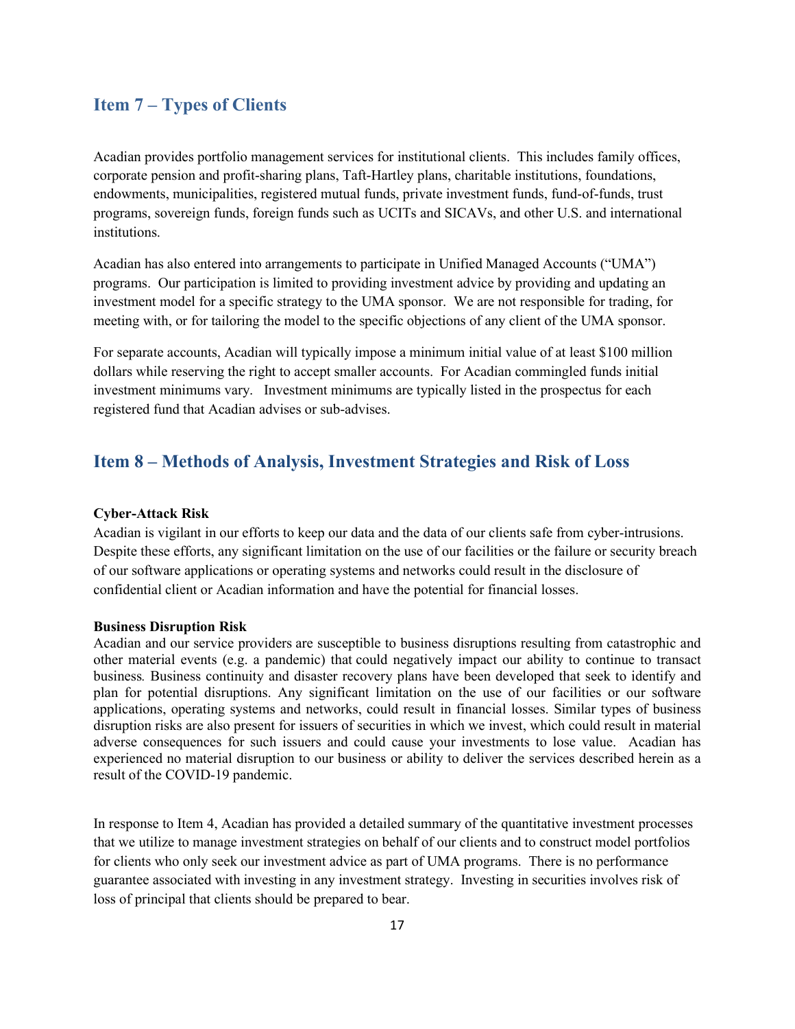## Item 7 – Types of Clients

Acadian provides portfolio management services for institutional clients. This includes family offices, corporate pension and profit-sharing plans, Taft-Hartley plans, charitable institutions, foundations, endowments, municipalities, registered mutual funds, private investment funds, fund-of-funds, trust programs, sovereign funds, foreign funds such as UCITs and SICAVs, and other U.S. and international institutions.

Acadian has also entered into arrangements to participate in Unified Managed Accounts ("UMA") programs. Our participation is limited to providing investment advice by providing and updating an investment model for a specific strategy to the UMA sponsor. We are not responsible for trading, for meeting with, or for tailoring the model to the specific objections of any client of the UMA sponsor.

For separate accounts, Acadian will typically impose a minimum initial value of at least $100 million dollars while reserving the right to accept smaller accounts. For Acadian commingled funds initial investment minimums vary. Investment minimums are typically listed in the prospectus for each registered fund that Acadian advises or sub-advises.

## Item 8 – Methods of Analysis, Investment Strategies and Risk of Loss

**Cyber-Attack Risk**

Acadian is vigilant in our efforts to keep our data and the data of our clients safe from cyber-intrusions. Despite these efforts, any significant limitation on the use of our facilities or the failure or security breach of our software applications or operating systems and networks could result in the disclosure of confidential client or Acadian information and have the potential for financial losses.

**Business Disruption Risk**

Acadian and our service providers are susceptible to business disruptions resulting from catastrophic and other material events (e.g. a pandemic) that could negatively impact our ability to continue to transact business. Business continuity and disaster recovery plans have been developed that seek to identify and plan for potential disruptions. Any significant limitation on the use of our facilities or our software applications, operating systems and networks, could result in financial losses. Similar types of business disruption risks are also present for issuers of securities in which we invest, which could result in material adverse consequences for such issuers and could cause your investments to lose value. Acadian has experienced no material disruption to our business or ability to deliver the services described herein as a result of the COVID-19 pandemic.

In response to Item 4, Acadian has provided a detailed summary of the quantitative investment processes that we utilize to manage investment strategies on behalf of our clients and to construct model portfolios for clients who only seek our investment advice as part of UMA programs. There is no performance guarantee associated with investing in any investment strategy. Investing in securities involves risk of loss of principal that clients should be prepared to bear.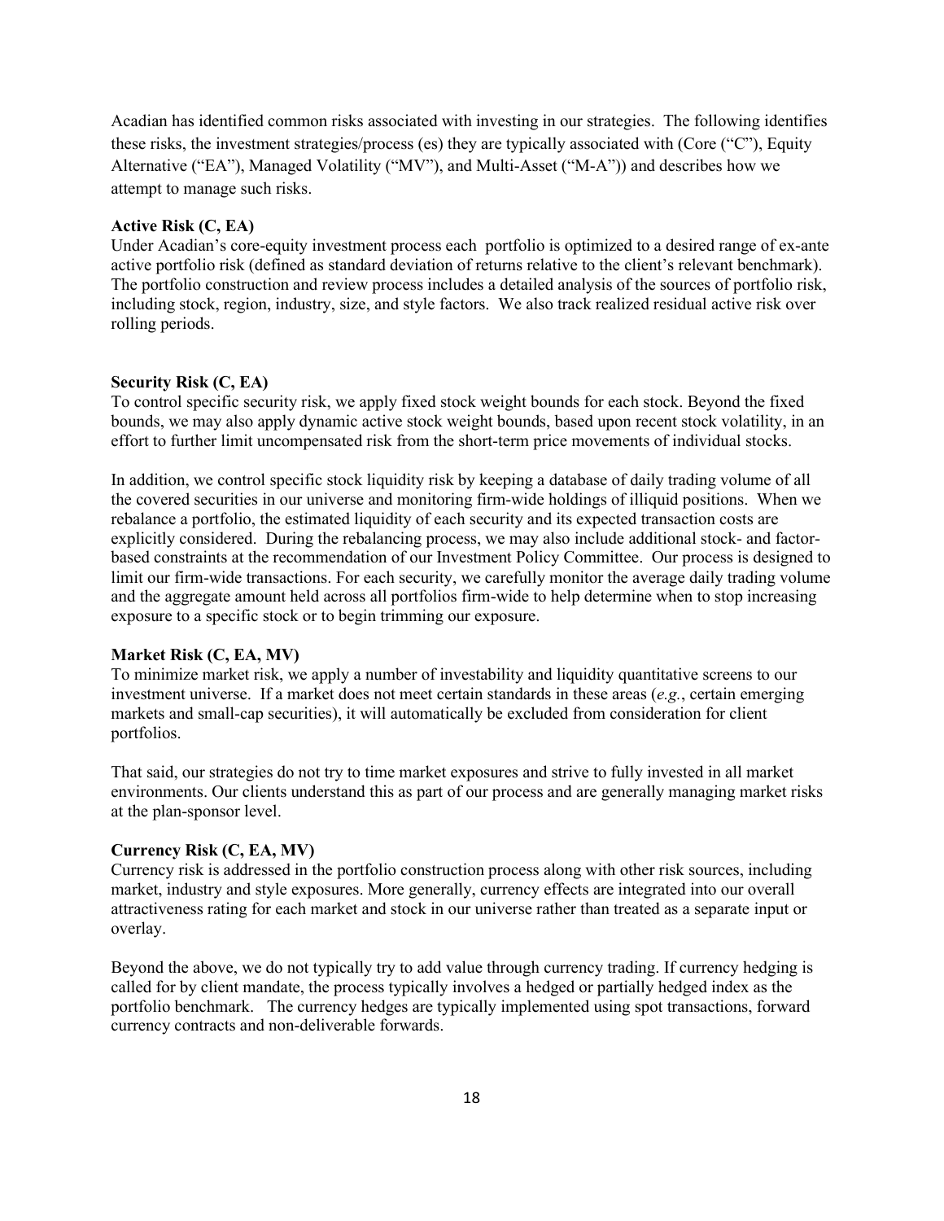Acadian has identified common risks associated with investing in our strategies. The following identifies these risks, the investment strategies/process (es) they are typically associated with (Core ("C"), Equity Alternative ("EA"), Managed Volatility ("MV"), and Multi-Asset ("M-A")) and describes how we attempt to manage such risks.

**Active Risk (C, EA)**
Under Acadian's core-equity investment process each portfolio is optimized to a desired range of ex-ante active portfolio risk (defined as standard deviation of returns relative to the client's relevant benchmark). The portfolio construction and review process includes a detailed analysis of the sources of portfolio risk, including stock, region, industry, size, and style factors. We also track realized residual active risk over rolling periods.

**Security Risk (C, EA)**
To control specific security risk, we apply fixed stock weight bounds for each stock. Beyond the fixed bounds, we may also apply dynamic active stock weight bounds, based upon recent stock volatility, in an effort to further limit uncompensated risk from the short-term price movements of individual stocks.

In addition, we control specific stock liquidity risk by keeping a database of daily trading volume of all the covered securities in our universe and monitoring firm-wide holdings of illiquid positions. When we rebalance a portfolio, the estimated liquidity of each security and its expected transaction costs are explicitly considered. During the rebalancing process, we may also include additional stock- and factor-based constraints at the recommendation of our Investment Policy Committee. Our process is designed to limit our firm-wide transactions. For each security, we carefully monitor the average daily trading volume and the aggregate amount held across all portfolios firm-wide to help determine when to stop increasing exposure to a specific stock or to begin trimming our exposure.

**Market Risk (C, EA, MV)**
To minimize market risk, we apply a number of investability and liquidity quantitative screens to our investment universe. If a market does not meet certain standards in these areas (*e.g.*, certain emerging markets and small-cap securities), it will automatically be excluded from consideration for client portfolios.

That said, our strategies do not try to time market exposures and strive to fully invested in all market environments. Our clients understand this as part of our process and are generally managing market risks at the plan-sponsor level.

**Currency Risk (C, EA, MV)**
Currency risk is addressed in the portfolio construction process along with other risk sources, including market, industry and style exposures. More generally, currency effects are integrated into our overall attractiveness rating for each market and stock in our universe rather than treated as a separate input or overlay.

Beyond the above, we do not typically try to add value through currency trading. If currency hedging is called for by client mandate, the process typically involves a hedged or partially hedged index as the portfolio benchmark. The currency hedges are typically implemented using spot transactions, forward currency contracts and non-deliverable forwards.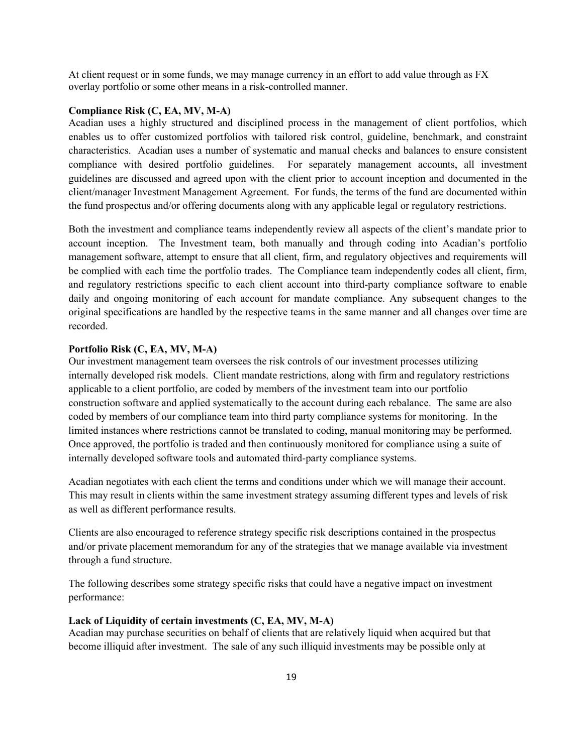At client request or in some funds, we may manage currency in an effort to add value through as FX overlay portfolio or some other means in a risk-controlled manner.

**Compliance Risk (C, EA, MV, M-A)**

Acadian uses a highly structured and disciplined process in the management of client portfolios, which enables us to offer customized portfolios with tailored risk control, guideline, benchmark, and constraint characteristics. Acadian uses a number of systematic and manual checks and balances to ensure consistent compliance with desired portfolio guidelines. For separately management accounts, all investment guidelines are discussed and agreed upon with the client prior to account inception and documented in the client/manager Investment Management Agreement. For funds, the terms of the fund are documented within the fund prospectus and/or offering documents along with any applicable legal or regulatory restrictions.

Both the investment and compliance teams independently review all aspects of the client's mandate prior to account inception. The Investment team, both manually and through coding into Acadian's portfolio management software, attempt to ensure that all client, firm, and regulatory objectives and requirements will be complied with each time the portfolio trades. The Compliance team independently codes all client, firm, and regulatory restrictions specific to each client account into third-party compliance software to enable daily and ongoing monitoring of each account for mandate compliance. Any subsequent changes to the original specifications are handled by the respective teams in the same manner and all changes over time are recorded.

**Portfolio Risk (C, EA, MV, M-A)**

Our investment management team oversees the risk controls of our investment processes utilizing internally developed risk models. Client mandate restrictions, along with firm and regulatory restrictions applicable to a client portfolio, are coded by members of the investment team into our portfolio construction software and applied systematically to the account during each rebalance. The same are also coded by members of our compliance team into third party compliance systems for monitoring. In the limited instances where restrictions cannot be translated to coding, manual monitoring may be performed. Once approved, the portfolio is traded and then continuously monitored for compliance using a suite of internally developed software tools and automated third-party compliance systems.

Acadian negotiates with each client the terms and conditions under which we will manage their account. This may result in clients within the same investment strategy assuming different types and levels of risk as well as different performance results.

Clients are also encouraged to reference strategy specific risk descriptions contained in the prospectus and/or private placement memorandum for any of the strategies that we manage available via investment through a fund structure.

The following describes some strategy specific risks that could have a negative impact on investment performance:

**Lack of Liquidity of certain investments (C, EA, MV, M-A)**

Acadian may purchase securities on behalf of clients that are relatively liquid when acquired but that become illiquid after investment. The sale of any such illiquid investments may be possible only at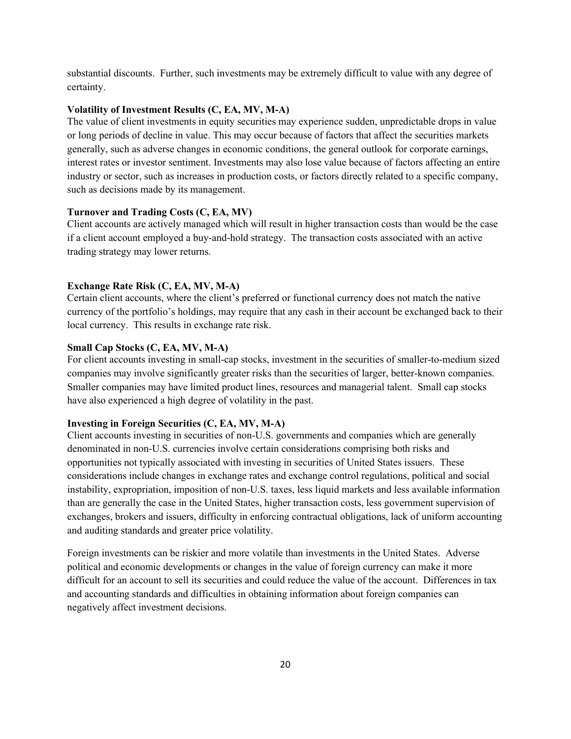substantial discounts. Further, such investments may be extremely difficult to value with any degree of certainty.

**Volatility of Investment Results (C, EA, MV, M-A)**

The value of client investments in equity securities may experience sudden, unpredictable drops in value or long periods of decline in value. This may occur because of factors that affect the securities markets generally, such as adverse changes in economic conditions, the general outlook for corporate earnings, interest rates or investor sentiment. Investments may also lose value because of factors affecting an entire industry or sector, such as increases in production costs, or factors directly related to a specific company, such as decisions made by its management.

**Turnover and Trading Costs (C, EA, MV)**

Client accounts are actively managed which will result in higher transaction costs than would be the case if a client account employed a buy-and-hold strategy. The transaction costs associated with an active trading strategy may lower returns.

**Exchange Rate Risk (C, EA, MV, M-A)**

Certain client accounts, where the client's preferred or functional currency does not match the native currency of the portfolio's holdings, may require that any cash in their account be exchanged back to their local currency. This results in exchange rate risk.

**Small Cap Stocks (C, EA, MV, M-A)**

For client accounts investing in small-cap stocks, investment in the securities of smaller-to-medium sized companies may involve significantly greater risks than the securities of larger, better-known companies. Smaller companies may have limited product lines, resources and managerial talent. Small cap stocks have also experienced a high degree of volatility in the past.

**Investing in Foreign Securities (C, EA, MV, M-A)**

Client accounts investing in securities of non-U.S. governments and companies which are generally denominated in non-U.S. currencies involve certain considerations comprising both risks and opportunities not typically associated with investing in securities of United States issuers. These considerations include changes in exchange rates and exchange control regulations, political and social instability, expropriation, imposition of non-U.S. taxes, less liquid markets and less available information than are generally the case in the United States, higher transaction costs, less government supervision of exchanges, brokers and issuers, difficulty in enforcing contractual obligations, lack of uniform accounting and auditing standards and greater price volatility.

Foreign investments can be riskier and more volatile than investments in the United States. Adverse political and economic developments or changes in the value of foreign currency can make it more difficult for an account to sell its securities and could reduce the value of the account. Differences in tax and accounting standards and difficulties in obtaining information about foreign companies can negatively affect investment decisions.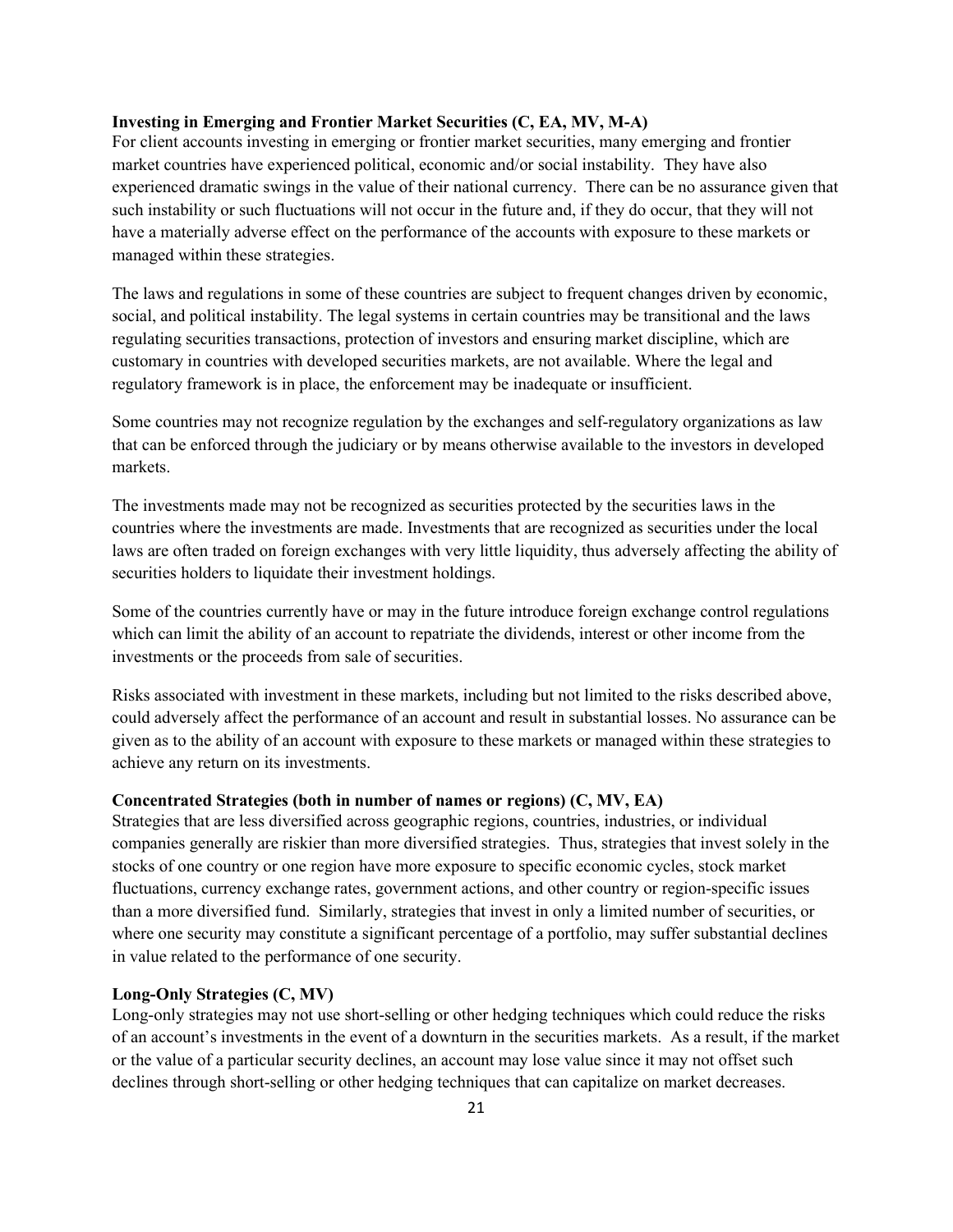**Investing in Emerging and Frontier Market Securities (C, EA, MV, M-A)**
For client accounts investing in emerging or frontier market securities, many emerging and frontier market countries have experienced political, economic and/or social instability. They have also experienced dramatic swings in the value of their national currency. There can be no assurance given that such instability or such fluctuations will not occur in the future and, if they do occur, that they will not have a materially adverse effect on the performance of the accounts with exposure to these markets or managed within these strategies.

The laws and regulations in some of these countries are subject to frequent changes driven by economic, social, and political instability. The legal systems in certain countries may be transitional and the laws regulating securities transactions, protection of investors and ensuring market discipline, which are customary in countries with developed securities markets, are not available. Where the legal and regulatory framework is in place, the enforcement may be inadequate or insufficient.

Some countries may not recognize regulation by the exchanges and self-regulatory organizations as law that can be enforced through the judiciary or by means otherwise available to the investors in developed markets.

The investments made may not be recognized as securities protected by the securities laws in the countries where the investments are made. Investments that are recognized as securities under the local laws are often traded on foreign exchanges with very little liquidity, thus adversely affecting the ability of securities holders to liquidate their investment holdings.

Some of the countries currently have or may in the future introduce foreign exchange control regulations which can limit the ability of an account to repatriate the dividends, interest or other income from the investments or the proceeds from sale of securities.

Risks associated with investment in these markets, including but not limited to the risks described above, could adversely affect the performance of an account and result in substantial losses. No assurance can be given as to the ability of an account with exposure to these markets or managed within these strategies to achieve any return on its investments.

**Concentrated Strategies (both in number of names or regions) (C, MV, EA)**
Strategies that are less diversified across geographic regions, countries, industries, or individual companies generally are riskier than more diversified strategies. Thus, strategies that invest solely in the stocks of one country or one region have more exposure to specific economic cycles, stock market fluctuations, currency exchange rates, government actions, and other country or region-specific issues than a more diversified fund. Similarly, strategies that invest in only a limited number of securities, or where one security may constitute a significant percentage of a portfolio, may suffer substantial declines in value related to the performance of one security.

**Long-Only Strategies (C, MV)**
Long-only strategies may not use short-selling or other hedging techniques which could reduce the risks of an account's investments in the event of a downturn in the securities markets. As a result, if the market or the value of a particular security declines, an account may lose value since it may not offset such declines through short-selling or other hedging techniques that can capitalize on market decreases.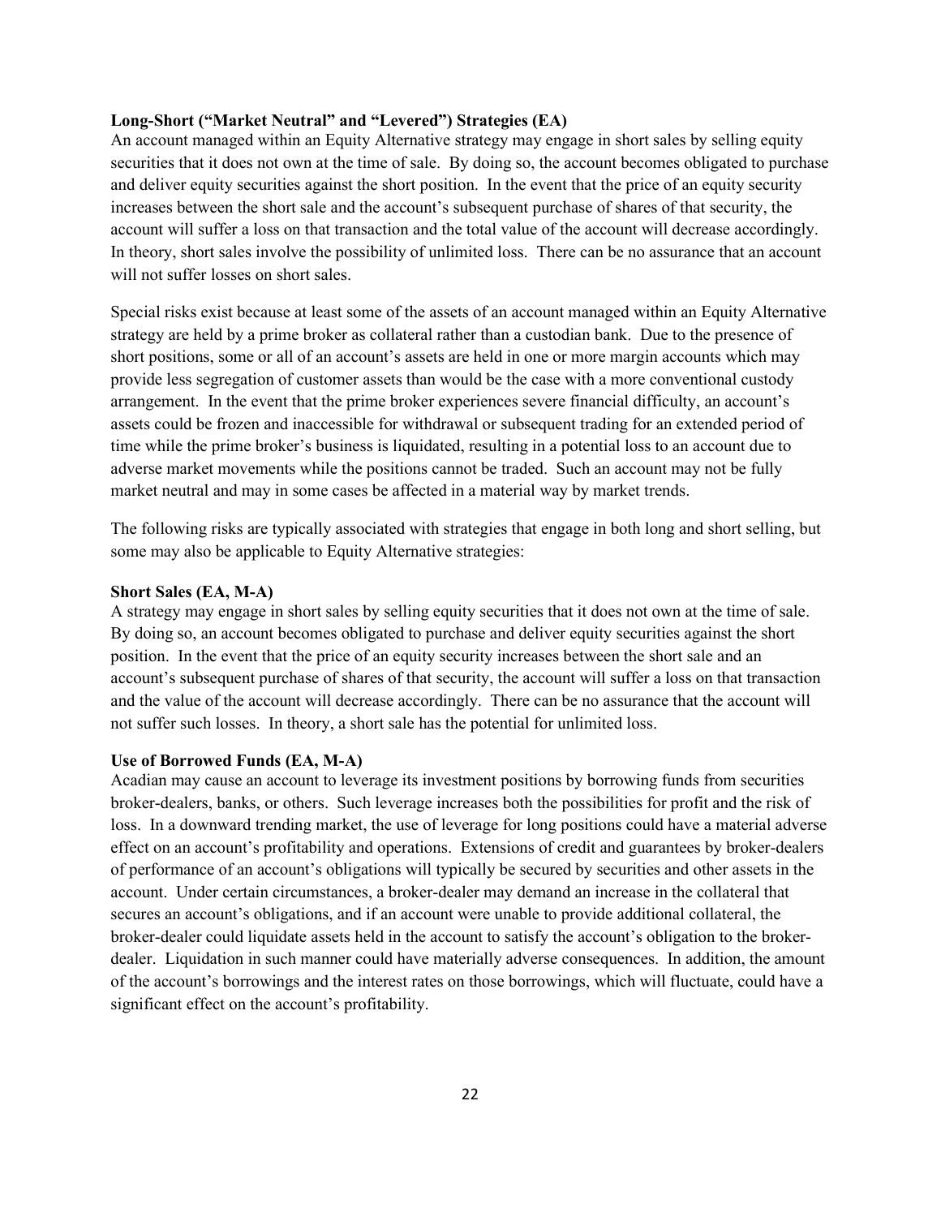**Long-Short ("Market Neutral" and "Levered") Strategies (EA)**
An account managed within an Equity Alternative strategy may engage in short sales by selling equity securities that it does not own at the time of sale. By doing so, the account becomes obligated to purchase and deliver equity securities against the short position. In the event that the price of an equity security increases between the short sale and the account's subsequent purchase of shares of that security, the account will suffer a loss on that transaction and the total value of the account will decrease accordingly. In theory, short sales involve the possibility of unlimited loss. There can be no assurance that an account will not suffer losses on short sales.

Special risks exist because at least some of the assets of an account managed within an Equity Alternative strategy are held by a prime broker as collateral rather than a custodian bank. Due to the presence of short positions, some or all of an account's assets are held in one or more margin accounts which may provide less segregation of customer assets than would be the case with a more conventional custody arrangement. In the event that the prime broker experiences severe financial difficulty, an account's assets could be frozen and inaccessible for withdrawal or subsequent trading for an extended period of time while the prime broker's business is liquidated, resulting in a potential loss to an account due to adverse market movements while the positions cannot be traded. Such an account may not be fully market neutral and may in some cases be affected in a material way by market trends.

The following risks are typically associated with strategies that engage in both long and short selling, but some may also be applicable to Equity Alternative strategies:

**Short Sales (EA, M-A)**
A strategy may engage in short sales by selling equity securities that it does not own at the time of sale. By doing so, an account becomes obligated to purchase and deliver equity securities against the short position. In the event that the price of an equity security increases between the short sale and an account's subsequent purchase of shares of that security, the account will suffer a loss on that transaction and the value of the account will decrease accordingly. There can be no assurance that the account will not suffer such losses. In theory, a short sale has the potential for unlimited loss.

**Use of Borrowed Funds (EA, M-A)**
Acadian may cause an account to leverage its investment positions by borrowing funds from securities broker-dealers, banks, or others. Such leverage increases both the possibilities for profit and the risk of loss. In a downward trending market, the use of leverage for long positions could have a material adverse effect on an account's profitability and operations. Extensions of credit and guarantees by broker-dealers of performance of an account's obligations will typically be secured by securities and other assets in the account. Under certain circumstances, a broker-dealer may demand an increase in the collateral that secures an account's obligations, and if an account were unable to provide additional collateral, the broker-dealer could liquidate assets held in the account to satisfy the account's obligation to the broker-dealer. Liquidation in such manner could have materially adverse consequences. In addition, the amount of the account's borrowings and the interest rates on those borrowings, which will fluctuate, could have a significant effect on the account's profitability.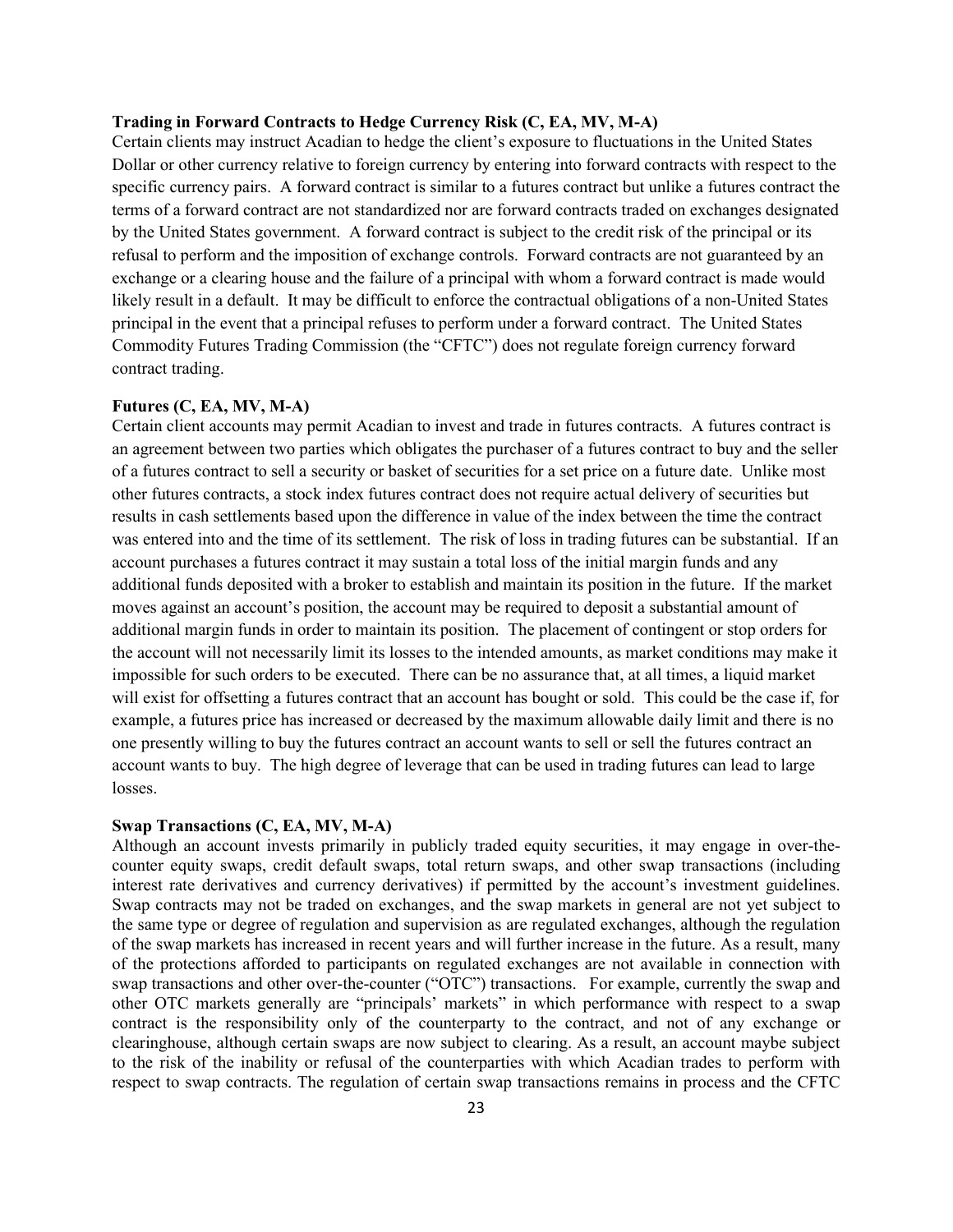**Trading in Forward Contracts to Hedge Currency Risk (C, EA, MV, M-A)**
Certain clients may instruct Acadian to hedge the client's exposure to fluctuations in the United States Dollar or other currency relative to foreign currency by entering into forward contracts with respect to the specific currency pairs. A forward contract is similar to a futures contract but unlike a futures contract the terms of a forward contract are not standardized nor are forward contracts traded on exchanges designated by the United States government. A forward contract is subject to the credit risk of the principal or its refusal to perform and the imposition of exchange controls. Forward contracts are not guaranteed by an exchange or a clearing house and the failure of a principal with whom a forward contract is made would likely result in a default. It may be difficult to enforce the contractual obligations of a non-United States principal in the event that a principal refuses to perform under a forward contract. The United States Commodity Futures Trading Commission (the "CFTC") does not regulate foreign currency forward contract trading.

**Futures (C, EA, MV, M-A)**
Certain client accounts may permit Acadian to invest and trade in futures contracts. A futures contract is an agreement between two parties which obligates the purchaser of a futures contract to buy and the seller of a futures contract to sell a security or basket of securities for a set price on a future date. Unlike most other futures contracts, a stock index futures contract does not require actual delivery of securities but results in cash settlements based upon the difference in value of the index between the time the contract was entered into and the time of its settlement. The risk of loss in trading futures can be substantial. If an account purchases a futures contract it may sustain a total loss of the initial margin funds and any additional funds deposited with a broker to establish and maintain its position in the future. If the market moves against an account's position, the account may be required to deposit a substantial amount of additional margin funds in order to maintain its position. The placement of contingent or stop orders for the account will not necessarily limit its losses to the intended amounts, as market conditions may make it impossible for such orders to be executed. There can be no assurance that, at all times, a liquid market will exist for offsetting a futures contract that an account has bought or sold. This could be the case if, for example, a futures price has increased or decreased by the maximum allowable daily limit and there is no one presently willing to buy the futures contract an account wants to sell or sell the futures contract an account wants to buy. The high degree of leverage that can be used in trading futures can lead to large losses.

**Swap Transactions (C, EA, MV, M-A)**
Although an account invests primarily in publicly traded equity securities, it may engage in over-the-counter equity swaps, credit default swaps, total return swaps, and other swap transactions (including interest rate derivatives and currency derivatives) if permitted by the account's investment guidelines. Swap contracts may not be traded on exchanges, and the swap markets in general are not yet subject to the same type or degree of regulation and supervision as are regulated exchanges, although the regulation of the swap markets has increased in recent years and will further increase in the future. As a result, many of the protections afforded to participants on regulated exchanges are not available in connection with swap transactions and other over-the-counter ("OTC") transactions. For example, currently the swap and other OTC markets generally are "principals' markets" in which performance with respect to a swap contract is the responsibility only of the counterparty to the contract, and not of any exchange or clearinghouse, although certain swaps are now subject to clearing. As a result, an account maybe subject to the risk of the inability or refusal of the counterparties with which Acadian trades to perform with respect to swap contracts. The regulation of certain swap transactions remains in process and the CFTC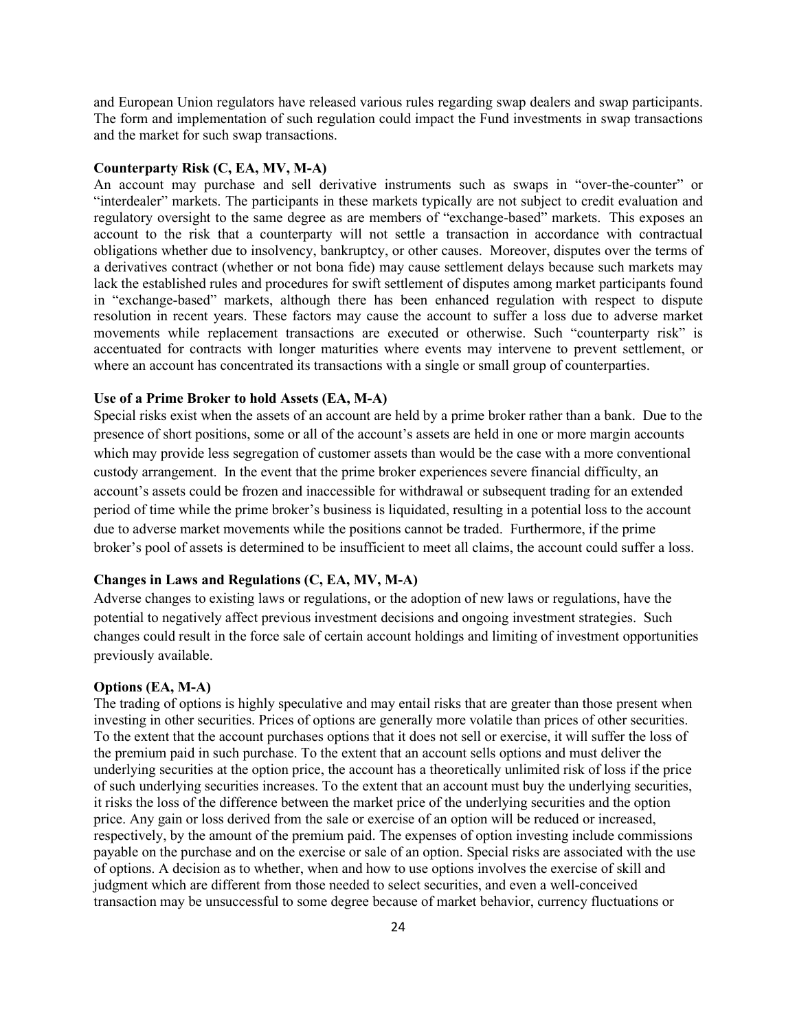and European Union regulators have released various rules regarding swap dealers and swap participants. The form and implementation of such regulation could impact the Fund investments in swap transactions and the market for such swap transactions.

**Counterparty Risk (C, EA, MV, M-A)**

An account may purchase and sell derivative instruments such as swaps in "over-the-counter" or "interdealer" markets. The participants in these markets typically are not subject to credit evaluation and regulatory oversight to the same degree as are members of "exchange-based" markets. This exposes an account to the risk that a counterparty will not settle a transaction in accordance with contractual obligations whether due to insolvency, bankruptcy, or other causes. Moreover, disputes over the terms of a derivatives contract (whether or not bona fide) may cause settlement delays because such markets may lack the established rules and procedures for swift settlement of disputes among market participants found in "exchange-based" markets, although there has been enhanced regulation with respect to dispute resolution in recent years. These factors may cause the account to suffer a loss due to adverse market movements while replacement transactions are executed or otherwise. Such "counterparty risk" is accentuated for contracts with longer maturities where events may intervene to prevent settlement, or where an account has concentrated its transactions with a single or small group of counterparties.

**Use of a Prime Broker to hold Assets (EA, M-A)**

Special risks exist when the assets of an account are held by a prime broker rather than a bank. Due to the presence of short positions, some or all of the account's assets are held in one or more margin accounts which may provide less segregation of customer assets than would be the case with a more conventional custody arrangement. In the event that the prime broker experiences severe financial difficulty, an account's assets could be frozen and inaccessible for withdrawal or subsequent trading for an extended period of time while the prime broker's business is liquidated, resulting in a potential loss to the account due to adverse market movements while the positions cannot be traded. Furthermore, if the prime broker's pool of assets is determined to be insufficient to meet all claims, the account could suffer a loss.

**Changes in Laws and Regulations (C, EA, MV, M-A)**

Adverse changes to existing laws or regulations, or the adoption of new laws or regulations, have the potential to negatively affect previous investment decisions and ongoing investment strategies. Such changes could result in the force sale of certain account holdings and limiting of investment opportunities previously available.

**Options (EA, M-A)**

The trading of options is highly speculative and may entail risks that are greater than those present when investing in other securities. Prices of options are generally more volatile than prices of other securities. To the extent that the account purchases options that it does not sell or exercise, it will suffer the loss of the premium paid in such purchase. To the extent that an account sells options and must deliver the underlying securities at the option price, the account has a theoretically unlimited risk of loss if the price of such underlying securities increases. To the extent that an account must buy the underlying securities, it risks the loss of the difference between the market price of the underlying securities and the option price. Any gain or loss derived from the sale or exercise of an option will be reduced or increased, respectively, by the amount of the premium paid. The expenses of option investing include commissions payable on the purchase and on the exercise or sale of an option. Special risks are associated with the use of options. A decision as to whether, when and how to use options involves the exercise of skill and judgment which are different from those needed to select securities, and even a well-conceived transaction may be unsuccessful to some degree because of market behavior, currency fluctuations or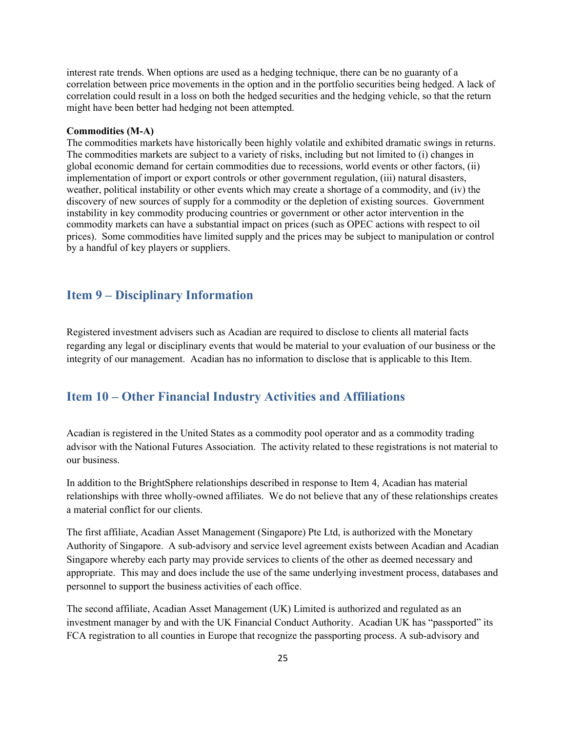interest rate trends. When options are used as a hedging technique, there can be no guaranty of a correlation between price movements in the option and in the portfolio securities being hedged. A lack of correlation could result in a loss on both the hedged securities and the hedging vehicle, so that the return might have been better had hedging not been attempted.

**Commodities (M-A)**

The commodities markets have historically been highly volatile and exhibited dramatic swings in returns. The commodities markets are subject to a variety of risks, including but not limited to (i) changes in global economic demand for certain commodities due to recessions, world events or other factors, (ii) implementation of import or export controls or other government regulation, (iii) natural disasters, weather, political instability or other events which may create a shortage of a commodity, and (iv) the discovery of new sources of supply for a commodity or the depletion of existing sources. Government instability in key commodity producing countries or government or other actor intervention in the commodity markets can have a substantial impact on prices (such as OPEC actions with respect to oil prices). Some commodities have limited supply and the prices may be subject to manipulation or control by a handful of key players or suppliers.

## Item 9 – Disciplinary Information

Registered investment advisers such as Acadian are required to disclose to clients all material facts regarding any legal or disciplinary events that would be material to your evaluation of our business or the integrity of our management. Acadian has no information to disclose that is applicable to this Item.

## Item 10 – Other Financial Industry Activities and Affiliations

Acadian is registered in the United States as a commodity pool operator and as a commodity trading advisor with the National Futures Association. The activity related to these registrations is not material to our business.

In addition to the BrightSphere relationships described in response to Item 4, Acadian has material relationships with three wholly-owned affiliates. We do not believe that any of these relationships creates a material conflict for our clients.

The first affiliate, Acadian Asset Management (Singapore) Pte Ltd, is authorized with the Monetary Authority of Singapore. A sub-advisory and service level agreement exists between Acadian and Acadian Singapore whereby each party may provide services to clients of the other as deemed necessary and appropriate. This may and does include the use of the same underlying investment process, databases and personnel to support the business activities of each office.

The second affiliate, Acadian Asset Management (UK) Limited is authorized and regulated as an investment manager by and with the UK Financial Conduct Authority. Acadian UK has "passported" its FCA registration to all counties in Europe that recognize the passporting process. A sub-advisory and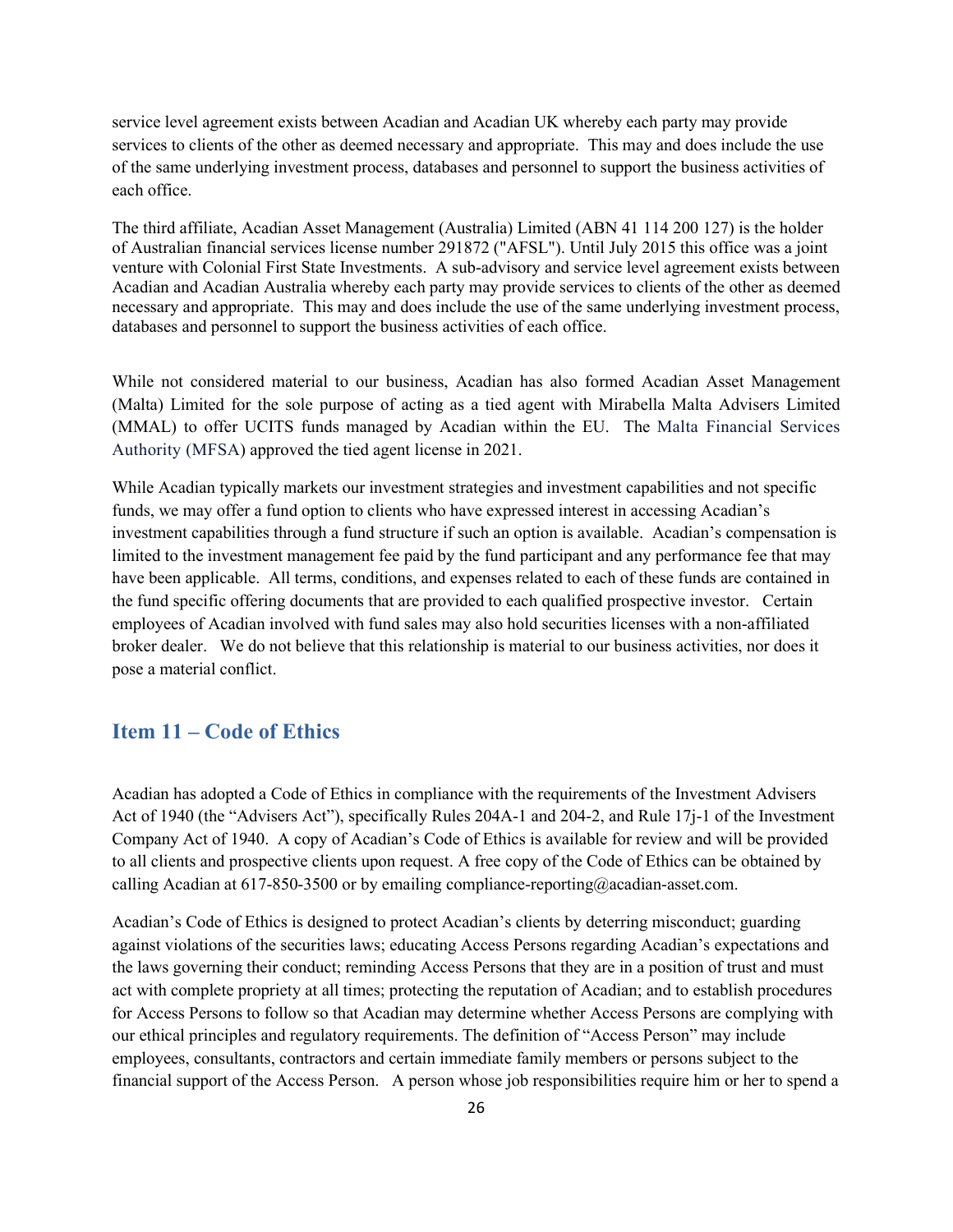service level agreement exists between Acadian and Acadian UK whereby each party may provide services to clients of the other as deemed necessary and appropriate. This may and does include the use of the same underlying investment process, databases and personnel to support the business activities of each office.

The third affiliate, Acadian Asset Management (Australia) Limited (ABN 41 114 200 127) is the holder of Australian financial services license number 291872 ("AFSL"). Until July 2015 this office was a joint venture with Colonial First State Investments. A sub-advisory and service level agreement exists between Acadian and Acadian Australia whereby each party may provide services to clients of the other as deemed necessary and appropriate. This may and does include the use of the same underlying investment process, databases and personnel to support the business activities of each office.

While not considered material to our business, Acadian has also formed Acadian Asset Management (Malta) Limited for the sole purpose of acting as a tied agent with Mirabella Malta Advisers Limited (MMAL) to offer UCITS funds managed by Acadian within the EU. The Malta Financial Services Authority (MFSA) approved the tied agent license in 2021.

While Acadian typically markets our investment strategies and investment capabilities and not specific funds, we may offer a fund option to clients who have expressed interest in accessing Acadian's investment capabilities through a fund structure if such an option is available. Acadian's compensation is limited to the investment management fee paid by the fund participant and any performance fee that may have been applicable. All terms, conditions, and expenses related to each of these funds are contained in the fund specific offering documents that are provided to each qualified prospective investor. Certain employees of Acadian involved with fund sales may also hold securities licenses with a non-affiliated broker dealer. We do not believe that this relationship is material to our business activities, nor does it pose a material conflict.

## Item 11 – Code of Ethics

Acadian has adopted a Code of Ethics in compliance with the requirements of the Investment Advisers Act of 1940 (the "Advisers Act"), specifically Rules 204A-1 and 204-2, and Rule 17j-1 of the Investment Company Act of 1940. A copy of Acadian's Code of Ethics is available for review and will be provided to all clients and prospective clients upon request. A free copy of the Code of Ethics can be obtained by calling Acadian at 617-850-3500 or by emailing compliance-reporting@acadian-asset.com.

Acadian's Code of Ethics is designed to protect Acadian's clients by deterring misconduct; guarding against violations of the securities laws; educating Access Persons regarding Acadian's expectations and the laws governing their conduct; reminding Access Persons that they are in a position of trust and must act with complete propriety at all times; protecting the reputation of Acadian; and to establish procedures for Access Persons to follow so that Acadian may determine whether Access Persons are complying with our ethical principles and regulatory requirements. The definition of "Access Person" may include employees, consultants, contractors and certain immediate family members or persons subject to the financial support of the Access Person. A person whose job responsibilities require him or her to spend a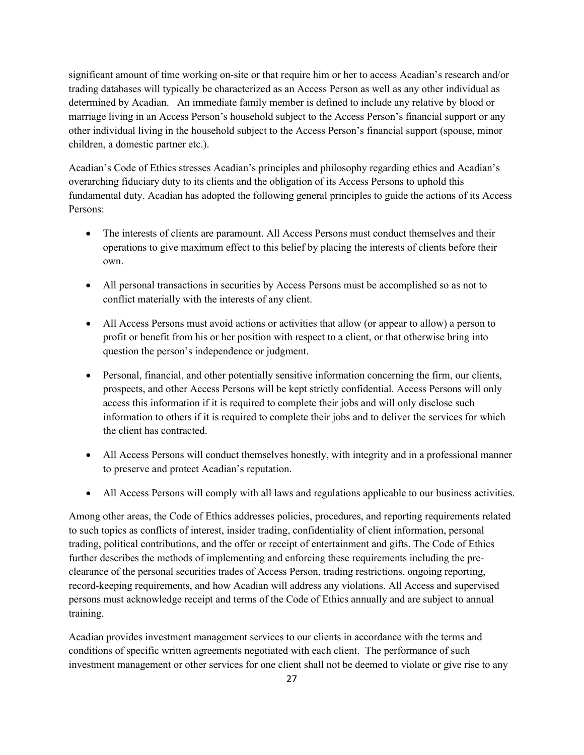significant amount of time working on-site or that require him or her to access Acadian's research and/or trading databases will typically be characterized as an Access Person as well as any other individual as determined by Acadian. An immediate family member is defined to include any relative by blood or marriage living in an Access Person's household subject to the Access Person's financial support or any other individual living in the household subject to the Access Person's financial support (spouse, minor children, a domestic partner etc.).

Acadian's Code of Ethics stresses Acadian's principles and philosophy regarding ethics and Acadian's overarching fiduciary duty to its clients and the obligation of its Access Persons to uphold this fundamental duty. Acadian has adopted the following general principles to guide the actions of its Access Persons:

- The interests of clients are paramount. All Access Persons must conduct themselves and their operations to give maximum effect to this belief by placing the interests of clients before their own.
- All personal transactions in securities by Access Persons must be accomplished so as not to conflict materially with the interests of any client.
- All Access Persons must avoid actions or activities that allow (or appear to allow) a person to profit or benefit from his or her position with respect to a client, or that otherwise bring into question the person's independence or judgment.
- Personal, financial, and other potentially sensitive information concerning the firm, our clients, prospects, and other Access Persons will be kept strictly confidential. Access Persons will only access this information if it is required to complete their jobs and will only disclose such information to others if it is required to complete their jobs and to deliver the services for which the client has contracted.
- All Access Persons will conduct themselves honestly, with integrity and in a professional manner to preserve and protect Acadian's reputation.
- All Access Persons will comply with all laws and regulations applicable to our business activities.

Among other areas, the Code of Ethics addresses policies, procedures, and reporting requirements related to such topics as conflicts of interest, insider trading, confidentiality of client information, personal trading, political contributions, and the offer or receipt of entertainment and gifts. The Code of Ethics further describes the methods of implementing and enforcing these requirements including the pre-clearance of the personal securities trades of Access Person, trading restrictions, ongoing reporting, record-keeping requirements, and how Acadian will address any violations. All Access and supervised persons must acknowledge receipt and terms of the Code of Ethics annually and are subject to annual training.

Acadian provides investment management services to our clients in accordance with the terms and conditions of specific written agreements negotiated with each client. The performance of such investment management or other services for one client shall not be deemed to violate or give rise to any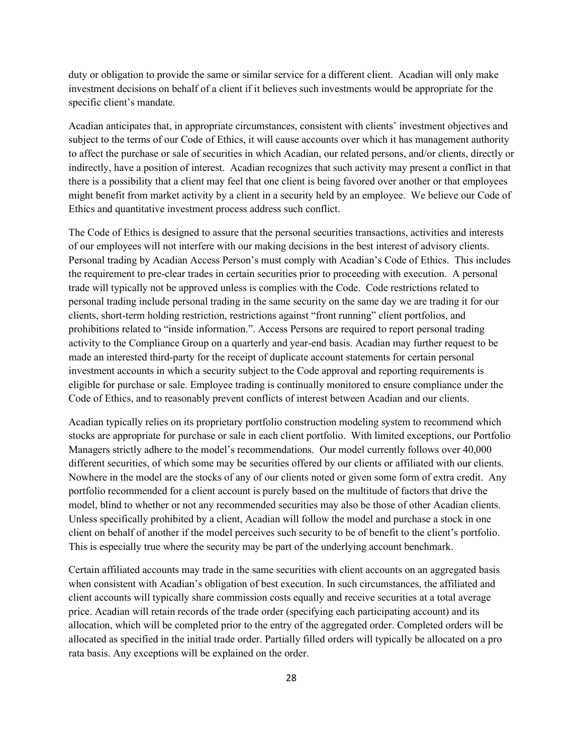duty or obligation to provide the same or similar service for a different client. Acadian will only make investment decisions on behalf of a client if it believes such investments would be appropriate for the specific client's mandate.

Acadian anticipates that, in appropriate circumstances, consistent with clients' investment objectives and subject to the terms of our Code of Ethics, it will cause accounts over which it has management authority to affect the purchase or sale of securities in which Acadian, our related persons, and/or clients, directly or indirectly, have a position of interest. Acadian recognizes that such activity may present a conflict in that there is a possibility that a client may feel that one client is being favored over another or that employees might benefit from market activity by a client in a security held by an employee. We believe our Code of Ethics and quantitative investment process address such conflict.

The Code of Ethics is designed to assure that the personal securities transactions, activities and interests of our employees will not interfere with our making decisions in the best interest of advisory clients. Personal trading by Acadian Access Person's must comply with Acadian's Code of Ethics. This includes the requirement to pre-clear trades in certain securities prior to proceeding with execution. A personal trade will typically not be approved unless is complies with the Code. Code restrictions related to personal trading include personal trading in the same security on the same day we are trading it for our clients, short-term holding restriction, restrictions against "front running" client portfolios, and prohibitions related to "inside information.". Access Persons are required to report personal trading activity to the Compliance Group on a quarterly and year-end basis. Acadian may further request to be made an interested third-party for the receipt of duplicate account statements for certain personal investment accounts in which a security subject to the Code approval and reporting requirements is eligible for purchase or sale. Employee trading is continually monitored to ensure compliance under the Code of Ethics, and to reasonably prevent conflicts of interest between Acadian and our clients.

Acadian typically relies on its proprietary portfolio construction modeling system to recommend which stocks are appropriate for purchase or sale in each client portfolio. With limited exceptions, our Portfolio Managers strictly adhere to the model's recommendations. Our model currently follows over 40,000 different securities, of which some may be securities offered by our clients or affiliated with our clients. Nowhere in the model are the stocks of any of our clients noted or given some form of extra credit. Any portfolio recommended for a client account is purely based on the multitude of factors that drive the model, blind to whether or not any recommended securities may also be those of other Acadian clients. Unless specifically prohibited by a client, Acadian will follow the model and purchase a stock in one client on behalf of another if the model perceives such security to be of benefit to the client's portfolio. This is especially true where the security may be part of the underlying account benchmark.

Certain affiliated accounts may trade in the same securities with client accounts on an aggregated basis when consistent with Acadian's obligation of best execution. In such circumstances, the affiliated and client accounts will typically share commission costs equally and receive securities at a total average price. Acadian will retain records of the trade order (specifying each participating account) and its allocation, which will be completed prior to the entry of the aggregated order. Completed orders will be allocated as specified in the initial trade order. Partially filled orders will typically be allocated on a pro rata basis. Any exceptions will be explained on the order.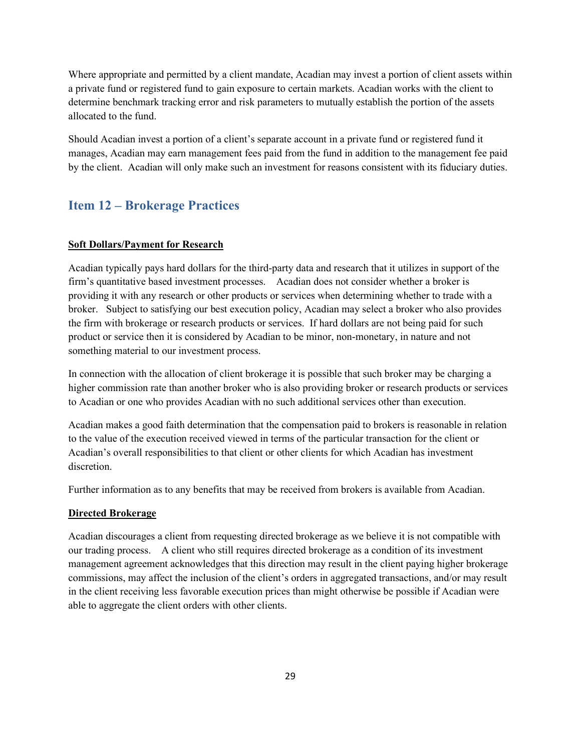Where appropriate and permitted by a client mandate, Acadian may invest a portion of client assets within a private fund or registered fund to gain exposure to certain markets. Acadian works with the client to determine benchmark tracking error and risk parameters to mutually establish the portion of the assets allocated to the fund.

Should Acadian invest a portion of a client's separate account in a private fund or registered fund it manages, Acadian may earn management fees paid from the fund in addition to the management fee paid by the client. Acadian will only make such an investment for reasons consistent with its fiduciary duties.

## Item 12 – Brokerage Practices

**Soft Dollars/Payment for Research**

Acadian typically pays hard dollars for the third-party data and research that it utilizes in support of the firm's quantitative based investment processes. Acadian does not consider whether a broker is providing it with any research or other products or services when determining whether to trade with a broker. Subject to satisfying our best execution policy, Acadian may select a broker who also provides the firm with brokerage or research products or services. If hard dollars are not being paid for such product or service then it is considered by Acadian to be minor, non-monetary, in nature and not something material to our investment process.

In connection with the allocation of client brokerage it is possible that such broker may be charging a higher commission rate than another broker who is also providing broker or research products or services to Acadian or one who provides Acadian with no such additional services other than execution.

Acadian makes a good faith determination that the compensation paid to brokers is reasonable in relation to the value of the execution received viewed in terms of the particular transaction for the client or Acadian's overall responsibilities to that client or other clients for which Acadian has investment discretion.

Further information as to any benefits that may be received from brokers is available from Acadian.

**Directed Brokerage**

Acadian discourages a client from requesting directed brokerage as we believe it is not compatible with our trading process. A client who still requires directed brokerage as a condition of its investment management agreement acknowledges that this direction may result in the client paying higher brokerage commissions, may affect the inclusion of the client's orders in aggregated transactions, and/or may result in the client receiving less favorable execution prices than might otherwise be possible if Acadian were able to aggregate the client orders with other clients.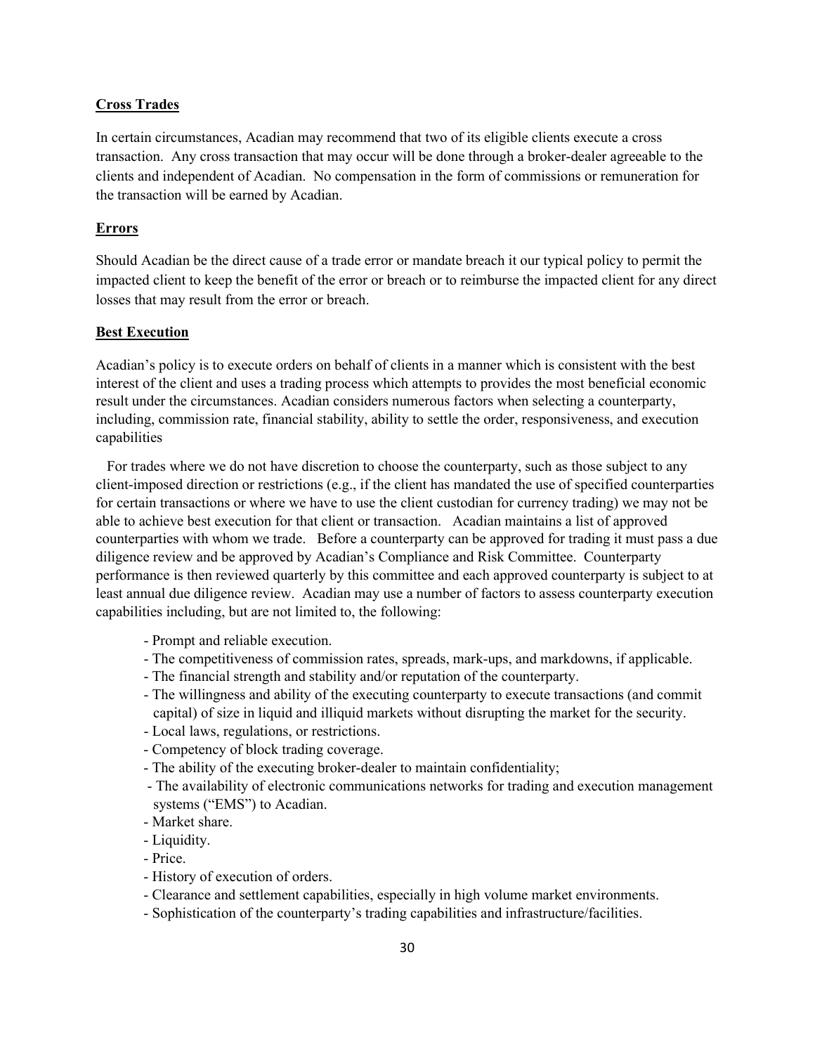**Cross Trades**

In certain circumstances, Acadian may recommend that two of its eligible clients execute a cross transaction. Any cross transaction that may occur will be done through a broker-dealer agreeable to the clients and independent of Acadian. No compensation in the form of commissions or remuneration for the transaction will be earned by Acadian.

**Errors**

Should Acadian be the direct cause of a trade error or mandate breach it our typical policy to permit the impacted client to keep the benefit of the error or breach or to reimburse the impacted client for any direct losses that may result from the error or breach.

**Best Execution**

Acadian's policy is to execute orders on behalf of clients in a manner which is consistent with the best interest of the client and uses a trading process which attempts to provides the most beneficial economic result under the circumstances. Acadian considers numerous factors when selecting a counterparty, including, commission rate, financial stability, ability to settle the order, responsiveness, and execution capabilities

For trades where we do not have discretion to choose the counterparty, such as those subject to any client-imposed direction or restrictions (e.g., if the client has mandated the use of specified counterparties for certain transactions or where we have to use the client custodian for currency trading) we may not be able to achieve best execution for that client or transaction. Acadian maintains a list of approved counterparties with whom we trade. Before a counterparty can be approved for trading it must pass a due diligence review and be approved by Acadian's Compliance and Risk Committee. Counterparty performance is then reviewed quarterly by this committee and each approved counterparty is subject to at least annual due diligence review. Acadian may use a number of factors to assess counterparty execution capabilities including, but are not limited to, the following:

- Prompt and reliable execution.
- The competitiveness of commission rates, spreads, mark-ups, and markdowns, if applicable.
- The financial strength and stability and/or reputation of the counterparty.
- The willingness and ability of the executing counterparty to execute transactions (and commit capital) of size in liquid and illiquid markets without disrupting the market for the security.
- Local laws, regulations, or restrictions.
- Competency of block trading coverage.
- The ability of the executing broker-dealer to maintain confidentiality;
- The availability of electronic communications networks for trading and execution management systems ("EMS") to Acadian.
- Market share.
- Liquidity.
- Price.
- History of execution of orders.
- Clearance and settlement capabilities, especially in high volume market environments.
- Sophistication of the counterparty's trading capabilities and infrastructure/facilities.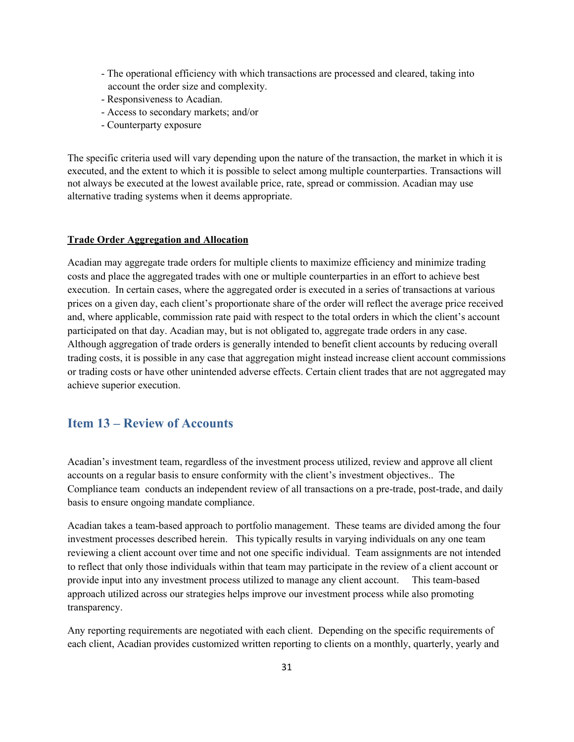- The operational efficiency with which transactions are processed and cleared, taking into account the order size and complexity.
- Responsiveness to Acadian.
- Access to secondary markets; and/or
- Counterparty exposure

The specific criteria used will vary depending upon the nature of the transaction, the market in which it is executed, and the extent to which it is possible to select among multiple counterparties. Transactions will not always be executed at the lowest available price, rate, spread or commission. Acadian may use alternative trading systems when it deems appropriate.

**Trade Order Aggregation and Allocation**

Acadian may aggregate trade orders for multiple clients to maximize efficiency and minimize trading costs and place the aggregated trades with one or multiple counterparties in an effort to achieve best execution. In certain cases, where the aggregated order is executed in a series of transactions at various prices on a given day, each client's proportionate share of the order will reflect the average price received and, where applicable, commission rate paid with respect to the total orders in which the client's account participated on that day. Acadian may, but is not obligated to, aggregate trade orders in any case. Although aggregation of trade orders is generally intended to benefit client accounts by reducing overall trading costs, it is possible in any case that aggregation might instead increase client account commissions or trading costs or have other unintended adverse effects. Certain client trades that are not aggregated may achieve superior execution.

## Item 13 – Review of Accounts

Acadian's investment team, regardless of the investment process utilized, review and approve all client accounts on a regular basis to ensure conformity with the client's investment objectives.. The Compliance team conducts an independent review of all transactions on a pre-trade, post-trade, and daily basis to ensure ongoing mandate compliance.

Acadian takes a team-based approach to portfolio management. These teams are divided among the four investment processes described herein. This typically results in varying individuals on any one team reviewing a client account over time and not one specific individual. Team assignments are not intended to reflect that only those individuals within that team may participate in the review of a client account or provide input into any investment process utilized to manage any client account. This team-based approach utilized across our strategies helps improve our investment process while also promoting transparency.

Any reporting requirements are negotiated with each client. Depending on the specific requirements of each client, Acadian provides customized written reporting to clients on a monthly, quarterly, yearly and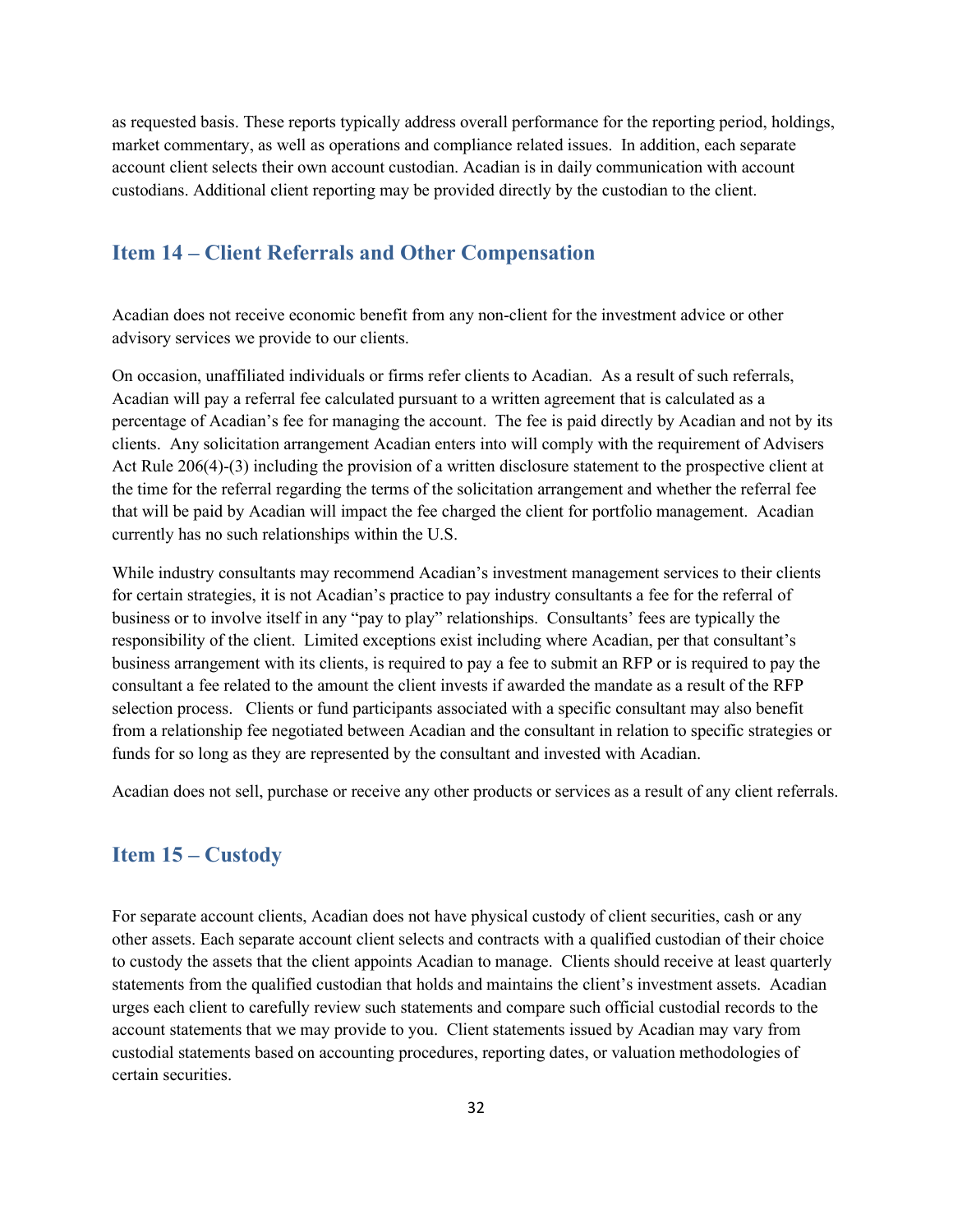as requested basis. These reports typically address overall performance for the reporting period, holdings, market commentary, as well as operations and compliance related issues. In addition, each separate account client selects their own account custodian. Acadian is in daily communication with account custodians. Additional client reporting may be provided directly by the custodian to the client.

## Item 14 – Client Referrals and Other Compensation

Acadian does not receive economic benefit from any non-client for the investment advice or other advisory services we provide to our clients.

On occasion, unaffiliated individuals or firms refer clients to Acadian. As a result of such referrals, Acadian will pay a referral fee calculated pursuant to a written agreement that is calculated as a percentage of Acadian's fee for managing the account. The fee is paid directly by Acadian and not by its clients. Any solicitation arrangement Acadian enters into will comply with the requirement of Advisers Act Rule 206(4)-(3) including the provision of a written disclosure statement to the prospective client at the time for the referral regarding the terms of the solicitation arrangement and whether the referral fee that will be paid by Acadian will impact the fee charged the client for portfolio management. Acadian currently has no such relationships within the U.S.

While industry consultants may recommend Acadian's investment management services to their clients for certain strategies, it is not Acadian's practice to pay industry consultants a fee for the referral of business or to involve itself in any "pay to play" relationships. Consultants' fees are typically the responsibility of the client. Limited exceptions exist including where Acadian, per that consultant's business arrangement with its clients, is required to pay a fee to submit an RFP or is required to pay the consultant a fee related to the amount the client invests if awarded the mandate as a result of the RFP selection process. Clients or fund participants associated with a specific consultant may also benefit from a relationship fee negotiated between Acadian and the consultant in relation to specific strategies or funds for so long as they are represented by the consultant and invested with Acadian.

Acadian does not sell, purchase or receive any other products or services as a result of any client referrals.

## Item 15 – Custody

For separate account clients, Acadian does not have physical custody of client securities, cash or any other assets. Each separate account client selects and contracts with a qualified custodian of their choice to custody the assets that the client appoints Acadian to manage. Clients should receive at least quarterly statements from the qualified custodian that holds and maintains the client's investment assets. Acadian urges each client to carefully review such statements and compare such official custodial records to the account statements that we may provide to you. Client statements issued by Acadian may vary from custodial statements based on accounting procedures, reporting dates, or valuation methodologies of certain securities.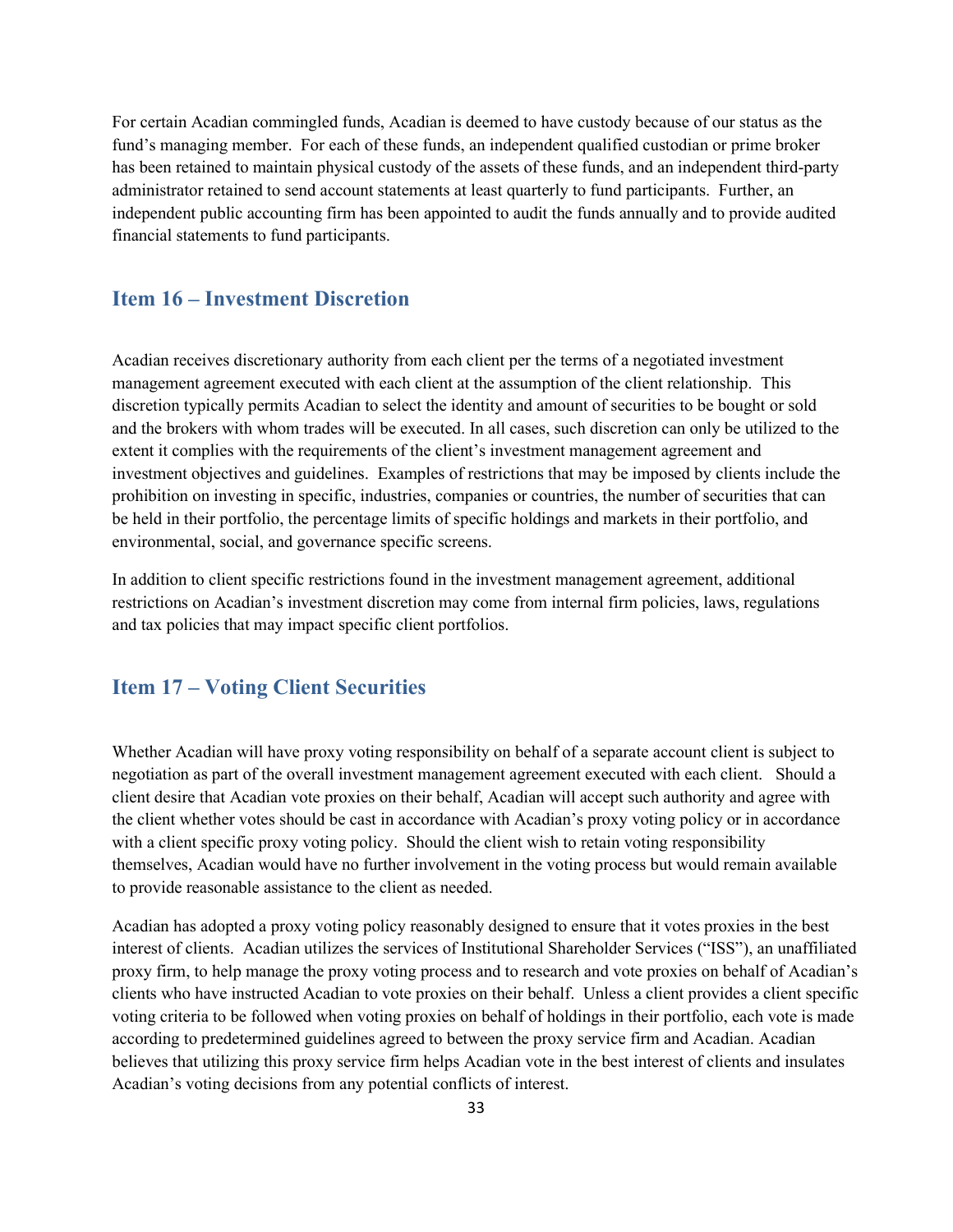For certain Acadian commingled funds, Acadian is deemed to have custody because of our status as the fund's managing member. For each of these funds, an independent qualified custodian or prime broker has been retained to maintain physical custody of the assets of these funds, and an independent third-party administrator retained to send account statements at least quarterly to fund participants. Further, an independent public accounting firm has been appointed to audit the funds annually and to provide audited financial statements to fund participants.

## Item 16 – Investment Discretion

Acadian receives discretionary authority from each client per the terms of a negotiated investment management agreement executed with each client at the assumption of the client relationship. This discretion typically permits Acadian to select the identity and amount of securities to be bought or sold and the brokers with whom trades will be executed. In all cases, such discretion can only be utilized to the extent it complies with the requirements of the client's investment management agreement and investment objectives and guidelines. Examples of restrictions that may be imposed by clients include the prohibition on investing in specific, industries, companies or countries, the number of securities that can be held in their portfolio, the percentage limits of specific holdings and markets in their portfolio, and environmental, social, and governance specific screens.

In addition to client specific restrictions found in the investment management agreement, additional restrictions on Acadian's investment discretion may come from internal firm policies, laws, regulations and tax policies that may impact specific client portfolios.

## Item 17 – Voting Client Securities

Whether Acadian will have proxy voting responsibility on behalf of a separate account client is subject to negotiation as part of the overall investment management agreement executed with each client. Should a client desire that Acadian vote proxies on their behalf, Acadian will accept such authority and agree with the client whether votes should be cast in accordance with Acadian's proxy voting policy or in accordance with a client specific proxy voting policy. Should the client wish to retain voting responsibility themselves, Acadian would have no further involvement in the voting process but would remain available to provide reasonable assistance to the client as needed.

Acadian has adopted a proxy voting policy reasonably designed to ensure that it votes proxies in the best interest of clients. Acadian utilizes the services of Institutional Shareholder Services ("ISS"), an unaffiliated proxy firm, to help manage the proxy voting process and to research and vote proxies on behalf of Acadian's clients who have instructed Acadian to vote proxies on their behalf. Unless a client provides a client specific voting criteria to be followed when voting proxies on behalf of holdings in their portfolio, each vote is made according to predetermined guidelines agreed to between the proxy service firm and Acadian. Acadian believes that utilizing this proxy service firm helps Acadian vote in the best interest of clients and insulates Acadian's voting decisions from any potential conflicts of interest.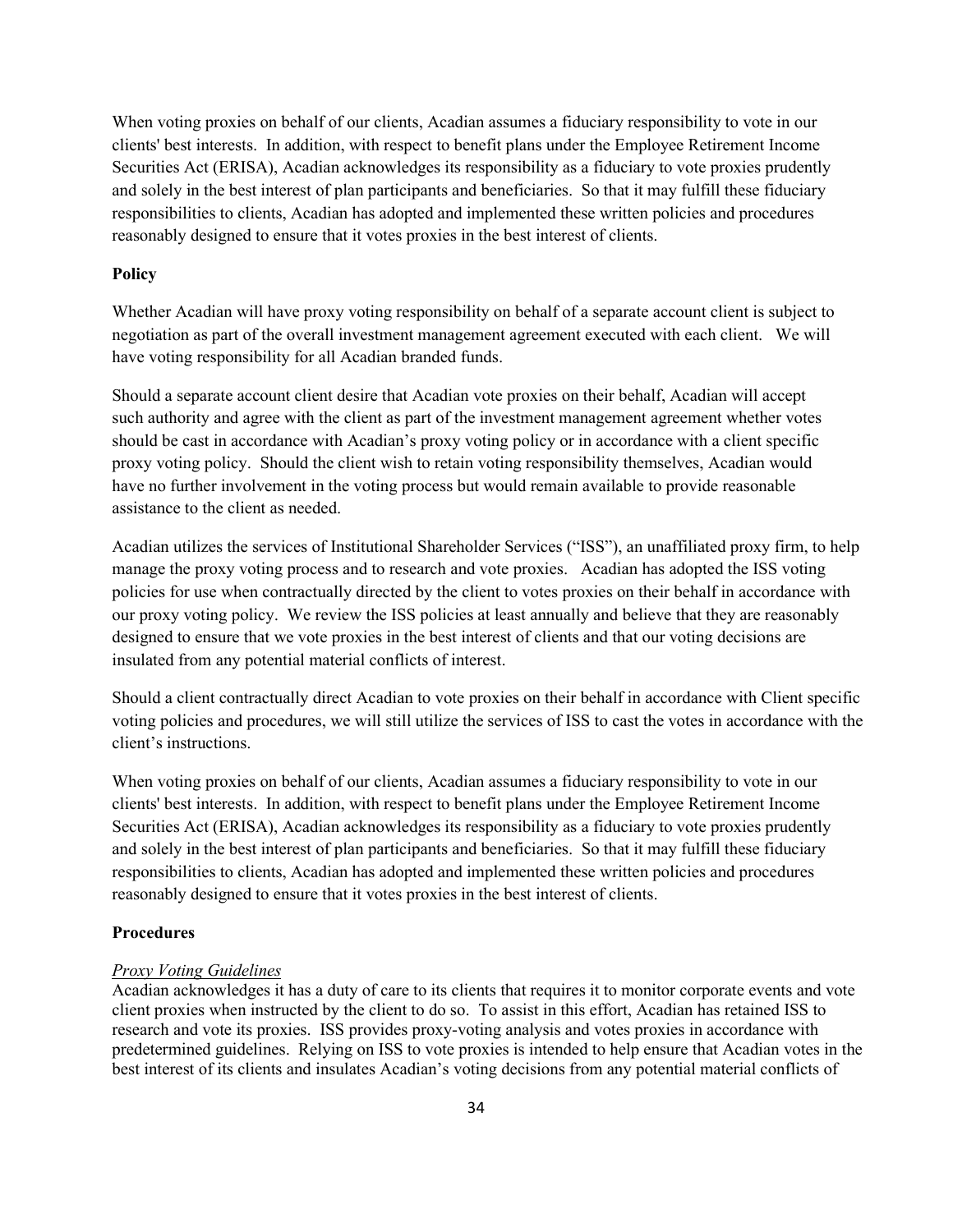When voting proxies on behalf of our clients, Acadian assumes a fiduciary responsibility to vote in our clients' best interests. In addition, with respect to benefit plans under the Employee Retirement Income Securities Act (ERISA), Acadian acknowledges its responsibility as a fiduciary to vote proxies prudently and solely in the best interest of plan participants and beneficiaries. So that it may fulfill these fiduciary responsibilities to clients, Acadian has adopted and implemented these written policies and procedures reasonably designed to ensure that it votes proxies in the best interest of clients.

**Policy**

Whether Acadian will have proxy voting responsibility on behalf of a separate account client is subject to negotiation as part of the overall investment management agreement executed with each client. We will have voting responsibility for all Acadian branded funds.

Should a separate account client desire that Acadian vote proxies on their behalf, Acadian will accept such authority and agree with the client as part of the investment management agreement whether votes should be cast in accordance with Acadian's proxy voting policy or in accordance with a client specific proxy voting policy. Should the client wish to retain voting responsibility themselves, Acadian would have no further involvement in the voting process but would remain available to provide reasonable assistance to the client as needed.

Acadian utilizes the services of Institutional Shareholder Services ("ISS"), an unaffiliated proxy firm, to help manage the proxy voting process and to research and vote proxies. Acadian has adopted the ISS voting policies for use when contractually directed by the client to votes proxies on their behalf in accordance with our proxy voting policy. We review the ISS policies at least annually and believe that they are reasonably designed to ensure that we vote proxies in the best interest of clients and that our voting decisions are insulated from any potential material conflicts of interest.

Should a client contractually direct Acadian to vote proxies on their behalf in accordance with Client specific voting policies and procedures, we will still utilize the services of ISS to cast the votes in accordance with the client's instructions.

When voting proxies on behalf of our clients, Acadian assumes a fiduciary responsibility to vote in our clients' best interests. In addition, with respect to benefit plans under the Employee Retirement Income Securities Act (ERISA), Acadian acknowledges its responsibility as a fiduciary to vote proxies prudently and solely in the best interest of plan participants and beneficiaries. So that it may fulfill these fiduciary responsibilities to clients, Acadian has adopted and implemented these written policies and procedures reasonably designed to ensure that it votes proxies in the best interest of clients.

**Procedures**

*Proxy Voting Guidelines*
Acadian acknowledges it has a duty of care to its clients that requires it to monitor corporate events and vote client proxies when instructed by the client to do so. To assist in this effort, Acadian has retained ISS to research and vote its proxies. ISS provides proxy-voting analysis and votes proxies in accordance with predetermined guidelines. Relying on ISS to vote proxies is intended to help ensure that Acadian votes in the best interest of its clients and insulates Acadian's voting decisions from any potential material conflicts of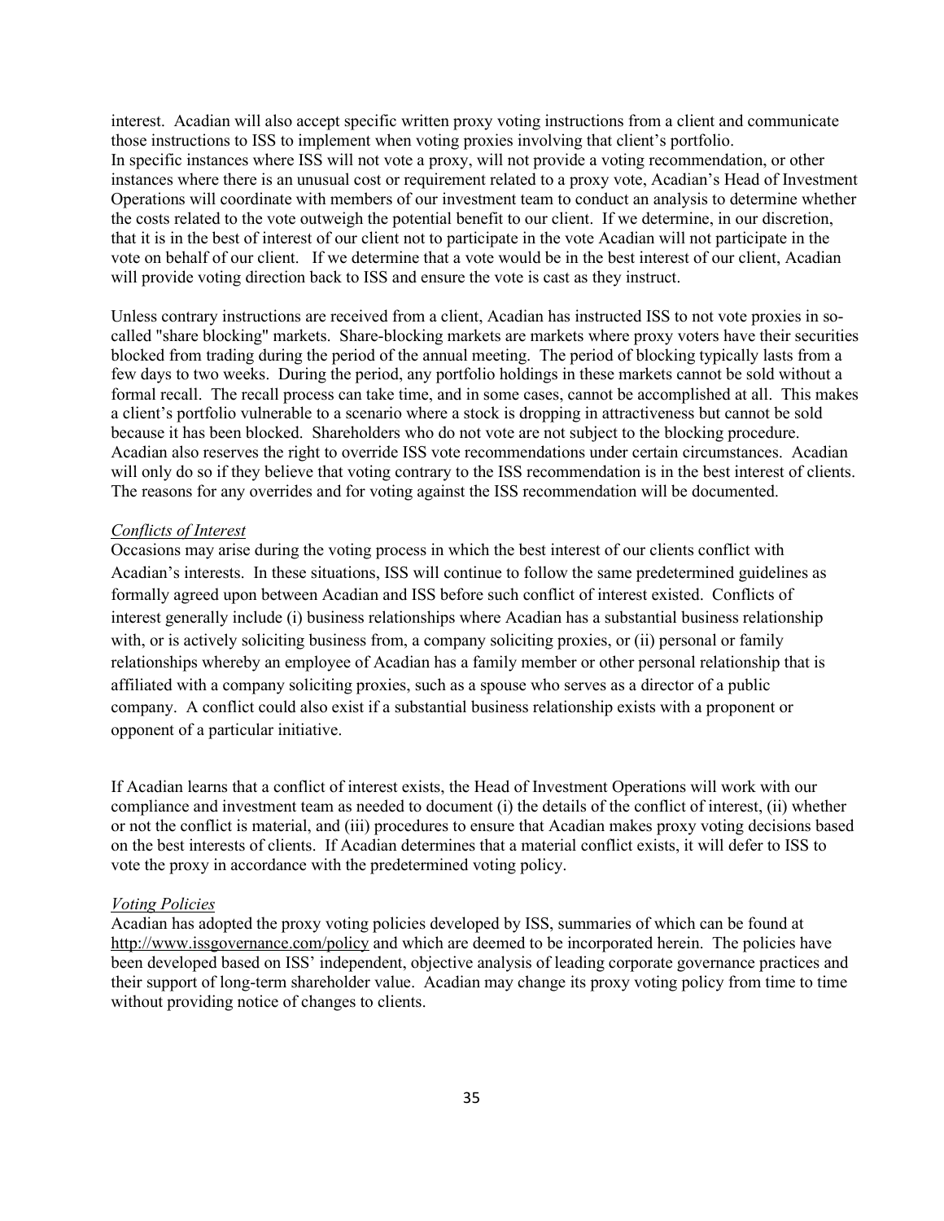interest. Acadian will also accept specific written proxy voting instructions from a client and communicate those instructions to ISS to implement when voting proxies involving that client's portfolio.
In specific instances where ISS will not vote a proxy, will not provide a voting recommendation, or other instances where there is an unusual cost or requirement related to a proxy vote, Acadian's Head of Investment Operations will coordinate with members of our investment team to conduct an analysis to determine whether the costs related to the vote outweigh the potential benefit to our client. If we determine, in our discretion, that it is in the best of interest of our client not to participate in the vote Acadian will not participate in the vote on behalf of our client. If we determine that a vote would be in the best interest of our client, Acadian will provide voting direction back to ISS and ensure the vote is cast as they instruct.

Unless contrary instructions are received from a client, Acadian has instructed ISS to not vote proxies in so-called "share blocking" markets. Share-blocking markets are markets where proxy voters have their securities blocked from trading during the period of the annual meeting. The period of blocking typically lasts from a few days to two weeks. During the period, any portfolio holdings in these markets cannot be sold without a formal recall. The recall process can take time, and in some cases, cannot be accomplished at all. This makes a client's portfolio vulnerable to a scenario where a stock is dropping in attractiveness but cannot be sold because it has been blocked. Shareholders who do not vote are not subject to the blocking procedure. Acadian also reserves the right to override ISS vote recommendations under certain circumstances. Acadian will only do so if they believe that voting contrary to the ISS recommendation is in the best interest of clients. The reasons for any overrides and for voting against the ISS recommendation will be documented.

*Conflicts of Interest*
Occasions may arise during the voting process in which the best interest of our clients conflict with Acadian's interests. In these situations, ISS will continue to follow the same predetermined guidelines as formally agreed upon between Acadian and ISS before such conflict of interest existed. Conflicts of interest generally include (i) business relationships where Acadian has a substantial business relationship with, or is actively soliciting business from, a company soliciting proxies, or (ii) personal or family relationships whereby an employee of Acadian has a family member or other personal relationship that is affiliated with a company soliciting proxies, such as a spouse who serves as a director of a public company. A conflict could also exist if a substantial business relationship exists with a proponent or opponent of a particular initiative.

If Acadian learns that a conflict of interest exists, the Head of Investment Operations will work with our compliance and investment team as needed to document (i) the details of the conflict of interest, (ii) whether or not the conflict is material, and (iii) procedures to ensure that Acadian makes proxy voting decisions based on the best interests of clients. If Acadian determines that a material conflict exists, it will defer to ISS to vote the proxy in accordance with the predetermined voting policy.

*Voting Policies*
Acadian has adopted the proxy voting policies developed by ISS, summaries of which can be found at http://www.issgovernance.com/policy and which are deemed to be incorporated herein. The policies have been developed based on ISS' independent, objective analysis of leading corporate governance practices and their support of long-term shareholder value. Acadian may change its proxy voting policy from time to time without providing notice of changes to clients.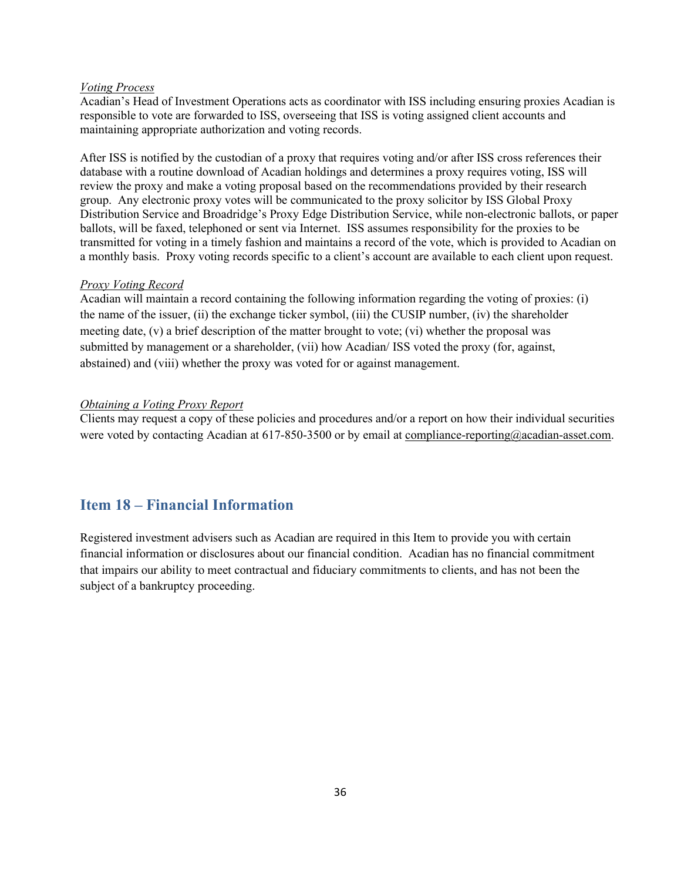*Voting Process*

Acadian's Head of Investment Operations acts as coordinator with ISS including ensuring proxies Acadian is responsible to vote are forwarded to ISS, overseeing that ISS is voting assigned client accounts and maintaining appropriate authorization and voting records.

After ISS is notified by the custodian of a proxy that requires voting and/or after ISS cross references their database with a routine download of Acadian holdings and determines a proxy requires voting, ISS will review the proxy and make a voting proposal based on the recommendations provided by their research group. Any electronic proxy votes will be communicated to the proxy solicitor by ISS Global Proxy Distribution Service and Broadridge's Proxy Edge Distribution Service, while non-electronic ballots, or paper ballots, will be faxed, telephoned or sent via Internet. ISS assumes responsibility for the proxies to be transmitted for voting in a timely fashion and maintains a record of the vote, which is provided to Acadian on a monthly basis. Proxy voting records specific to a client's account are available to each client upon request.

*Proxy Voting Record*

Acadian will maintain a record containing the following information regarding the voting of proxies: (i) the name of the issuer, (ii) the exchange ticker symbol, (iii) the CUSIP number, (iv) the shareholder meeting date, (v) a brief description of the matter brought to vote; (vi) whether the proposal was submitted by management or a shareholder, (vii) how Acadian/ ISS voted the proxy (for, against, abstained) and (viii) whether the proxy was voted for or against management.

*Obtaining a Voting Proxy Report*

Clients may request a copy of these policies and procedures and/or a report on how their individual securities were voted by contacting Acadian at 617-850-3500 or by email at compliance-reporting@acadian-asset.com.

## Item 18 – Financial Information

Registered investment advisers such as Acadian are required in this Item to provide you with certain financial information or disclosures about our financial condition. Acadian has no financial commitment that impairs our ability to meet contractual and fiduciary commitments to clients, and has not been the subject of a bankruptcy proceeding.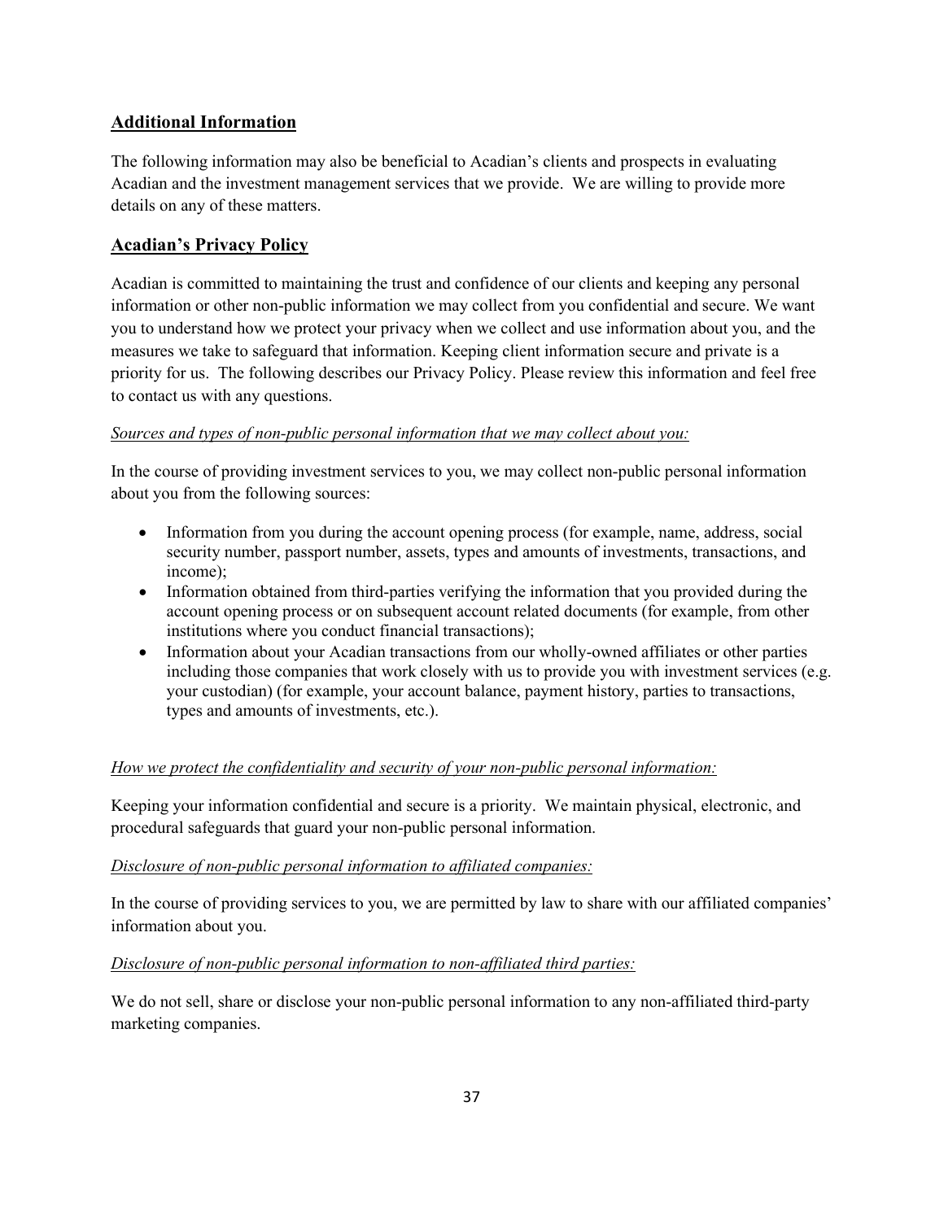## Additional Information

The following information may also be beneficial to Acadian's clients and prospects in evaluating Acadian and the investment management services that we provide. We are willing to provide more details on any of these matters.

## Acadian's Privacy Policy

Acadian is committed to maintaining the trust and confidence of our clients and keeping any personal information or other non-public information we may collect from you confidential and secure. We want you to understand how we protect your privacy when we collect and use information about you, and the measures we take to safeguard that information. Keeping client information secure and private is a priority for us. The following describes our Privacy Policy. Please review this information and feel free to contact us with any questions.

*Sources and types of non-public personal information that we may collect about you:*

In the course of providing investment services to you, we may collect non-public personal information about you from the following sources:

- Information from you during the account opening process (for example, name, address, social security number, passport number, assets, types and amounts of investments, transactions, and income);
- Information obtained from third-parties verifying the information that you provided during the account opening process or on subsequent account related documents (for example, from other institutions where you conduct financial transactions);
- Information about your Acadian transactions from our wholly-owned affiliates or other parties including those companies that work closely with us to provide you with investment services (e.g. your custodian) (for example, your account balance, payment history, parties to transactions, types and amounts of investments, etc.).

*How we protect the confidentiality and security of your non-public personal information:*

Keeping your information confidential and secure is a priority. We maintain physical, electronic, and procedural safeguards that guard your non-public personal information.

*Disclosure of non-public personal information to affiliated companies:*

In the course of providing services to you, we are permitted by law to share with our affiliated companies' information about you.

*Disclosure of non-public personal information to non-affiliated third parties:*

We do not sell, share or disclose your non-public personal information to any non-affiliated third-party marketing companies.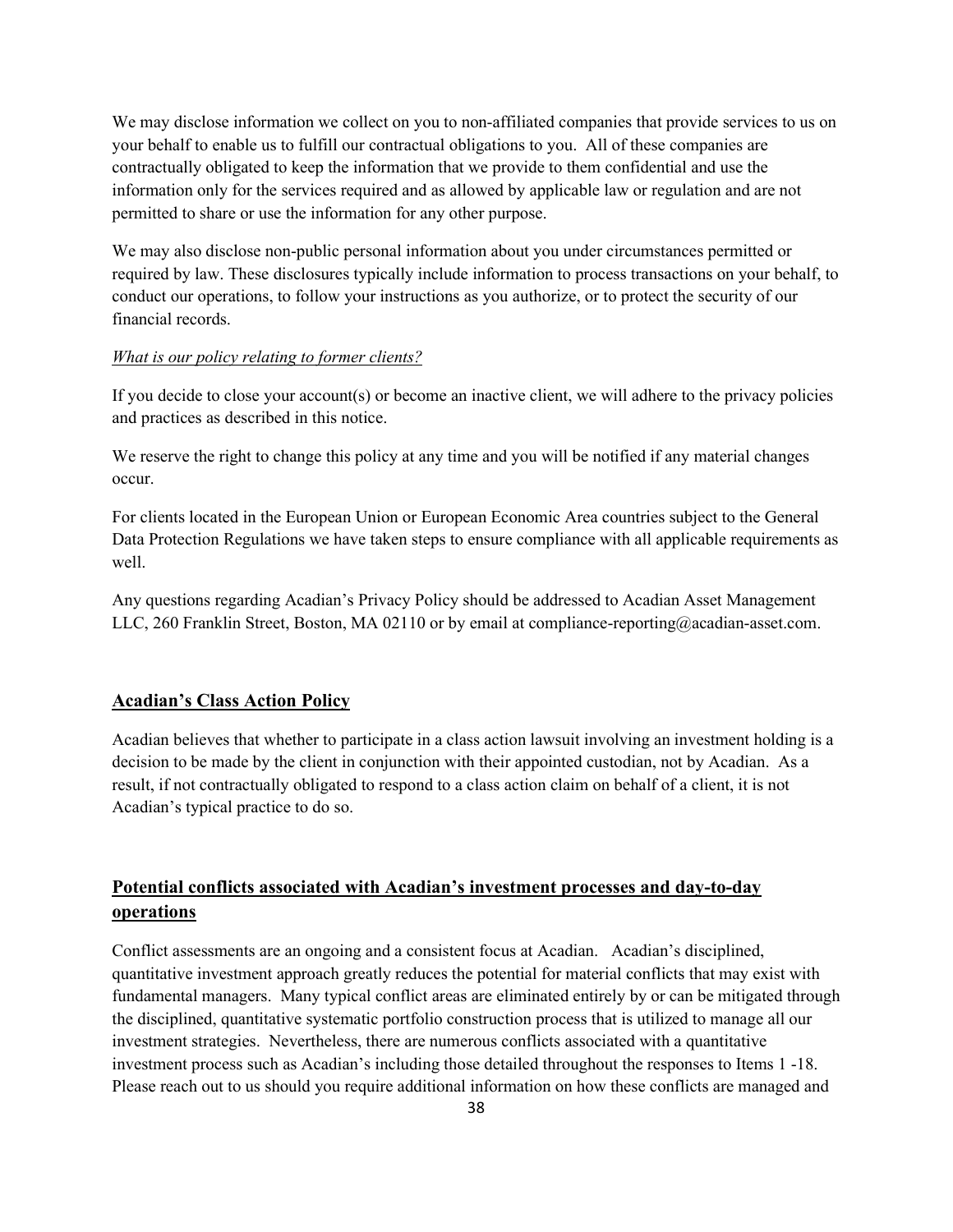We may disclose information we collect on you to non-affiliated companies that provide services to us on your behalf to enable us to fulfill our contractual obligations to you. All of these companies are contractually obligated to keep the information that we provide to them confidential and use the information only for the services required and as allowed by applicable law or regulation and are not permitted to share or use the information for any other purpose.

We may also disclose non-public personal information about you under circumstances permitted or required by law. These disclosures typically include information to process transactions on your behalf, to conduct our operations, to follow your instructions as you authorize, or to protect the security of our financial records.

*What is our policy relating to former clients?*

If you decide to close your account(s) or become an inactive client, we will adhere to the privacy policies and practices as described in this notice.

We reserve the right to change this policy at any time and you will be notified if any material changes occur.

For clients located in the European Union or European Economic Area countries subject to the General Data Protection Regulations we have taken steps to ensure compliance with all applicable requirements as well.

Any questions regarding Acadian's Privacy Policy should be addressed to Acadian Asset Management LLC, 260 Franklin Street, Boston, MA 02110 or by email at compliance-reporting@acadian-asset.com.

## Acadian's Class Action Policy

Acadian believes that whether to participate in a class action lawsuit involving an investment holding is a decision to be made by the client in conjunction with their appointed custodian, not by Acadian. As a result, if not contractually obligated to respond to a class action claim on behalf of a client, it is not Acadian's typical practice to do so.

## Potential conflicts associated with Acadian's investment processes and day-to-day operations

Conflict assessments are an ongoing and a consistent focus at Acadian. Acadian's disciplined, quantitative investment approach greatly reduces the potential for material conflicts that may exist with fundamental managers. Many typical conflict areas are eliminated entirely by or can be mitigated through the disciplined, quantitative systematic portfolio construction process that is utilized to manage all our investment strategies. Nevertheless, there are numerous conflicts associated with a quantitative investment process such as Acadian's including those detailed throughout the responses to Items 1 -18. Please reach out to us should you require additional information on how these conflicts are managed and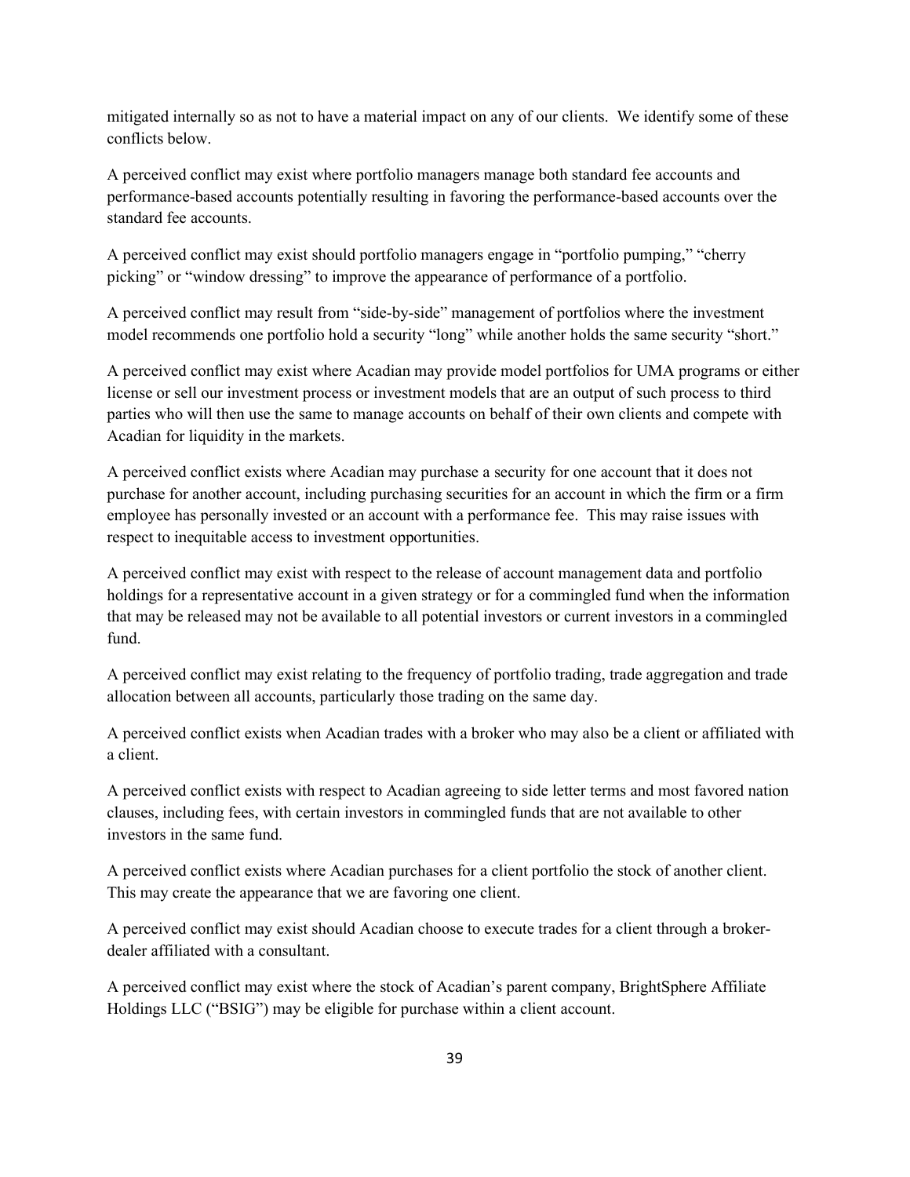mitigated internally so as not to have a material impact on any of our clients. We identify some of these conflicts below.

A perceived conflict may exist where portfolio managers manage both standard fee accounts and performance-based accounts potentially resulting in favoring the performance-based accounts over the standard fee accounts.

A perceived conflict may exist should portfolio managers engage in "portfolio pumping," "cherry picking" or "window dressing" to improve the appearance of performance of a portfolio.

A perceived conflict may result from "side-by-side" management of portfolios where the investment model recommends one portfolio hold a security "long" while another holds the same security "short."

A perceived conflict may exist where Acadian may provide model portfolios for UMA programs or either license or sell our investment process or investment models that are an output of such process to third parties who will then use the same to manage accounts on behalf of their own clients and compete with Acadian for liquidity in the markets.

A perceived conflict exists where Acadian may purchase a security for one account that it does not purchase for another account, including purchasing securities for an account in which the firm or a firm employee has personally invested or an account with a performance fee. This may raise issues with respect to inequitable access to investment opportunities.

A perceived conflict may exist with respect to the release of account management data and portfolio holdings for a representative account in a given strategy or for a commingled fund when the information that may be released may not be available to all potential investors or current investors in a commingled fund.

A perceived conflict may exist relating to the frequency of portfolio trading, trade aggregation and trade allocation between all accounts, particularly those trading on the same day.

A perceived conflict exists when Acadian trades with a broker who may also be a client or affiliated with a client.

A perceived conflict exists with respect to Acadian agreeing to side letter terms and most favored nation clauses, including fees, with certain investors in commingled funds that are not available to other investors in the same fund.

A perceived conflict exists where Acadian purchases for a client portfolio the stock of another client. This may create the appearance that we are favoring one client.

A perceived conflict may exist should Acadian choose to execute trades for a client through a broker-dealer affiliated with a consultant.

A perceived conflict may exist where the stock of Acadian's parent company, BrightSphere Affiliate Holdings LLC ("BSIG") may be eligible for purchase within a client account.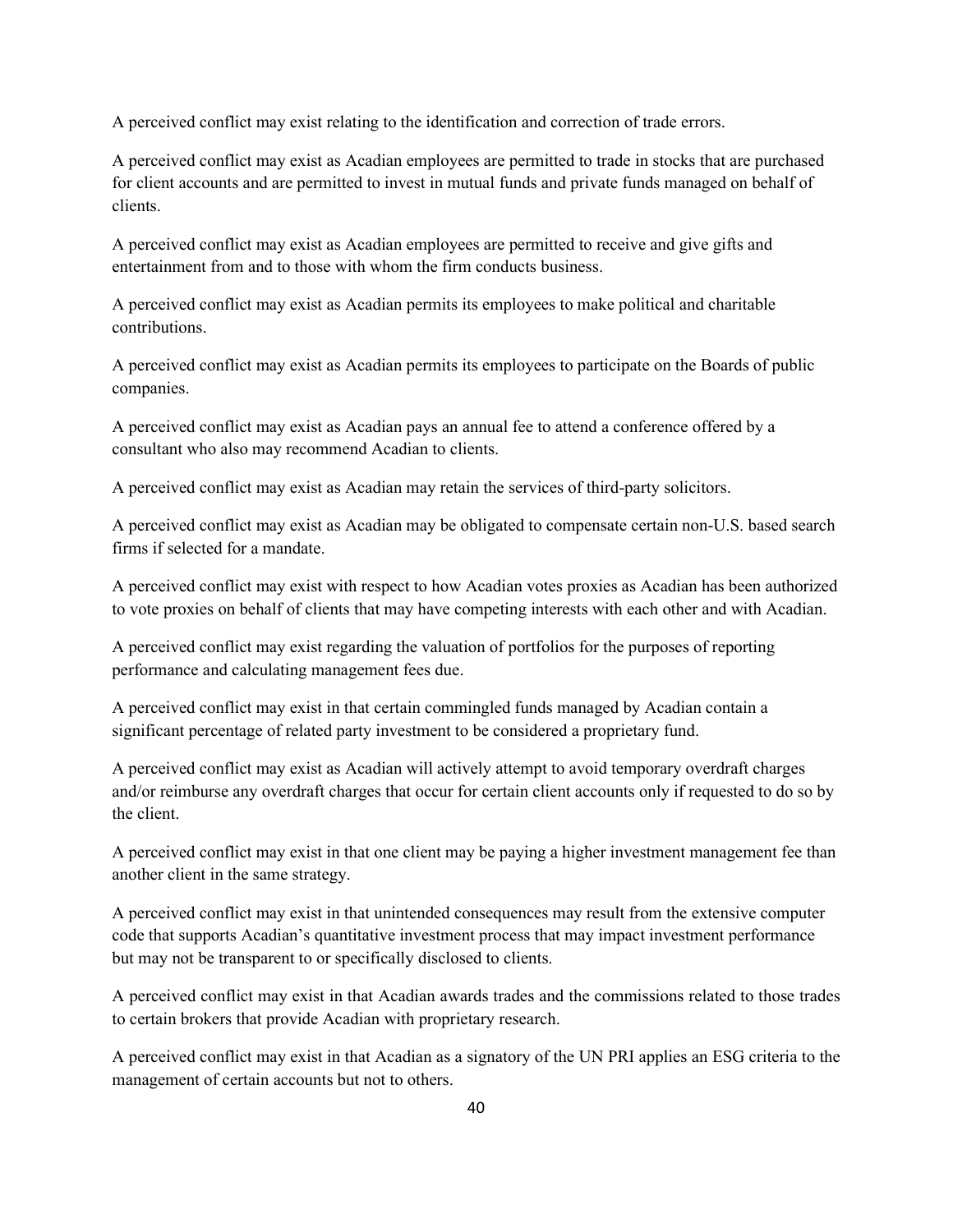A perceived conflict may exist relating to the identification and correction of trade errors.

A perceived conflict may exist as Acadian employees are permitted to trade in stocks that are purchased for client accounts and are permitted to invest in mutual funds and private funds managed on behalf of clients.

A perceived conflict may exist as Acadian employees are permitted to receive and give gifts and entertainment from and to those with whom the firm conducts business.

A perceived conflict may exist as Acadian permits its employees to make political and charitable contributions.

A perceived conflict may exist as Acadian permits its employees to participate on the Boards of public companies.

A perceived conflict may exist as Acadian pays an annual fee to attend a conference offered by a consultant who also may recommend Acadian to clients.

A perceived conflict may exist as Acadian may retain the services of third-party solicitors.

A perceived conflict may exist as Acadian may be obligated to compensate certain non-U.S. based search firms if selected for a mandate.

A perceived conflict may exist with respect to how Acadian votes proxies as Acadian has been authorized to vote proxies on behalf of clients that may have competing interests with each other and with Acadian.

A perceived conflict may exist regarding the valuation of portfolios for the purposes of reporting performance and calculating management fees due.

A perceived conflict may exist in that certain commingled funds managed by Acadian contain a significant percentage of related party investment to be considered a proprietary fund.

A perceived conflict may exist as Acadian will actively attempt to avoid temporary overdraft charges and/or reimburse any overdraft charges that occur for certain client accounts only if requested to do so by the client.

A perceived conflict may exist in that one client may be paying a higher investment management fee than another client in the same strategy.

A perceived conflict may exist in that unintended consequences may result from the extensive computer code that supports Acadian's quantitative investment process that may impact investment performance but may not be transparent to or specifically disclosed to clients.

A perceived conflict may exist in that Acadian awards trades and the commissions related to those trades to certain brokers that provide Acadian with proprietary research.

A perceived conflict may exist in that Acadian as a signatory of the UN PRI applies an ESG criteria to the management of certain accounts but not to others.